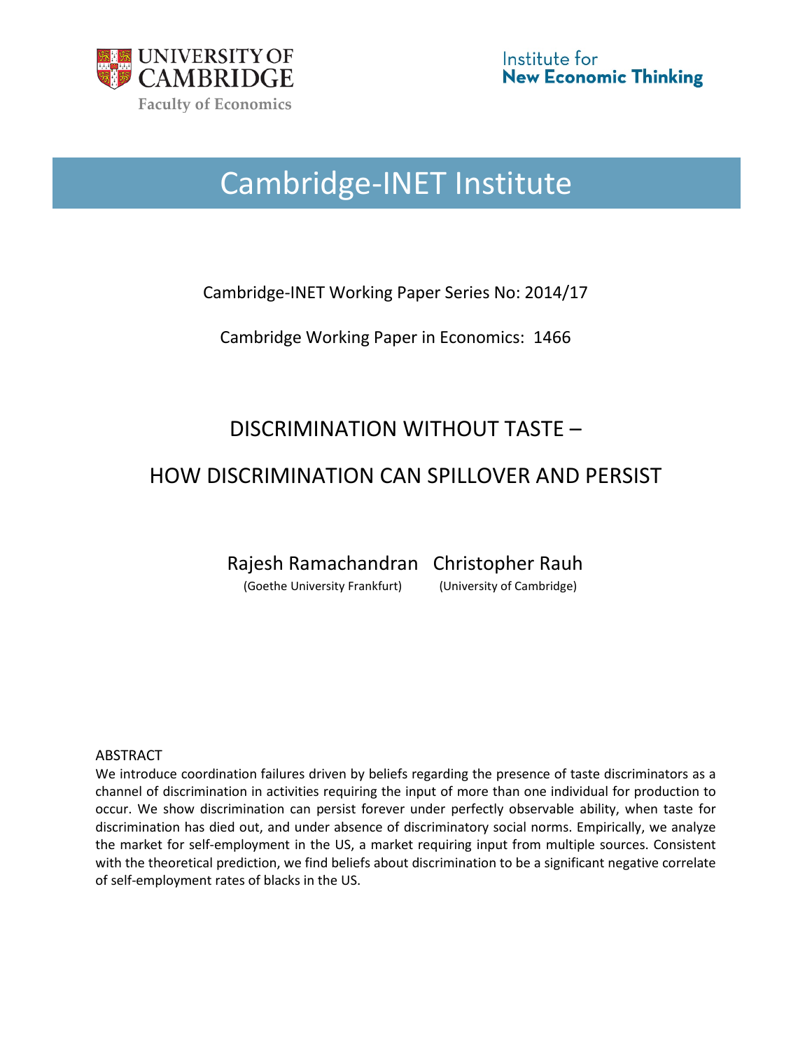UNIVERSITY OF CAMBRIDGE

Faculty of Economics

Institute for **New Economic Thinking**

# Cambridge-INET Institute

Cambridge-INET Working Paper Series No: 2014/17

Cambridge Working Paper in Economics: 1466

# DISCRIMINATION WITHOUT TASTE – HOW DISCRIMINATION CAN SPILLOVER AND PERSIST

Rajesh Ramachandran (Goethe University Frankfurt)

Christopher Rauh (University of Cambridge)

ABSTRACT

We introduce coordination failures driven by beliefs regarding the presence of taste discriminators as a channel of discrimination in activities requiring the input of more than one individual for production to occur. We show discrimination can persist forever under perfectly observable ability, when taste for discrimination has died out, and under absence of discriminatory social norms. Empirically, we analyze the market for self-employment in the US, a market requiring input from multiple sources. Consistent with the theoretical prediction, we find beliefs about discrimination to be a significant negative correlate of self-employment rates of blacks in the US.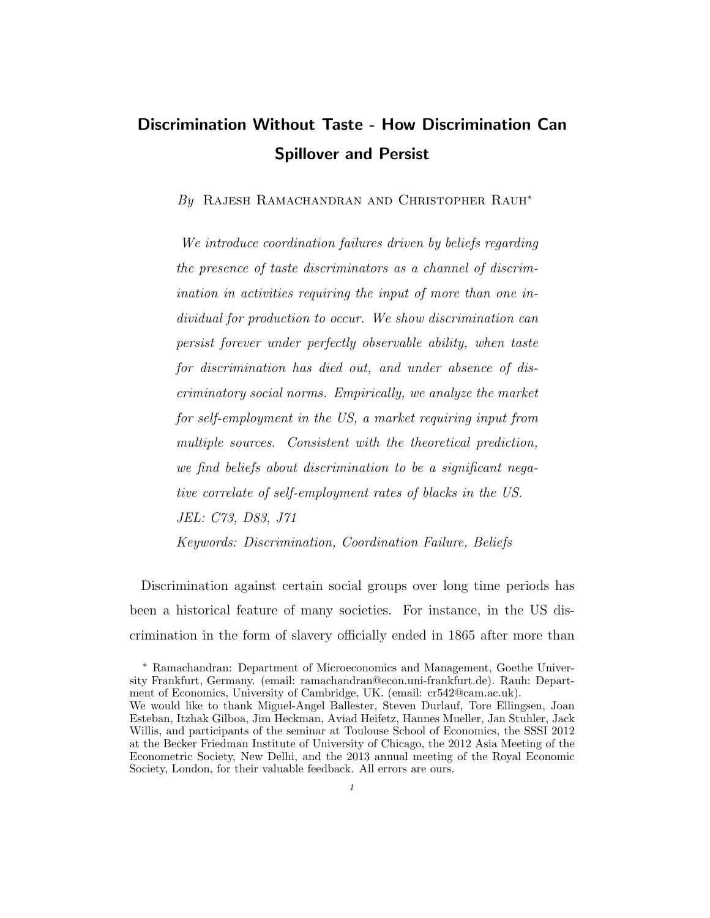# Discrimination Without Taste - How Discrimination Can Spillover and Persist

*By* Rajesh Ramachandran and Christopher Rauh*

*We introduce coordination failures driven by beliefs regarding the presence of taste discriminators as a channel of discrimination in activities requiring the input of more than one individual for production to occur. We show discrimination can persist forever under perfectly observable ability, when taste for discrimination has died out, and under absence of discriminatory social norms. Empirically, we analyze the market for self-employment in the US, a market requiring input from multiple sources. Consistent with the theoretical prediction, we find beliefs about discrimination to be a significant negative correlate of self-employment rates of blacks in the US.*
*JEL: C73, D83, J71*
*Keywords: Discrimination, Coordination Failure, Beliefs*

Discrimination against certain social groups over long time periods has been a historical feature of many societies. For instance, in the US discrimination in the form of slavery officially ended in 1865 after more than

\* Ramachandran: Department of Microeconomics and Management, Goethe University Frankfurt, Germany. (email: ramachandran@econ.uni-frankfurt.de). Rauh: Department of Economics, University of Cambridge, UK. (email: cr542@cam.ac.uk).
We would like to thank Miguel-Angel Ballester, Steven Durlauf, Tore Ellingsen, Joan Esteban, Itzhak Gilboa, Jim Heckman, Aviad Heifetz, Hannes Mueller, Jan Stuhler, Jack Willis, and participants of the seminar at Toulouse School of Economics, the SSSI 2012 at the Becker Friedman Institute of University of Chicago, the 2012 Asia Meeting of the Econometric Society, New Delhi, and the 2013 annual meeting of the Royal Economic Society, London, for their valuable feedback. All errors are ours.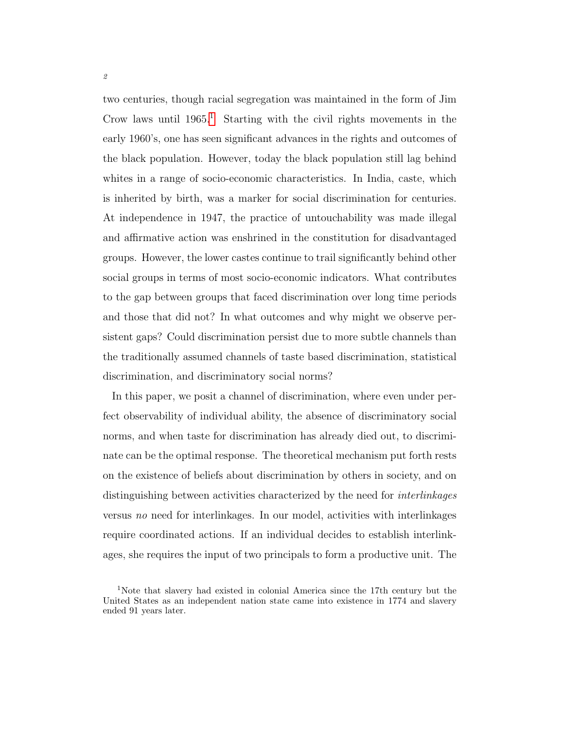two centuries, though racial segregation was maintained in the form of Jim Crow laws until 1965.[1] Starting with the civil rights movements in the early 1960's, one has seen significant advances in the rights and outcomes of the black population. However, today the black population still lag behind whites in a range of socio-economic characteristics. In India, caste, which is inherited by birth, was a marker for social discrimination for centuries. At independence in 1947, the practice of untouchability was made illegal and affirmative action was enshrined in the constitution for disadvantaged groups. However, the lower castes continue to trail significantly behind other social groups in terms of most socio-economic indicators. What contributes to the gap between groups that faced discrimination over long time periods and those that did not? In what outcomes and why might we observe persistent gaps? Could discrimination persist due to more subtle channels than the traditionally assumed channels of taste based discrimination, statistical discrimination, and discriminatory social norms?

In this paper, we posit a channel of discrimination, where even under perfect observability of individual ability, the absence of discriminatory social norms, and when taste for discrimination has already died out, to discriminate can be the optimal response. The theoretical mechanism put forth rests on the existence of beliefs about discrimination by others in society, and on distinguishing between activities characterized by the need for *interlinkages* versus *no* need for interlinkages. In our model, activities with interlinkages require coordinated actions. If an individual decides to establish interlinkages, she requires the input of two principals to form a productive unit. The

[1] Note that slavery had existed in colonial America since the 17th century but the United States as an independent nation state came into existence in 1774 and slavery ended 91 years later.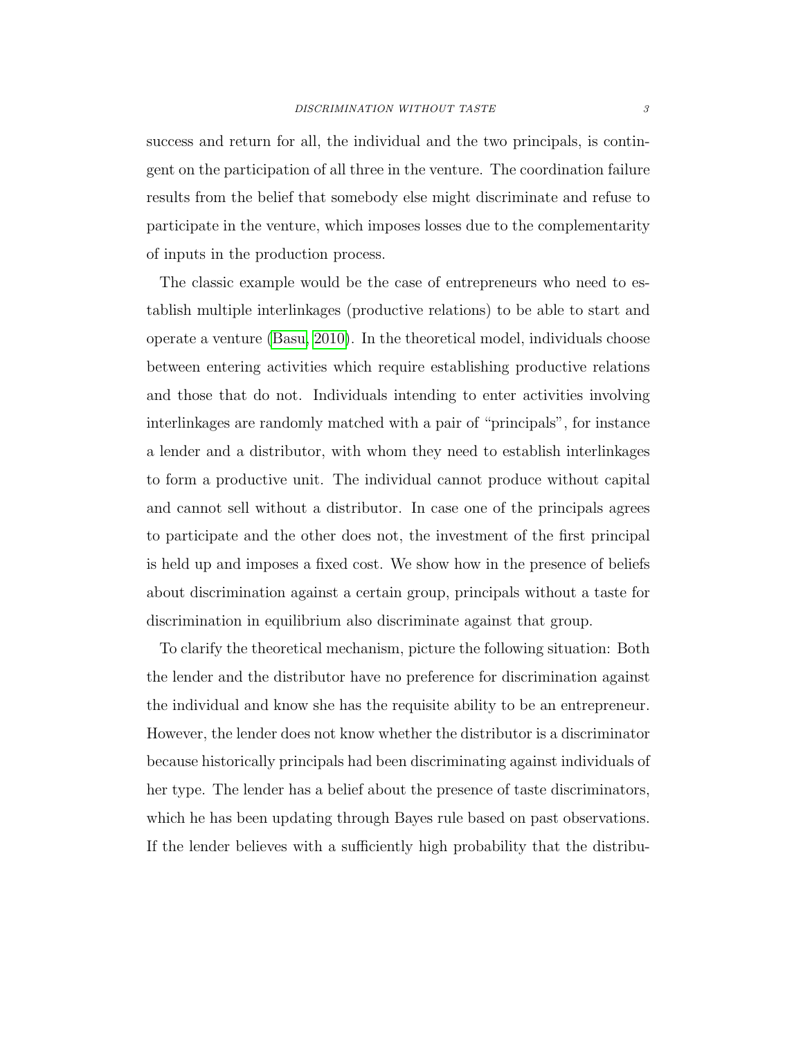success and return for all, the individual and the two principals, is contingent on the participation of all three in the venture. The coordination failure results from the belief that somebody else might discriminate and refuse to participate in the venture, which imposes losses due to the complementarity of inputs in the production process.

The classic example would be the case of entrepreneurs who need to establish multiple interlinkages (productive relations) to be able to start and operate a venture (Basu, 2010). In the theoretical model, individuals choose between entering activities which require establishing productive relations and those that do not. Individuals intending to enter activities involving interlinkages are randomly matched with a pair of "principals", for instance a lender and a distributor, with whom they need to establish interlinkages to form a productive unit. The individual cannot produce without capital and cannot sell without a distributor. In case one of the principals agrees to participate and the other does not, the investment of the first principal is held up and imposes a fixed cost. We show how in the presence of beliefs about discrimination against a certain group, principals without a taste for discrimination in equilibrium also discriminate against that group.

To clarify the theoretical mechanism, picture the following situation: Both the lender and the distributor have no preference for discrimination against the individual and know she has the requisite ability to be an entrepreneur. However, the lender does not know whether the distributor is a discriminator because historically principals had been discriminating against individuals of her type. The lender has a belief about the presence of taste discriminators, which he has been updating through Bayes rule based on past observations. If the lender believes with a sufficiently high probability that the distribu-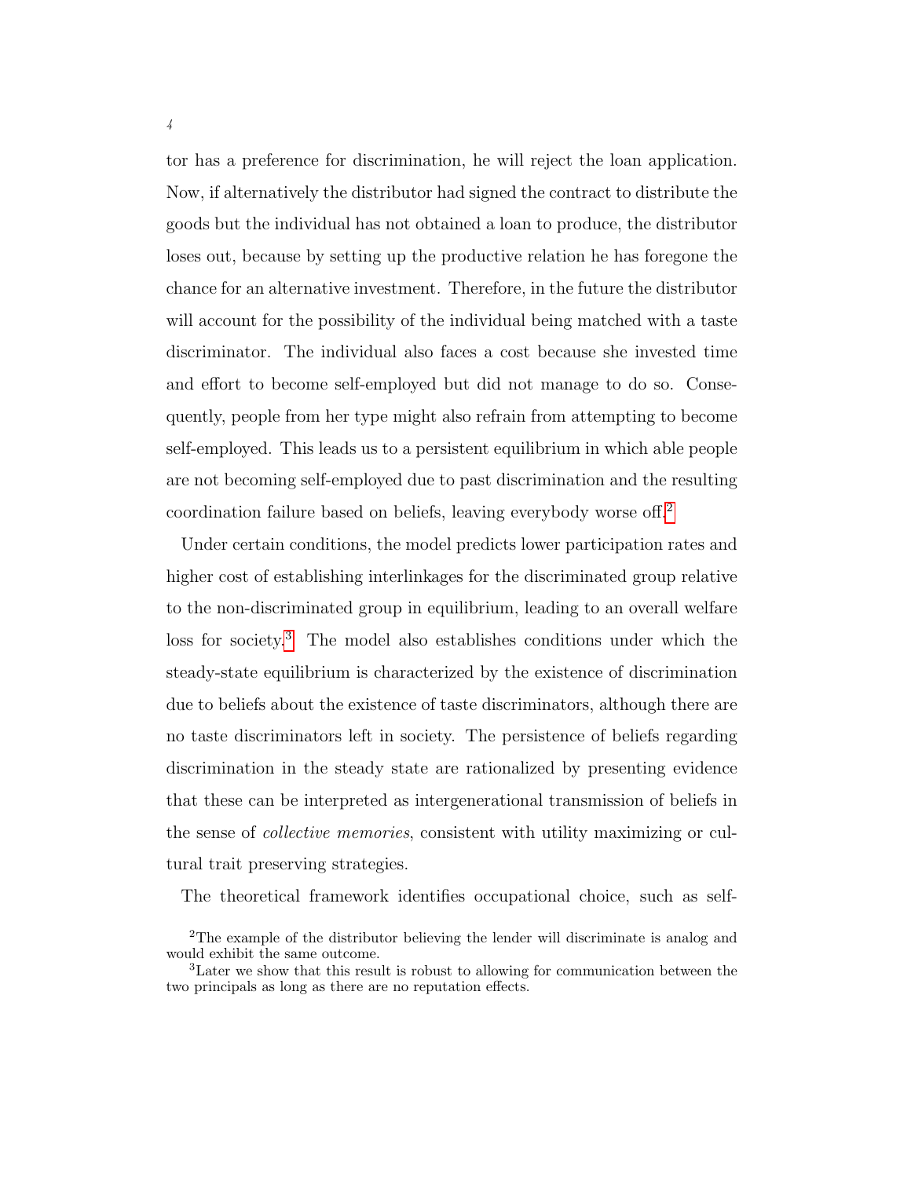tor has a preference for discrimination, he will reject the loan application. Now, if alternatively the distributor had signed the contract to distribute the goods but the individual has not obtained a loan to produce, the distributor loses out, because by setting up the productive relation he has foregone the chance for an alternative investment. Therefore, in the future the distributor will account for the possibility of the individual being matched with a taste discriminator. The individual also faces a cost because she invested time and effort to become self-employed but did not manage to do so. Consequently, people from her type might also refrain from attempting to become self-employed. This leads us to a persistent equilibrium in which able people are not becoming self-employed due to past discrimination and the resulting coordination failure based on beliefs, leaving everybody worse off.[2]

Under certain conditions, the model predicts lower participation rates and higher cost of establishing interlinkages for the discriminated group relative to the non-discriminated group in equilibrium, leading to an overall welfare loss for society.[3] The model also establishes conditions under which the steady-state equilibrium is characterized by the existence of discrimination due to beliefs about the existence of taste discriminators, although there are no taste discriminators left in society. The persistence of beliefs regarding discrimination in the steady state are rationalized by presenting evidence that these can be interpreted as intergenerational transmission of beliefs in the sense of *collective memories*, consistent with utility maximizing or cultural trait preserving strategies.

The theoretical framework identifies occupational choice, such as self-

[2] The example of the distributor believing the lender will discriminate is analog and would exhibit the same outcome.

[3] Later we show that this result is robust to allowing for communication between the two principals as long as there are no reputation effects.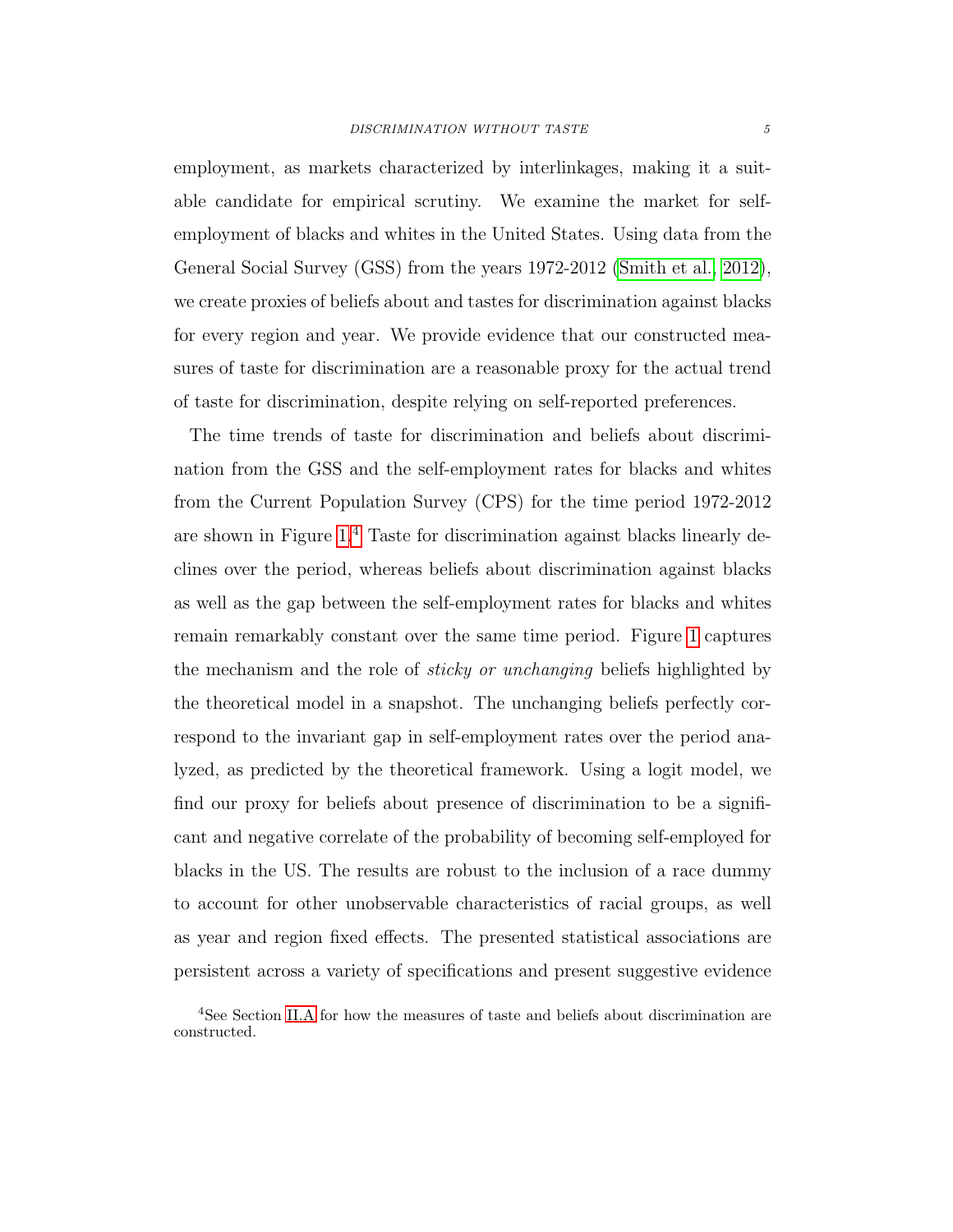employment, as markets characterized by interlinkages, making it a suitable candidate for empirical scrutiny. We examine the market for self-employment of blacks and whites in the United States. Using data from the General Social Survey (GSS) from the years 1972-2012 (Smith et al., 2012), we create proxies of beliefs about and tastes for discrimination against blacks for every region and year. We provide evidence that our constructed measures of taste for discrimination are a reasonable proxy for the actual trend of taste for discrimination, despite relying on self-reported preferences.

The time trends of taste for discrimination and beliefs about discrimination from the GSS and the self-employment rates for blacks and whites from the Current Population Survey (CPS) for the time period 1972-2012 are shown in Figure 1.[4] Taste for discrimination against blacks linearly declines over the period, whereas beliefs about discrimination against blacks as well as the gap between the self-employment rates for blacks and whites remain remarkably constant over the same time period. Figure 1 captures the mechanism and the role of *sticky or unchanging* beliefs highlighted by the theoretical model in a snapshot. The unchanging beliefs perfectly correspond to the invariant gap in self-employment rates over the period analyzed, as predicted by the theoretical framework. Using a logit model, we find our proxy for beliefs about presence of discrimination to be a significant and negative correlate of the probability of becoming self-employed for blacks in the US. The results are robust to the inclusion of a race dummy to account for other unobservable characteristics of racial groups, as well as year and region fixed effects. The presented statistical associations are persistent across a variety of specifications and present suggestive evidence

[4] See Section II.A for how the measures of taste and beliefs about discrimination are constructed.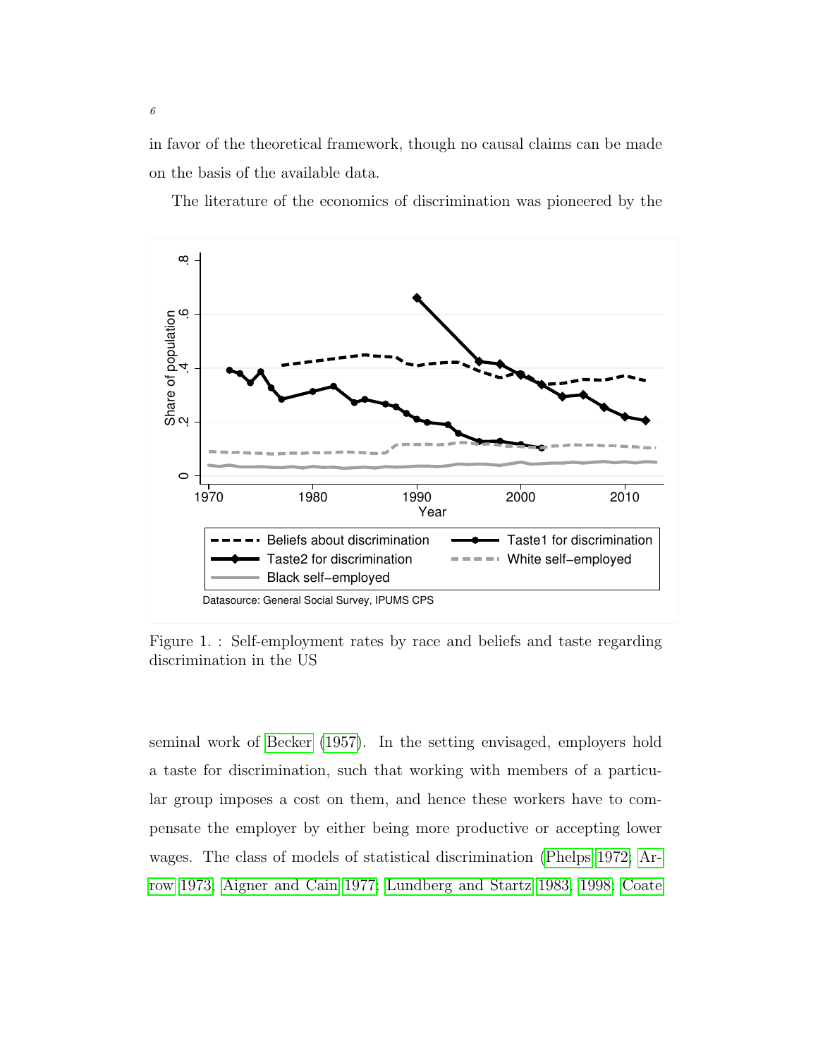in favor of the theoretical framework, though no causal claims can be made on the basis of the available data.

The literature of the economics of discrimination was pioneered by the seminal work of Becker (1957). In the setting envisaged, employers hold a taste for discrimination, such that working with members of a particular group imposes a cost on them, and hence these workers have to compensate the employer by either being more productive or accepting lower wages. The class of models of statistical discrimination (Phelps 1972; Arrow 1973; Aigner and Cain 1977; Lundberg and Startz 1983, 1998; Coate

Datasource: General Social Survey, IPUMS CPS

Figure 1. : Self-employment rates by race and beliefs and taste regarding discrimination in the US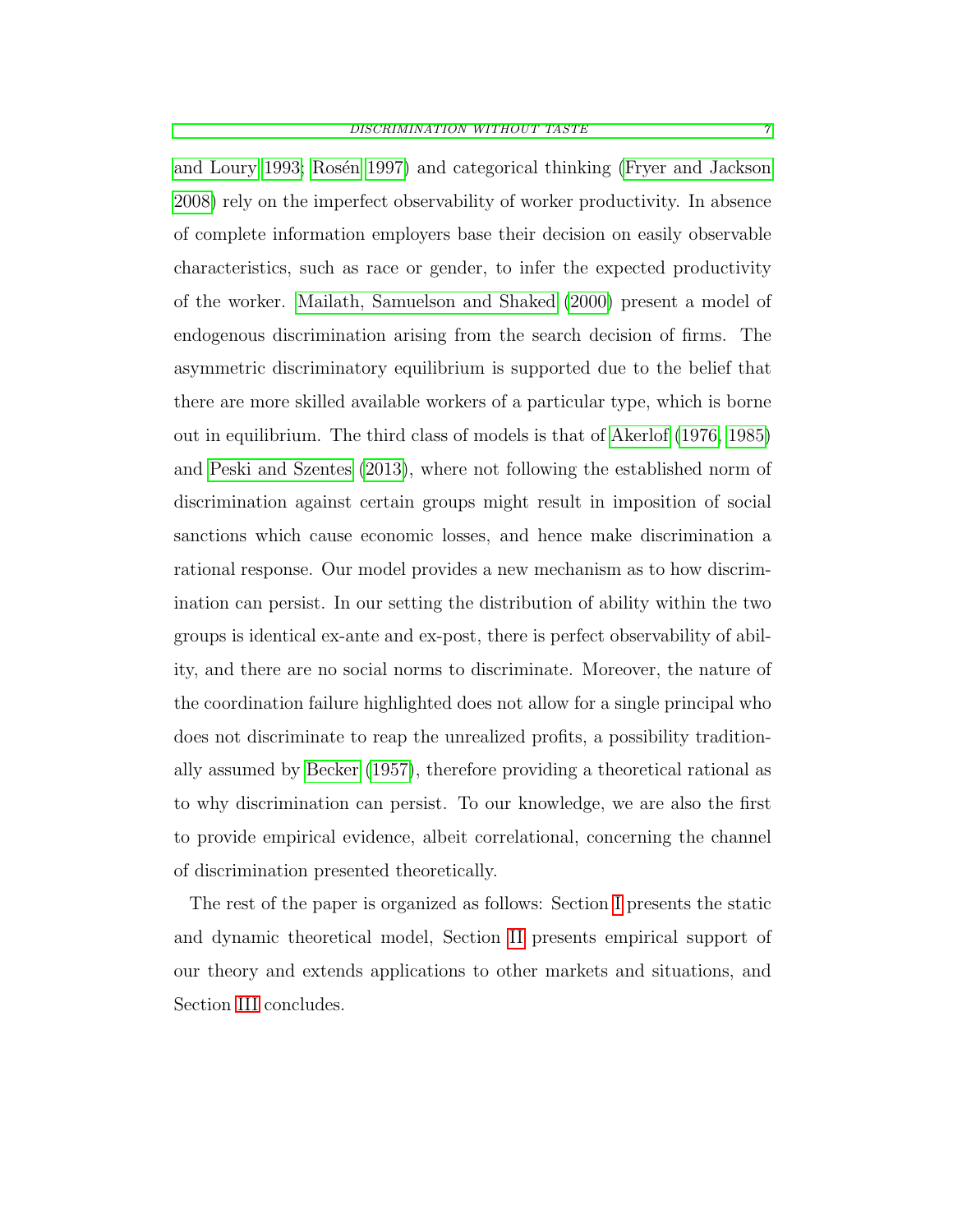and Loury 1993; Rosén 1997) and categorical thinking (Fryer and Jackson 2008) rely on the imperfect observability of worker productivity. In absence of complete information employers base their decision on easily observable characteristics, such as race or gender, to infer the expected productivity of the worker. Mailath, Samuelson and Shaked (2000) present a model of endogenous discrimination arising from the search decision of firms. The asymmetric discriminatory equilibrium is supported due to the belief that there are more skilled available workers of a particular type, which is borne out in equilibrium. The third class of models is that of Akerlof (1976, 1985) and Peski and Szentes (2013), where not following the established norm of discrimination against certain groups might result in imposition of social sanctions which cause economic losses, and hence make discrimination a rational response. Our model provides a new mechanism as to how discrimination can persist. In our setting the distribution of ability within the two groups is identical ex-ante and ex-post, there is perfect observability of ability, and there are no social norms to discriminate. Moreover, the nature of the coordination failure highlighted does not allow for a single principal who does not discriminate to reap the unrealized profits, a possibility traditionally assumed by Becker (1957), therefore providing a theoretical rational as to why discrimination can persist. To our knowledge, we are also the first to provide empirical evidence, albeit correlational, concerning the channel of discrimination presented theoretically.

The rest of the paper is organized as follows: Section I presents the static and dynamic theoretical model, Section II presents empirical support of our theory and extends applications to other markets and situations, and Section III concludes.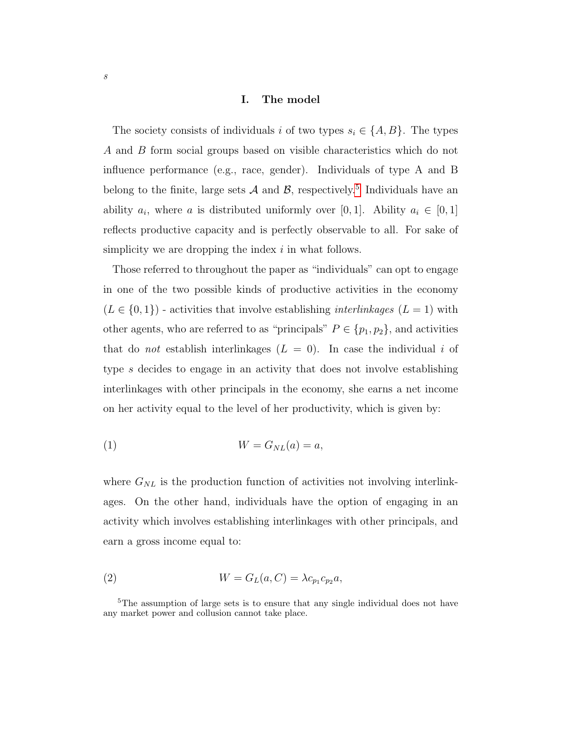## I. The model

The society consists of individuals $i$ of two types $s_i \in \{A, B\}$. The types $A$ and $B$ form social groups based on visible characteristics which do not influence performance (e.g., race, gender). Individuals of type A and B belong to the finite, large sets $\mathcal{A}$ and $\mathcal{B}$, respectively.[5] Individuals have an ability $a_i$, where $a$ is distributed uniformly over $[0, 1]$. Ability $a_i \in [0, 1]$ reflects productive capacity and is perfectly observable to all. For sake of simplicity we are dropping the index $i$ in what follows.

Those referred to throughout the paper as "individuals" can opt to engage in one of the two possible kinds of productive activities in the economy ($L \in \{0, 1\}$) - activities that involve establishing *interlinkages* ($L = 1$) with other agents, who are referred to as "principals" $P \in \{p_1, p_2\}$, and activities that do *not* establish interlinkages ($L = 0$). In case the individual $i$ of type $s$ decides to engage in an activity that does not involve establishing interlinkages with other principals in the economy, she earns a net income on her activity equal to the level of her productivity, which is given by:

$$W = G_{NL}(a) = a, \tag{1}$$

where $G_{NL}$ is the production function of activities not involving interlinkages. On the other hand, individuals have the option of engaging in an activity which involves establishing interlinkages with other principals, and earn a gross income equal to:

$$W = G_L(a, C) = \lambda c_{p_1} c_{p_2} a, \tag{2}$$

[5] The assumption of large sets is to ensure that any single individual does not have any market power and collusion cannot take place.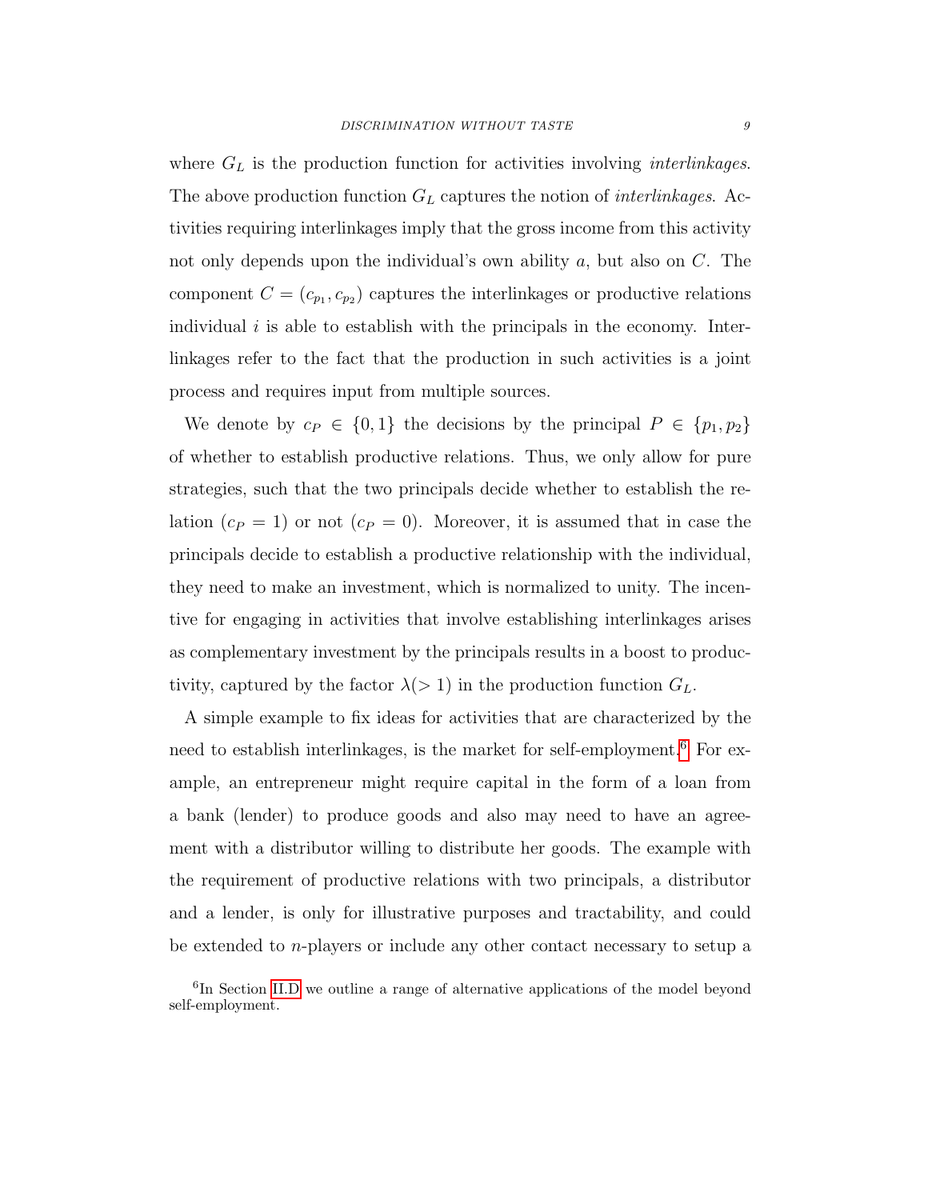where $G_L$ is the production function for activities involving *interlinkages*. The above production function $G_L$ captures the notion of *interlinkages*. Activities requiring interlinkages imply that the gross income from this activity not only depends upon the individual's own ability $a$, but also on $C$. The component $C = (c_{p_1}, c_{p_2})$ captures the interlinkages or productive relations individual $i$ is able to establish with the principals in the economy. Interlinkages refer to the fact that the production in such activities is a joint process and requires input from multiple sources.

We denote by $c_P \in \{0, 1\}$ the decisions by the principal $P \in \{p_1, p_2\}$ of whether to establish productive relations. Thus, we only allow for pure strategies, such that the two principals decide whether to establish the relation ($c_P = 1$) or not ($c_P = 0$). Moreover, it is assumed that in case the principals decide to establish a productive relationship with the individual, they need to make an investment, which is normalized to unity. The incentive for engaging in activities that involve establishing interlinkages arises as complementary investment by the principals results in a boost to productivity, captured by the factor $\lambda (> 1)$ in the production function $G_L$.

A simple example to fix ideas for activities that are characterized by the need to establish interlinkages, is the market for self-employment.[6] For example, an entrepreneur might require capital in the form of a loan from a bank (lender) to produce goods and also may need to have an agreement with a distributor willing to distribute her goods. The example with the requirement of productive relations with two principals, a distributor and a lender, is only for illustrative purposes and tractability, and could be extended to $n$-players or include any other contact necessary to setup a

[6] In Section II.D we outline a range of alternative applications of the model beyond self-employment.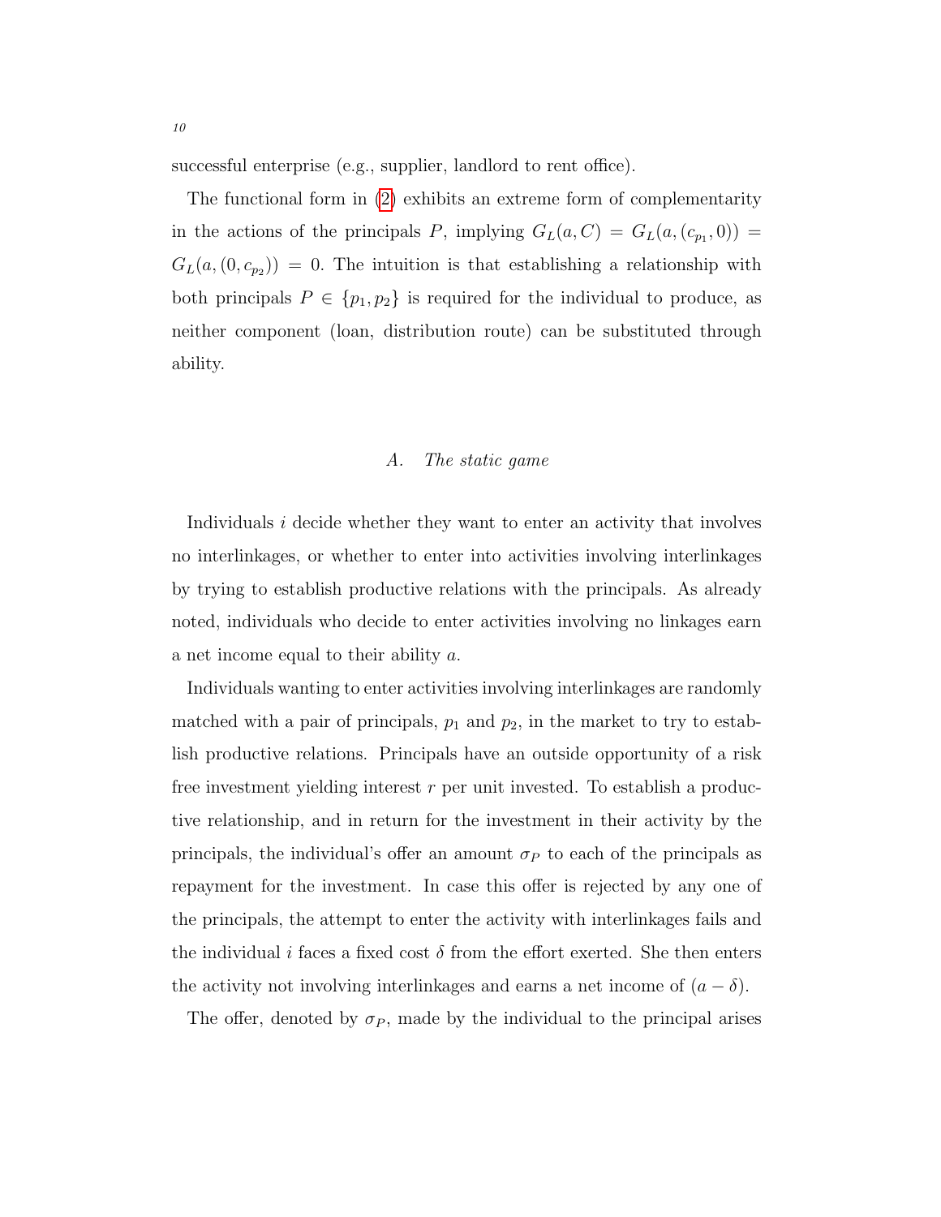successful enterprise (e.g., supplier, landlord to rent office).

The functional form in (2) exhibits an extreme form of complementarity in the actions of the principals $P$, implying $G_L(a, C) = G_L(a, (c_{p_1}, 0)) = G_L(a, (0, c_{p_2})) = 0$. The intuition is that establishing a relationship with both principals $P \in \{p_1, p_2\}$ is required for the individual to produce, as neither component (loan, distribution route) can be substituted through ability.

### A. *The static game*

Individuals $i$ decide whether they want to enter an activity that involves no interlinkages, or whether to enter into activities involving interlinkages by trying to establish productive relations with the principals. As already noted, individuals who decide to enter activities involving no linkages earn a net income equal to their ability $a$.

Individuals wanting to enter activities involving interlinkages are randomly matched with a pair of principals, $p_1$ and $p_2$, in the market to try to establish productive relations. Principals have an outside opportunity of a risk free investment yielding interest $r$ per unit invested. To establish a productive relationship, and in return for the investment in their activity by the principals, the individual's offer an amount $\sigma_P$ to each of the principals as repayment for the investment. In case this offer is rejected by any one of the principals, the attempt to enter the activity with interlinkages fails and the individual $i$ faces a fixed cost $\delta$ from the effort exerted. She then enters the activity not involving interlinkages and earns a net income of $(a - \delta)$.

The offer, denoted by $\sigma_P$, made by the individual to the principal arises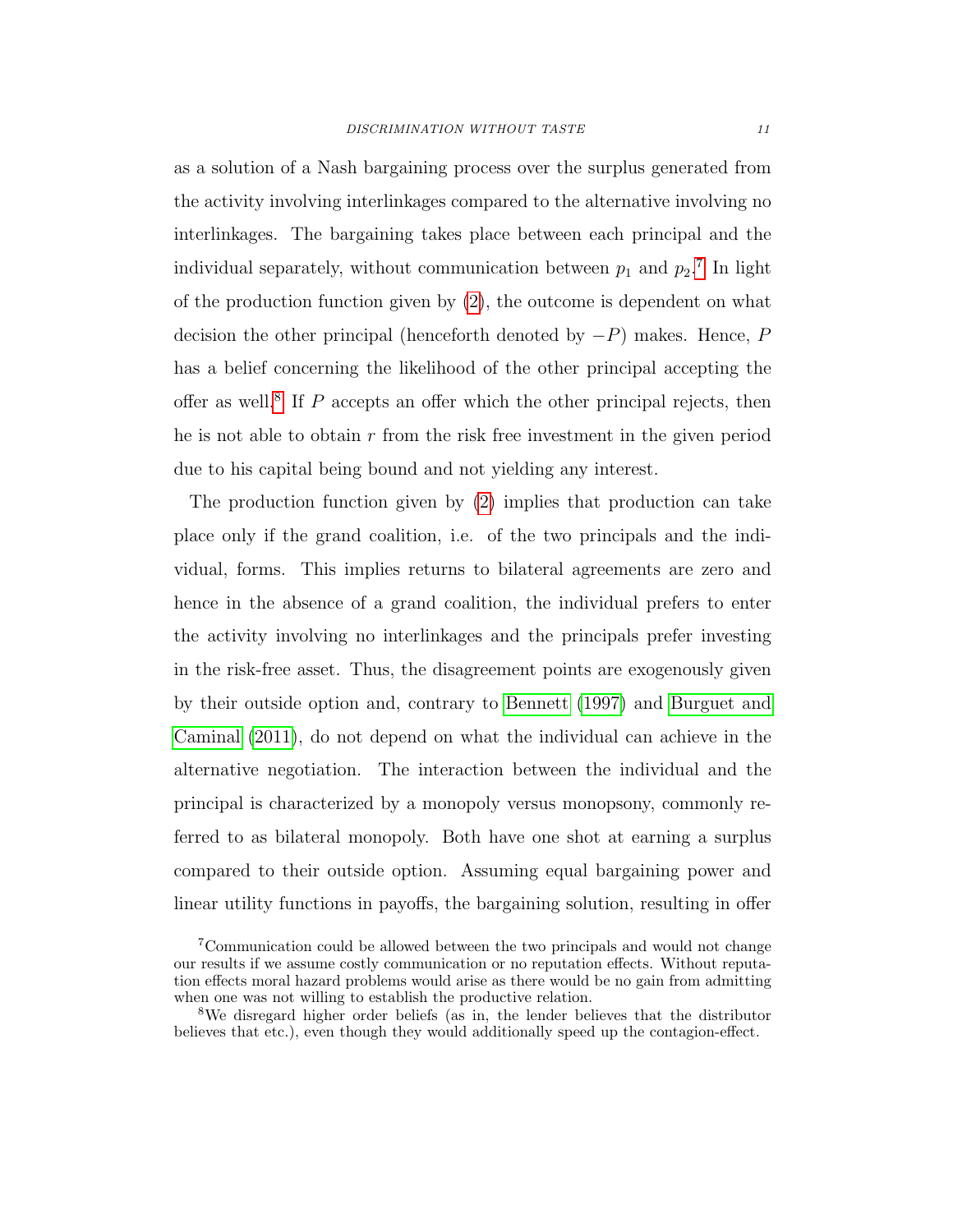as a solution of a Nash bargaining process over the surplus generated from the activity involving interlinkages compared to the alternative involving no interlinkages. The bargaining takes place between each principal and the individual separately, without communication between $p_1$ and $p_2$.[7] In light of the production function given by (2), the outcome is dependent on what decision the other principal (henceforth denoted by $-P$) makes. Hence, $P$ has a belief concerning the likelihood of the other principal accepting the offer as well.[8] If $P$ accepts an offer which the other principal rejects, then he is not able to obtain $r$ from the risk free investment in the given period due to his capital being bound and not yielding any interest.

The production function given by (2) implies that production can take place only if the grand coalition, i.e. of the two principals and the individual, forms. This implies returns to bilateral agreements are zero and hence in the absence of a grand coalition, the individual prefers to enter the activity involving no interlinkages and the principals prefer investing in the risk-free asset. Thus, the disagreement points are exogenously given by their outside option and, contrary to Bennett (1997) and Burguet and Caminal (2011), do not depend on what the individual can achieve in the alternative negotiation. The interaction between the individual and the principal is characterized by a monopoly versus monopsony, commonly referred to as bilateral monopoly. Both have one shot at earning a surplus compared to their outside option. Assuming equal bargaining power and linear utility functions in payoffs, the bargaining solution, resulting in offer

[7] Communication could be allowed between the two principals and would not change our results if we assume costly communication or no reputation effects. Without reputation effects moral hazard problems would arise as there would be no gain from admitting when one was not willing to establish the productive relation.

[8] We disregard higher order beliefs (as in, the lender believes that the distributor believes that etc.), even though they would additionally speed up the contagion-effect.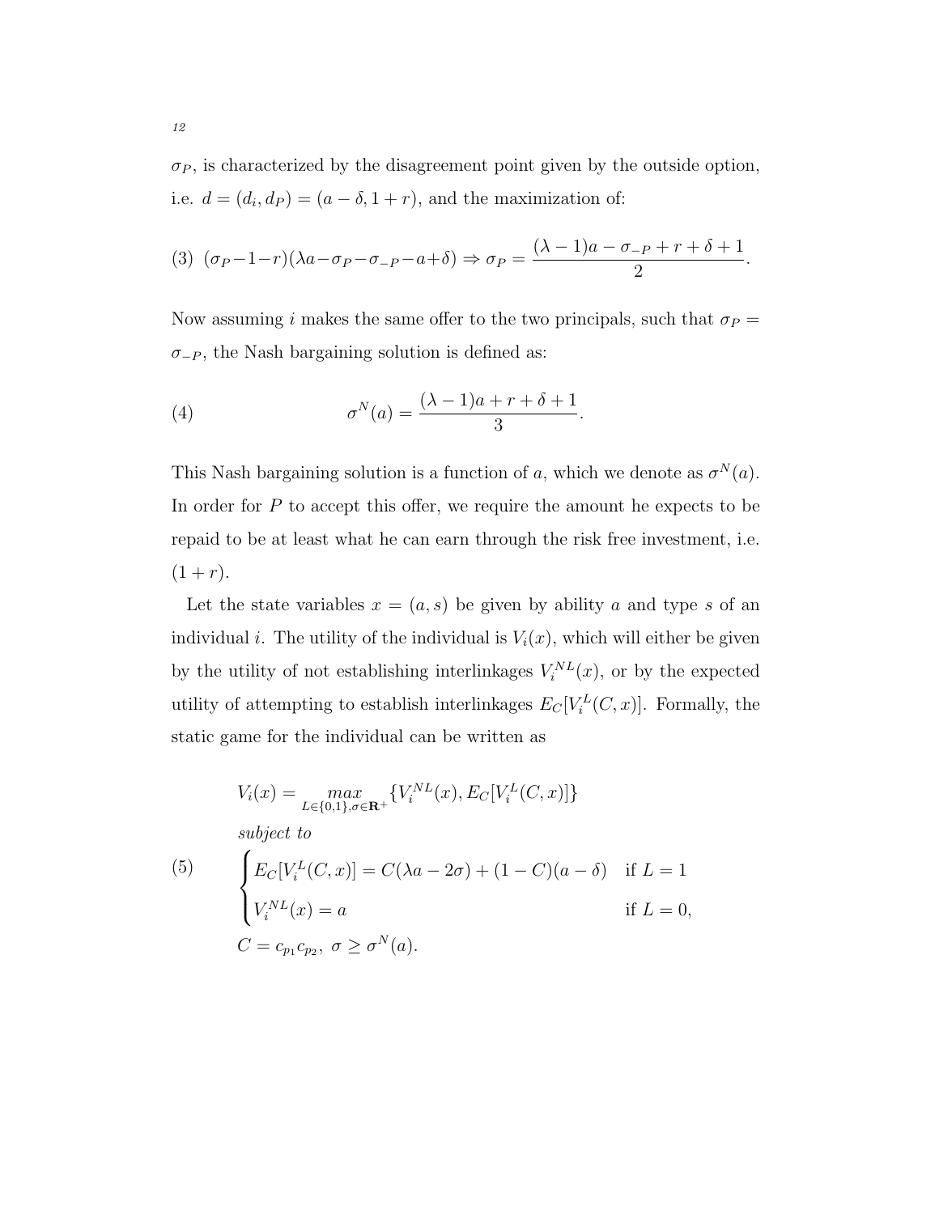$\sigma_P$, is characterized by the disagreement point given by the outside option, i.e. $d = (d_i, d_P) = (a - \delta, 1 + r)$, and the maximization of:

$$(3)\ \ (\sigma_P - 1 - r)(\lambda a - \sigma_P - \sigma_{-P} - a + \delta) \Rightarrow \sigma_P = \frac{(\lambda - 1)a - \sigma_{-P} + r + \delta + 1}{2}.$$

Now assuming $i$ makes the same offer to the two principals, such that $\sigma_P = \sigma_{-P}$, the Nash bargaining solution is defined as:

$$\sigma^N(a) = \frac{(\lambda - 1)a + r + \delta + 1}{3}. \tag{4}$$

This Nash bargaining solution is a function of $a$, which we denote as $\sigma^N(a)$. In order for $P$ to accept this offer, we require the amount he expects to be repaid to be at least what he can earn through the risk free investment, i.e. $(1 + r)$.

Let the state variables $x = (a, s)$ be given by ability $a$ and type $s$ of an individual $i$. The utility of the individual is $V_i(x)$, which will either be given by the utility of not establishing interlinkages $V_i^{NL}(x)$, or by the expected utility of attempting to establish interlinkages $E_C[V_i^L(C, x)]$. Formally, the static game for the individual can be written as

$$V_i(x) = \max_{L \in \{0,1\}, \sigma \in \mathbf{R}^+} \{V_i^{NL}(x), E_C[V_i^L(C, x)]\}$$

$$\textit{subject to}$$

$$\begin{cases} E_C[V_i^L(C, x)] = C(\lambda a - 2\sigma) + (1 - C)(a - \delta) & \text{if } L = 1 \\ V_i^{NL}(x) = a & \text{if } L = 0, \end{cases} \tag{5}$$

$$C = c_{p_1} c_{p_2},\ \sigma \geq \sigma^N(a).$$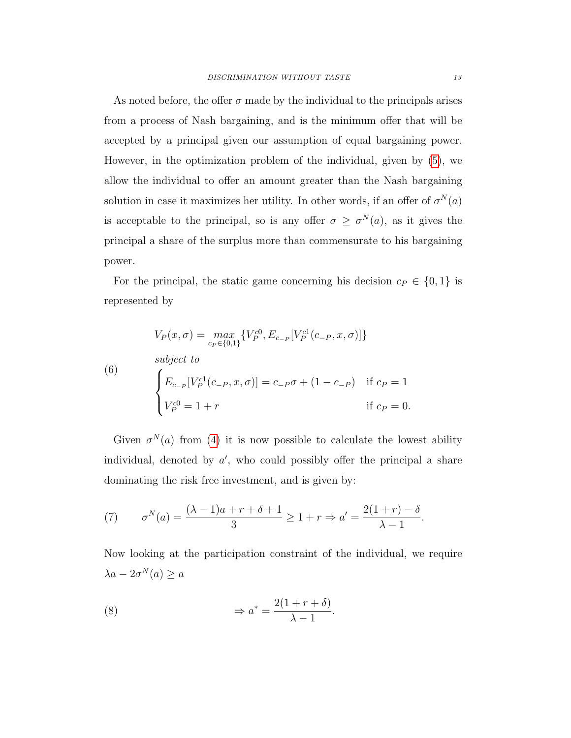As noted before, the offer $\sigma$ made by the individual to the principals arises from a process of Nash bargaining, and is the minimum offer that will be accepted by a principal given our assumption of equal bargaining power. However, in the optimization problem of the individual, given by (5), we allow the individual to offer an amount greater than the Nash bargaining solution in case it maximizes her utility. In other words, if an offer of $\sigma^N(a)$ is acceptable to the principal, so is any offer $\sigma \geq \sigma^N(a)$, as it gives the principal a share of the surplus more than commensurate to his bargaining power.

For the principal, the static game concerning his decision $c_P \in \{0, 1\}$ is represented by

$$
\tag{6}
\begin{aligned}
&V_P(x, \sigma) = \underset{c_P \in \{0,1\}}{max} \{V_P^{c0}, E_{c_{-P}}[V_P^{c1}(c_{-P}, x, \sigma)]\} \\
&\textit{subject to} \\
&\begin{cases}
E_{c_{-P}}[V_P^{c1}(c_{-P}, x, \sigma)] = c_{-P}\sigma + (1 - c_{-P}) & \text{if } c_P = 1 \\
V_P^{c0} = 1 + r & \text{if } c_P = 0.
\end{cases}
\end{aligned}
$$

Given $\sigma^N(a)$ from (4) it is now possible to calculate the lowest ability individual, denoted by $a'$, who could possibly offer the principal a share dominating the risk free investment, and is given by:

$$
\tag{7}
\sigma^N(a) = \frac{(\lambda - 1)a + r + \delta + 1}{3} \geq 1 + r \Rightarrow a' = \frac{2(1 + r) - \delta}{\lambda - 1}.
$$

Now looking at the participation constraint of the individual, we require $\lambda a - 2\sigma^N(a) \geq a$

$$
\tag{8}
\Rightarrow a^* = \frac{2(1 + r + \delta)}{\lambda - 1}.
$$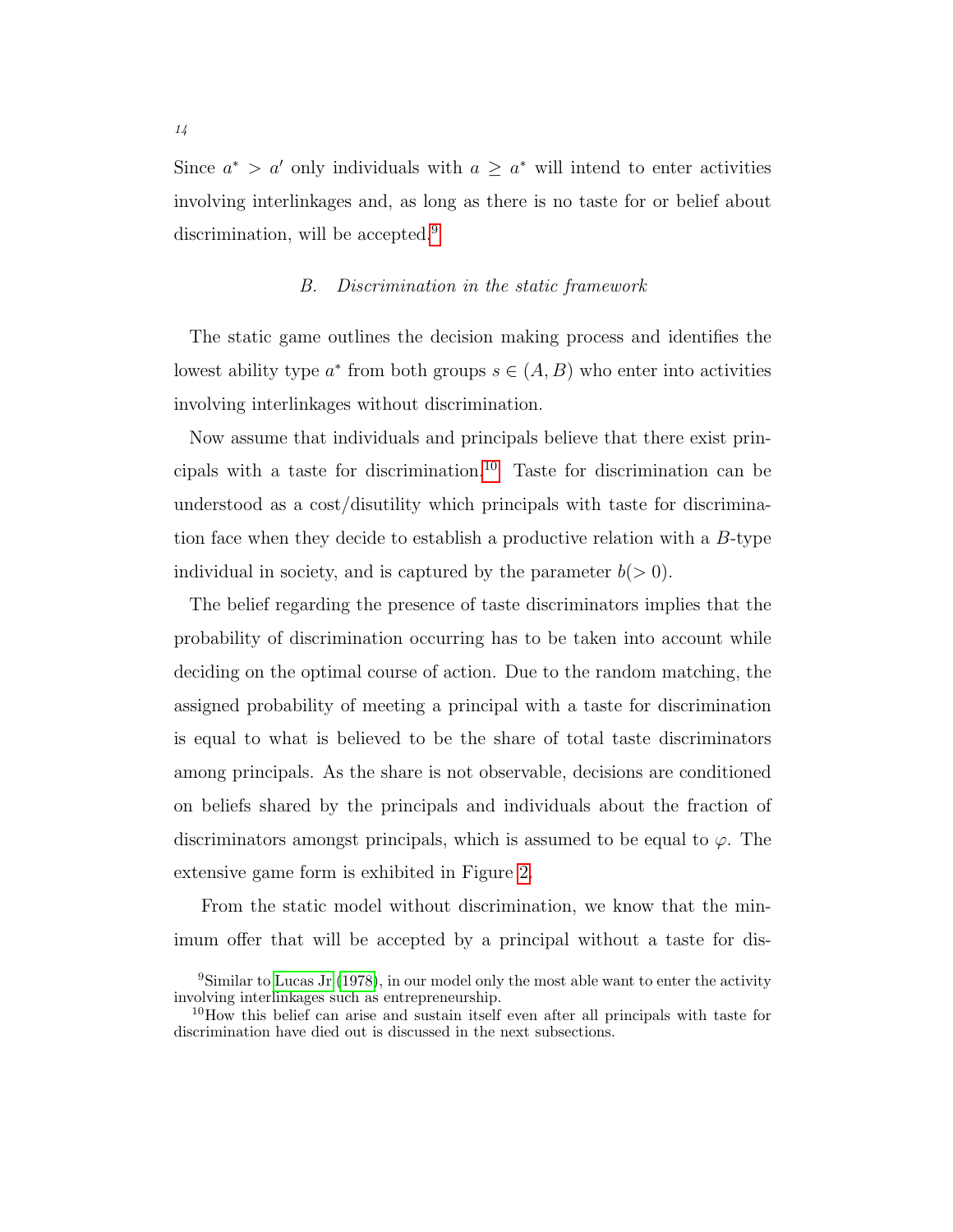Since $a^* > a'$ only individuals with $a \geq a^*$ will intend to enter activities involving interlinkages and, as long as there is no taste for or belief about discrimination, will be accepted.[9]

### B. *Discrimination in the static framework*

The static game outlines the decision making process and identifies the lowest ability type $a^*$ from both groups $s \in (A, B)$ who enter into activities involving interlinkages without discrimination.

Now assume that individuals and principals believe that there exist principals with a taste for discrimination.[10] Taste for discrimination can be understood as a cost/disutility which principals with taste for discrimination face when they decide to establish a productive relation with a $B$-type individual in society, and is captured by the parameter $b(> 0)$.

The belief regarding the presence of taste discriminators implies that the probability of discrimination occurring has to be taken into account while deciding on the optimal course of action. Due to the random matching, the assigned probability of meeting a principal with a taste for discrimination is equal to what is believed to be the share of total taste discriminators among principals. As the share is not observable, decisions are conditioned on beliefs shared by the principals and individuals about the fraction of discriminators amongst principals, which is assumed to be equal to $\varphi$. The extensive game form is exhibited in Figure 2.

From the static model without discrimination, we know that the minimum offer that will be accepted by a principal without a taste for dis-

[9] Similar to Lucas Jr (1978), in our model only the most able want to enter the activity involving interlinkages such as entrepreneurship.

[10] How this belief can arise and sustain itself even after all principals with taste for discrimination have died out is discussed in the next subsections.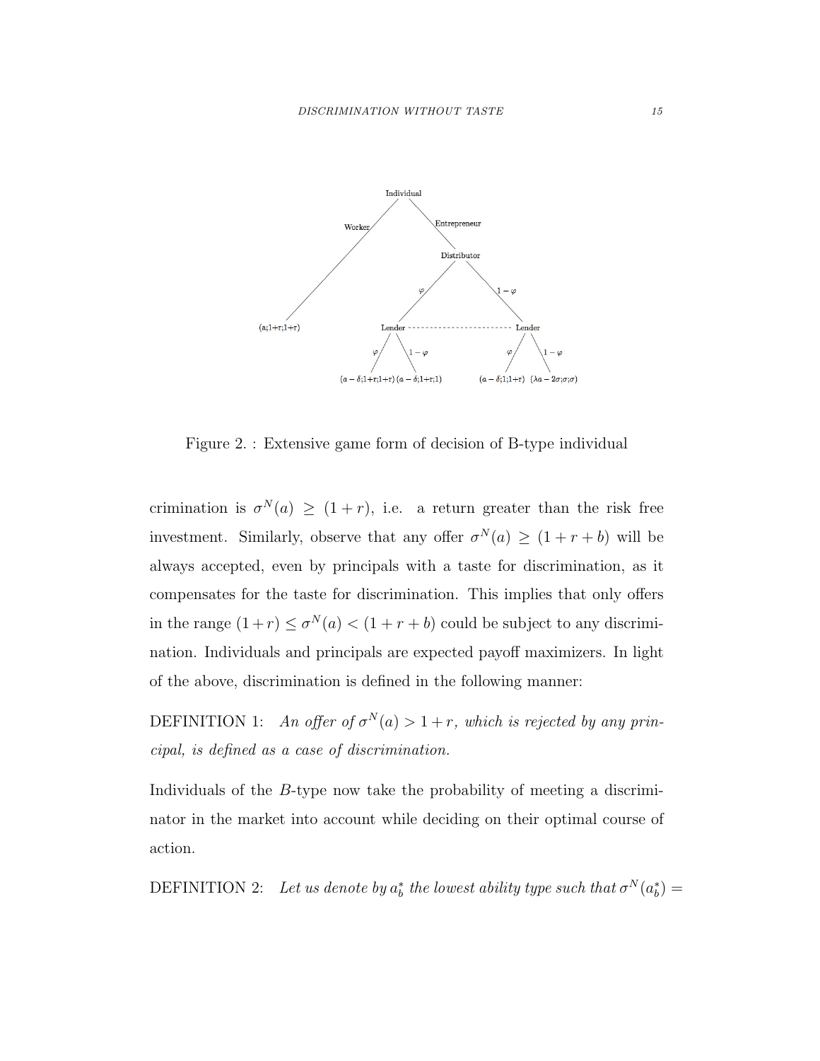Figure 2. : Extensive game form of decision of B-type individual

crimination is $\sigma^N(a) \geq (1+r)$, i.e. a return greater than the risk free investment. Similarly, observe that any offer $\sigma^N(a) \geq (1+r+b)$ will be always accepted, even by principals with a taste for discrimination, as it compensates for the taste for discrimination. This implies that only offers in the range $(1+r) \leq \sigma^N(a) < (1+r+b)$ could be subject to any discrimination. Individuals and principals are expected payoff maximizers. In light of the above, discrimination is defined in the following manner:

DEFINITION 1: *An offer of $\sigma^N(a) > 1+r$, which is rejected by any principal, is defined as a case of discrimination.*

Individuals of the $B$-type now take the probability of meeting a discriminator in the market into account while deciding on their optimal course of action.

DEFINITION 2: *Let us denote by $a_b^*$ the lowest ability type such that $\sigma^N(a_b^*) =$*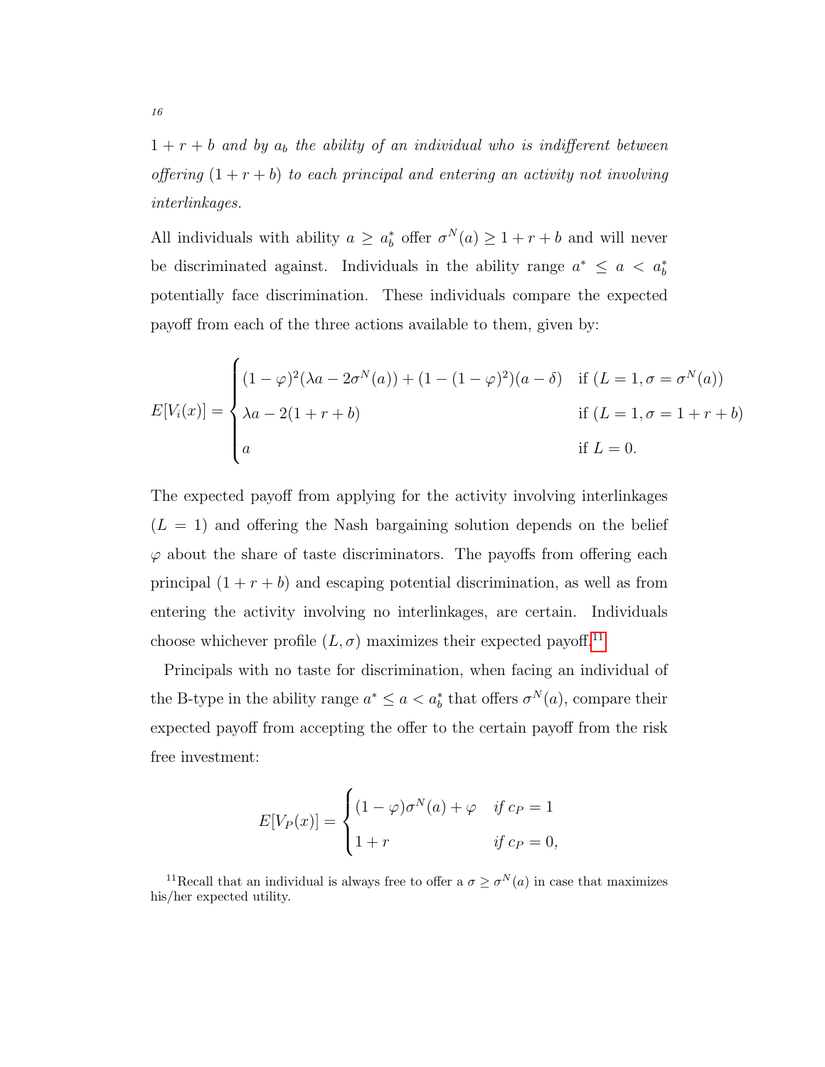*$1 + r + b$ and by $a_b$ the ability of an individual who is indifferent between offering $(1 + r + b)$ to each principal and entering an activity not involving interlinkages.*

All individuals with ability $a \geq a_b^*$ offer $\sigma^N(a) \geq 1 + r + b$ and will never be discriminated against. Individuals in the ability range $a^* \leq a < a_b^*$ potentially face discrimination. These individuals compare the expected payoff from each of the three actions available to them, given by:

$$E[V_i(x)] = \begin{cases} (1-\varphi)^2(\lambda a - 2\sigma^N(a)) + (1-(1-\varphi)^2)(a-\delta) & \text{if } (L=1, \sigma = \sigma^N(a)) \\ \lambda a - 2(1+r+b) & \text{if } (L=1, \sigma = 1+r+b) \\ a & \text{if } L=0. \end{cases}$$

The expected payoff from applying for the activity involving interlinkages ($L = 1$) and offering the Nash bargaining solution depends on the belief $\varphi$ about the share of taste discriminators. The payoffs from offering each principal $(1 + r + b)$ and escaping potential discrimination, as well as from entering the activity involving no interlinkages, are certain. Individuals choose whichever profile $(L, \sigma)$ maximizes their expected payoff.[11]

Principals with no taste for discrimination, when facing an individual of the B-type in the ability range $a^* \leq a < a_b^*$ that offers $\sigma^N(a)$, compare their expected payoff from accepting the offer to the certain payoff from the risk free investment:

$$E[V_P(x)] = \begin{cases} (1-\varphi)\sigma^N(a) + \varphi & \textit{if } c_P = 1 \\ 1+r & \textit{if } c_P = 0, \end{cases}$$

[11] Recall that an individual is always free to offer a $\sigma \geq \sigma^N(a)$ in case that maximizes his/her expected utility.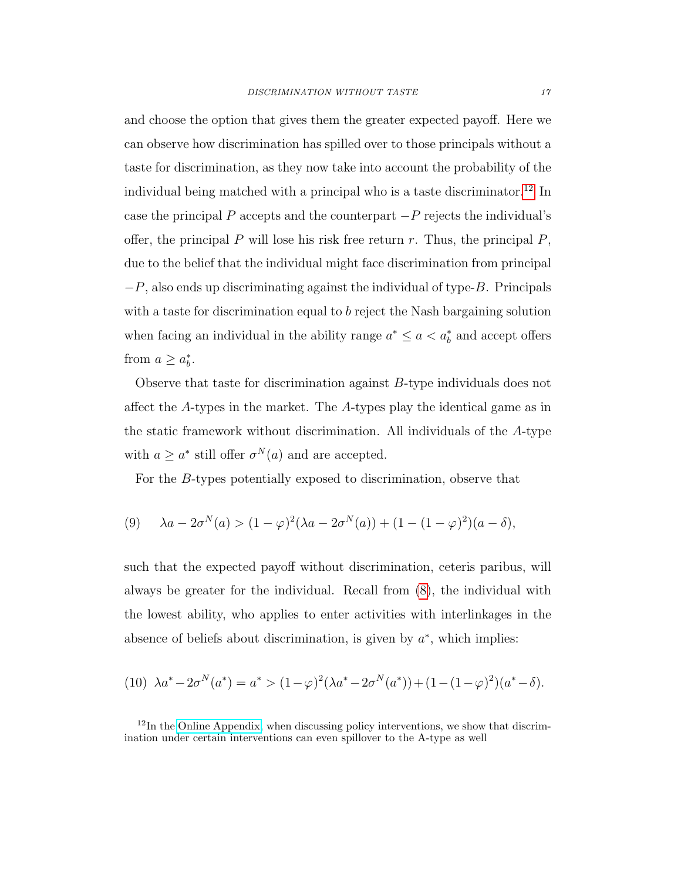and choose the option that gives them the greater expected payoff. Here we can observe how discrimination has spilled over to those principals without a taste for discrimination, as they now take into account the probability of the individual being matched with a principal who is a taste discriminator.[12] In case the principal $P$ accepts and the counterpart $-P$ rejects the individual's offer, the principal $P$ will lose his risk free return $r$. Thus, the principal $P$, due to the belief that the individual might face discrimination from principal $-P$, also ends up discriminating against the individual of type-$B$. Principals with a taste for discrimination equal to $b$ reject the Nash bargaining solution when facing an individual in the ability range $a^* \leq a < a_b^*$ and accept offers from $a \geq a_b^*$.

Observe that taste for discrimination against $B$-type individuals does not affect the $A$-types in the market. The $A$-types play the identical game as in the static framework without discrimination. All individuals of the $A$-type with $a \geq a^*$ still offer $\sigma^N(a)$ and are accepted.

For the $B$-types potentially exposed to discrimination, observe that

$$\lambda a - 2\sigma^N(a) > (1-\varphi)^2(\lambda a - 2\sigma^N(a)) + (1-(1-\varphi)^2)(a - \delta), \tag{9}$$

such that the expected payoff without discrimination, ceteris paribus, will always be greater for the individual. Recall from (8), the individual with the lowest ability, who applies to enter activities with interlinkages in the absence of beliefs about discrimination, is given by $a^*$, which implies:

$$\lambda a^* - 2\sigma^N(a^*) = a^* > (1-\varphi)^2(\lambda a^* - 2\sigma^N(a^*)) + (1-(1-\varphi)^2)(a^* - \delta). \tag{10}$$

[12] In the Online Appendix, when discussing policy interventions, we show that discrimination under certain interventions can even spillover to the A-type as well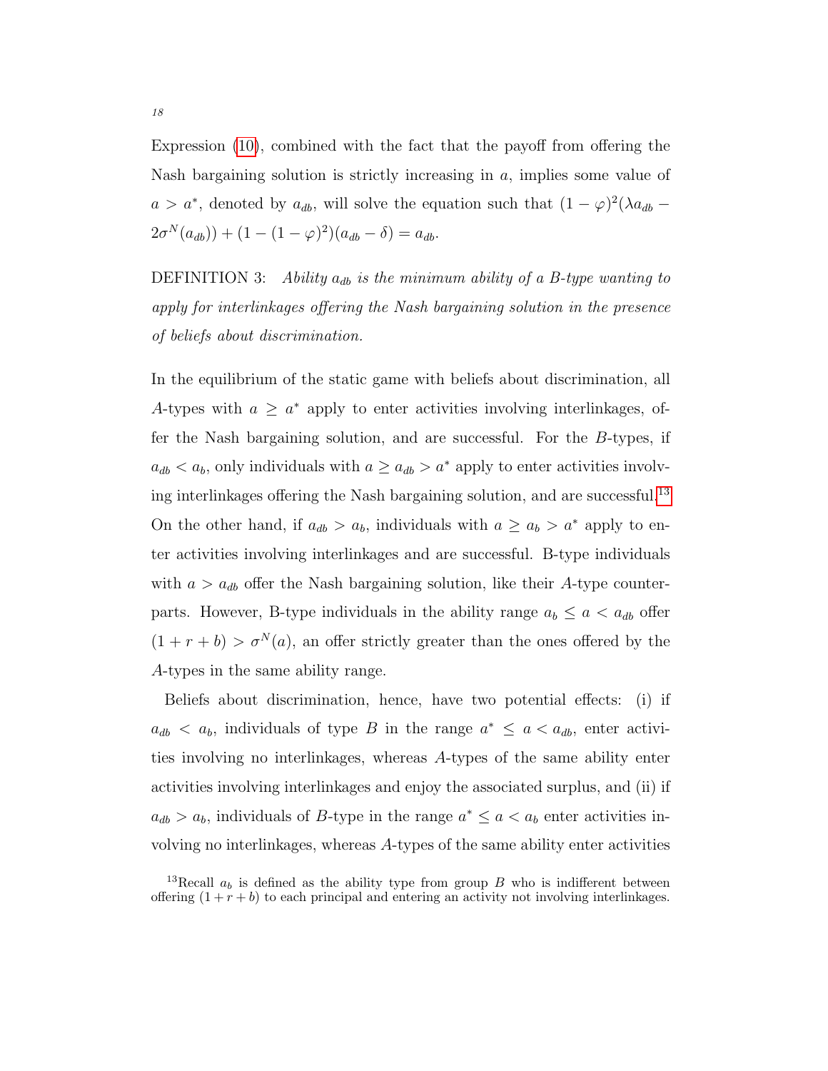Expression (10), combined with the fact that the payoff from offering the Nash bargaining solution is strictly increasing in $a$, implies some value of $a > a^*$, denoted by $a_{db}$, will solve the equation such that $(1-\varphi)^2(\lambda a_{db} - 2\sigma^N(a_{db})) + (1-(1-\varphi)^2)(a_{db} - \delta) = a_{db}$.

DEFINITION 3: *Ability $a_{db}$ is the minimum ability of a B-type wanting to apply for interlinkages offering the Nash bargaining solution in the presence of beliefs about discrimination.*

In the equilibrium of the static game with beliefs about discrimination, all $A$-types with $a \geq a^*$ apply to enter activities involving interlinkages, offer the Nash bargaining solution, and are successful. For the $B$-types, if $a_{db} < a_b$, only individuals with $a \geq a_{db} > a^*$ apply to enter activities involving interlinkages offering the Nash bargaining solution, and are successful.[13] On the other hand, if $a_{db} > a_b$, individuals with $a \geq a_b > a^*$ apply to enter activities involving interlinkages and are successful. B-type individuals with $a > a_{db}$ offer the Nash bargaining solution, like their $A$-type counterparts. However, B-type individuals in the ability range $a_b \leq a < a_{db}$ offer $(1 + r + b) > \sigma^N(a)$, an offer strictly greater than the ones offered by the $A$-types in the same ability range.

Beliefs about discrimination, hence, have two potential effects: (i) if $a_{db} < a_b$, individuals of type $B$ in the range $a^* \leq a < a_{db}$, enter activities involving no interlinkages, whereas $A$-types of the same ability enter activities involving interlinkages and enjoy the associated surplus, and (ii) if $a_{db} > a_b$, individuals of $B$-type in the range $a^* \leq a < a_b$ enter activities involving no interlinkages, whereas $A$-types of the same ability enter activities

[13] Recall $a_b$ is defined as the ability type from group $B$ who is indifferent between offering $(1 + r + b)$ to each principal and entering an activity not involving interlinkages.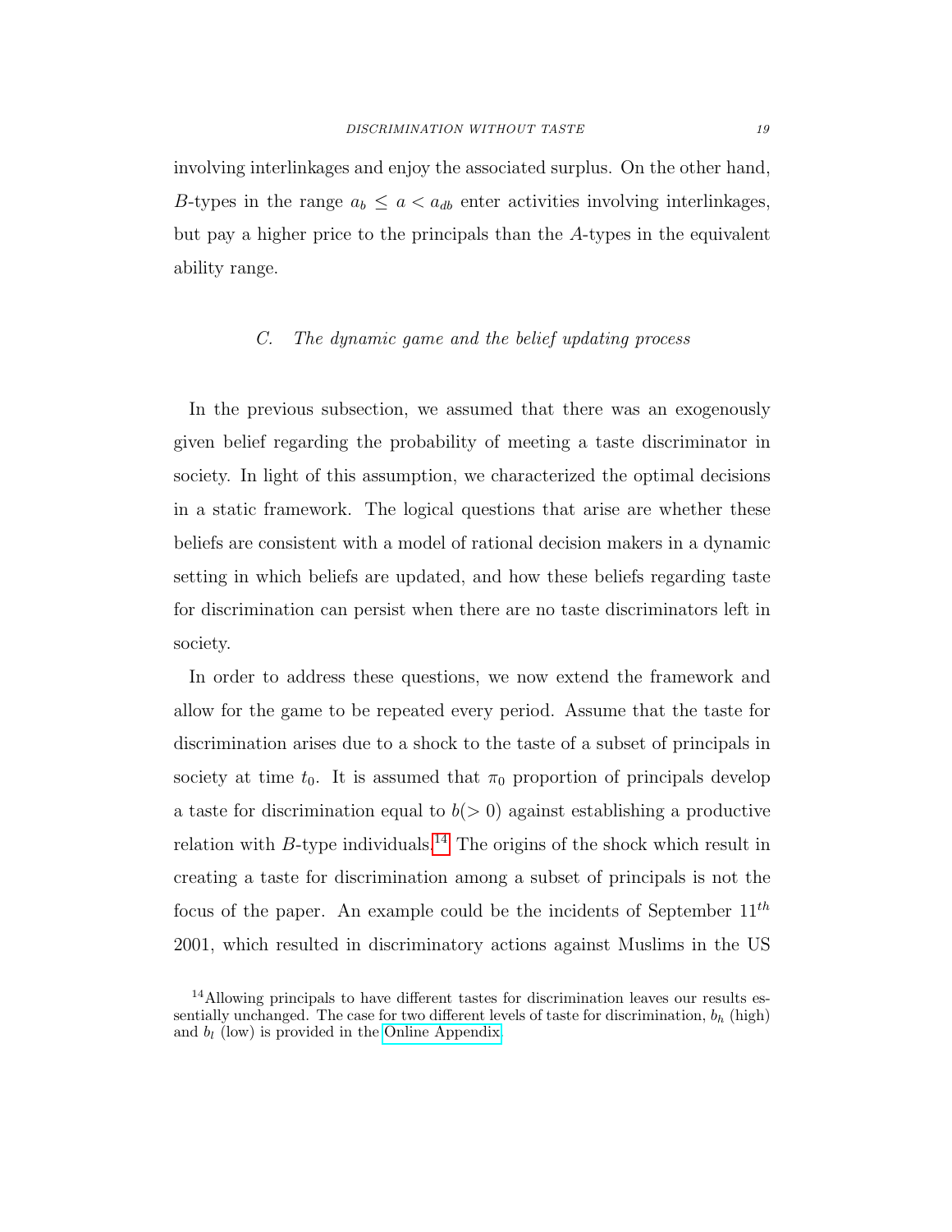involving interlinkages and enjoy the associated surplus. On the other hand, $B$-types in the range $a_b \leq a < a_{db}$ enter activities involving interlinkages, but pay a higher price to the principals than the $A$-types in the equivalent ability range.

### C. *The dynamic game and the belief updating process*

In the previous subsection, we assumed that there was an exogenously given belief regarding the probability of meeting a taste discriminator in society. In light of this assumption, we characterized the optimal decisions in a static framework. The logical questions that arise are whether these beliefs are consistent with a model of rational decision makers in a dynamic setting in which beliefs are updated, and how these beliefs regarding taste for discrimination can persist when there are no taste discriminators left in society.

In order to address these questions, we now extend the framework and allow for the game to be repeated every period. Assume that the taste for discrimination arises due to a shock to the taste of a subset of principals in society at time $t_0$. It is assumed that $\pi_0$ proportion of principals develop a taste for discrimination equal to $b(> 0)$ against establishing a productive relation with $B$-type individuals.[14] The origins of the shock which result in creating a taste for discrimination among a subset of principals is not the focus of the paper. An example could be the incidents of September $11^{th}$ 2001, which resulted in discriminatory actions against Muslims in the US

[14] Allowing principals to have different tastes for discrimination leaves our results essentially unchanged. The case for two different levels of taste for discrimination, $b_h$ (high) and $b_l$ (low) is provided in the Online Appendix.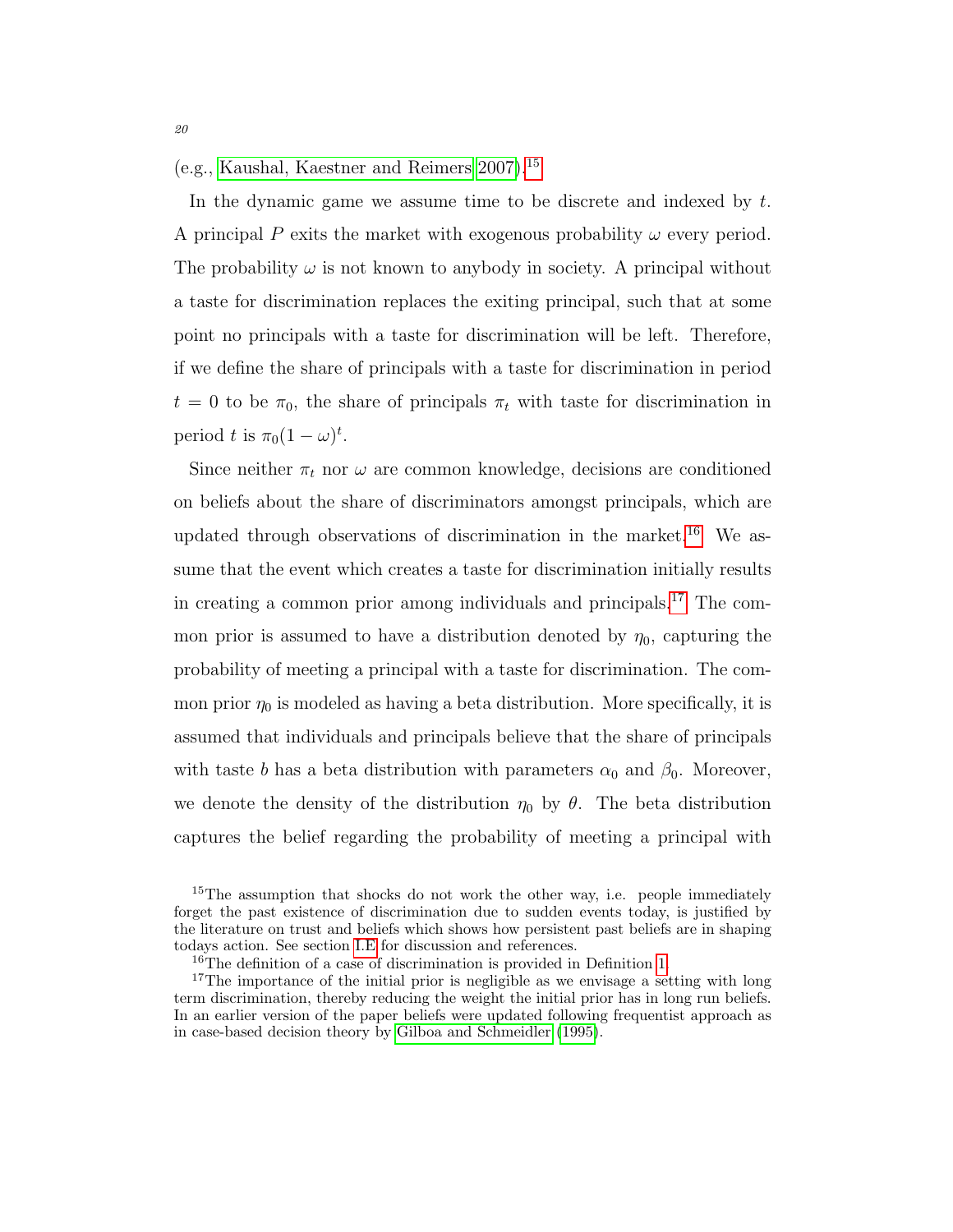(e.g., Kaushal, Kaestner and Reimers 2007).[15]

In the dynamic game we assume time to be discrete and indexed by $t$. A principal $P$ exits the market with exogenous probability $\omega$ every period. The probability $\omega$ is not known to anybody in society. A principal without a taste for discrimination replaces the exiting principal, such that at some point no principals with a taste for discrimination will be left. Therefore, if we define the share of principals with a taste for discrimination in period $t = 0$ to be $\pi_0$, the share of principals $\pi_t$ with taste for discrimination in period $t$ is $\pi_0(1-\omega)^t$.

Since neither $\pi_t$ nor $\omega$ are common knowledge, decisions are conditioned on beliefs about the share of discriminators amongst principals, which are updated through observations of discrimination in the market.[16] We assume that the event which creates a taste for discrimination initially results in creating a common prior among individuals and principals.[17] The common prior is assumed to have a distribution denoted by $\eta_0$, capturing the probability of meeting a principal with a taste for discrimination. The common prior $\eta_0$ is modeled as having a beta distribution. More specifically, it is assumed that individuals and principals believe that the share of principals with taste $b$ has a beta distribution with parameters $\alpha_0$ and $\beta_0$. Moreover, we denote the density of the distribution $\eta_0$ by $\theta$. The beta distribution captures the belief regarding the probability of meeting a principal with

[15] The assumption that shocks do not work the other way, i.e. people immediately forget the past existence of discrimination due to sudden events today, is justified by the literature on trust and beliefs which shows how persistent past beliefs are in shaping todays action. See section I.E for discussion and references.

[16] The definition of a case of discrimination is provided in Definition 1.

[17] The importance of the initial prior is negligible as we envisage a setting with long term discrimination, thereby reducing the weight the initial prior has in long run beliefs. In an earlier version of the paper beliefs were updated following frequentist approach as in case-based decision theory by Gilboa and Schmeidler (1995).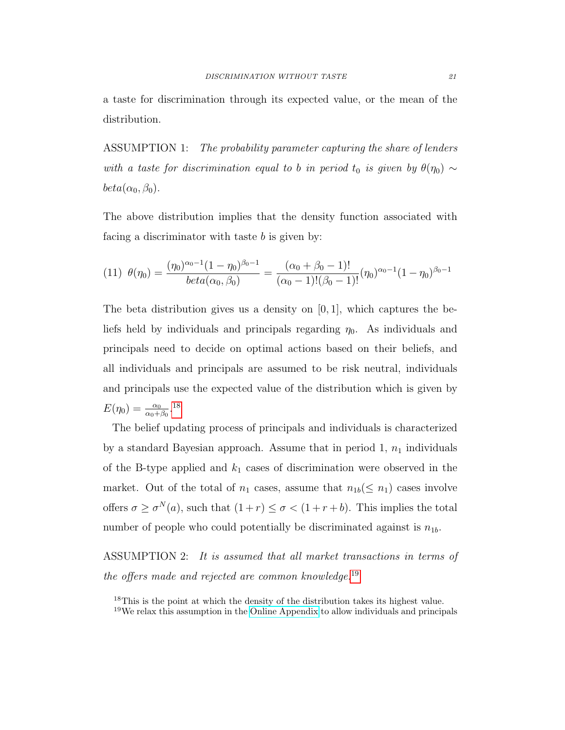a taste for discrimination through its expected value, or the mean of the distribution.

ASSUMPTION 1: *The probability parameter capturing the share of lenders with a taste for discrimination equal to $b$ in period $t_0$ is given by $\theta(\eta_0) \sim beta(\alpha_0, \beta_0)$.*

The above distribution implies that the density function associated with facing a discriminator with taste $b$ is given by:

$$(11)\quad \theta(\eta_0) = \frac{(\eta_0)^{\alpha_0 - 1}(1 - \eta_0)^{\beta_0 - 1}}{beta(\alpha_0, \beta_0)} = \frac{(\alpha_0 + \beta_0 - 1)!}{(\alpha_0 - 1)!(\beta_0 - 1)!}(\eta_0)^{\alpha_0 - 1}(1 - \eta_0)^{\beta_0 - 1}$$

The beta distribution gives us a density on $[0, 1]$, which captures the beliefs held by individuals and principals regarding $\eta_0$. As individuals and principals need to decide on optimal actions based on their beliefs, and all individuals and principals are assumed to be risk neutral, individuals and principals use the expected value of the distribution which is given by $E(\eta_0) = \frac{\alpha_0}{\alpha_0 + \beta_0}$.[18]

The belief updating process of principals and individuals is characterized by a standard Bayesian approach. Assume that in period 1, $n_1$ individuals of the B-type applied and $k_1$ cases of discrimination were observed in the market. Out of the total of $n_1$ cases, assume that $n_{1b}(\leq n_1)$ cases involve offers $\sigma \geq \sigma^N(a)$, such that $(1 + r) \leq \sigma < (1 + r + b)$. This implies the total number of people who could potentially be discriminated against is $n_{1b}$.

ASSUMPTION 2: *It is assumed that all market transactions in terms of the offers made and rejected are common knowledge.*[19]

[18] This is the point at which the density of the distribution takes its highest value.

[19] We relax this assumption in the Online Appendix to allow individuals and principals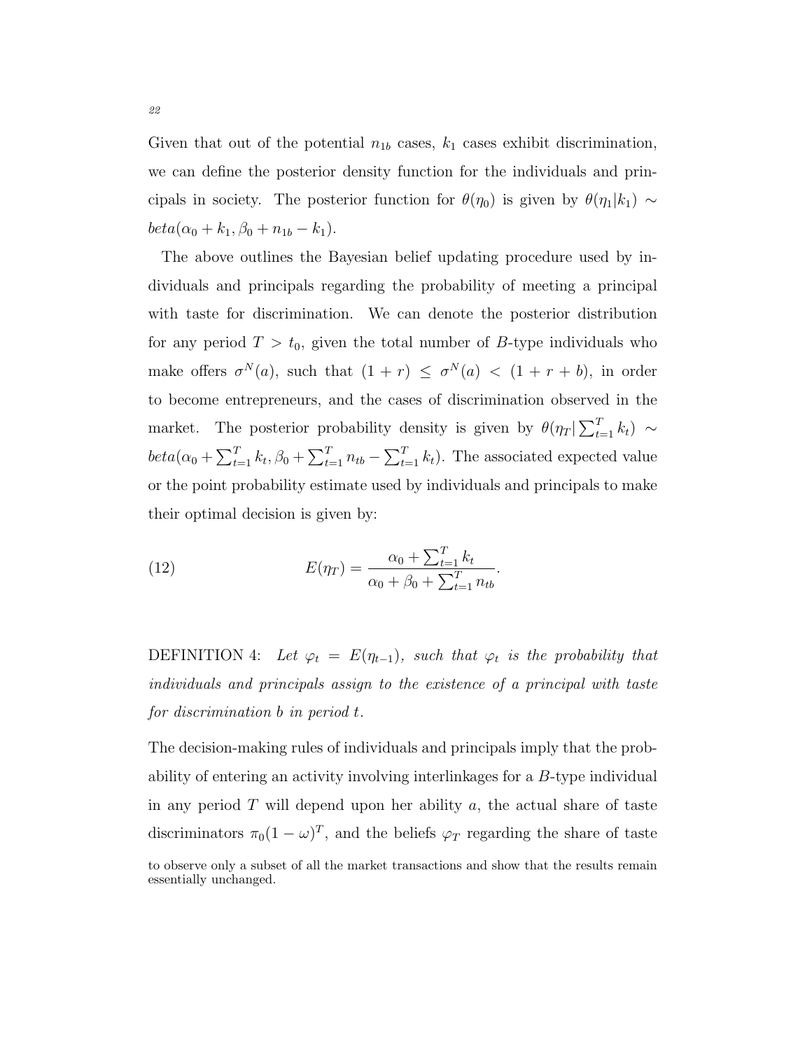Given that out of the potential $n_{1b}$ cases, $k_1$ cases exhibit discrimination, we can define the posterior density function for the individuals and principals in society. The posterior function for $\theta(\eta_0)$ is given by $\theta(\eta_1|k_1) \sim beta(\alpha_0 + k_1, \beta_0 + n_{1b} - k_1)$.

The above outlines the Bayesian belief updating procedure used by individuals and principals regarding the probability of meeting a principal with taste for discrimination. We can denote the posterior distribution for any period $T > t_0$, given the total number of $B$-type individuals who make offers $\sigma^N(a)$, such that $(1 + r) \leq \sigma^N(a) < (1 + r + b)$, in order to become entrepreneurs, and the cases of discrimination observed in the market. The posterior probability density is given by $\theta(\eta_T|\sum_{t=1}^T k_t) \sim beta(\alpha_0 + \sum_{t=1}^T k_t, \beta_0 + \sum_{t=1}^T n_{tb} - \sum_{t=1}^T k_t)$. The associated expected value or the point probability estimate used by individuals and principals to make their optimal decision is given by:

$$E(\eta_T) = \frac{\alpha_0 + \sum_{t=1}^T k_t}{\alpha_0 + \beta_0 + \sum_{t=1}^T n_{tb}}. \tag{12}$$

DEFINITION 4: *Let $\varphi_t = E(\eta_{t-1})$, such that $\varphi_t$ is the probability that individuals and principals assign to the existence of a principal with taste for discrimination $b$ in period $t$.*

The decision-making rules of individuals and principals imply that the probability of entering an activity involving interlinkages for a $B$-type individual in any period $T$ will depend upon her ability $a$, the actual share of taste discriminators $\pi_0(1 - \omega)^T$, and the beliefs $\varphi_T$ regarding the share of taste

to observe only a subset of all the market transactions and show that the results remain essentially unchanged.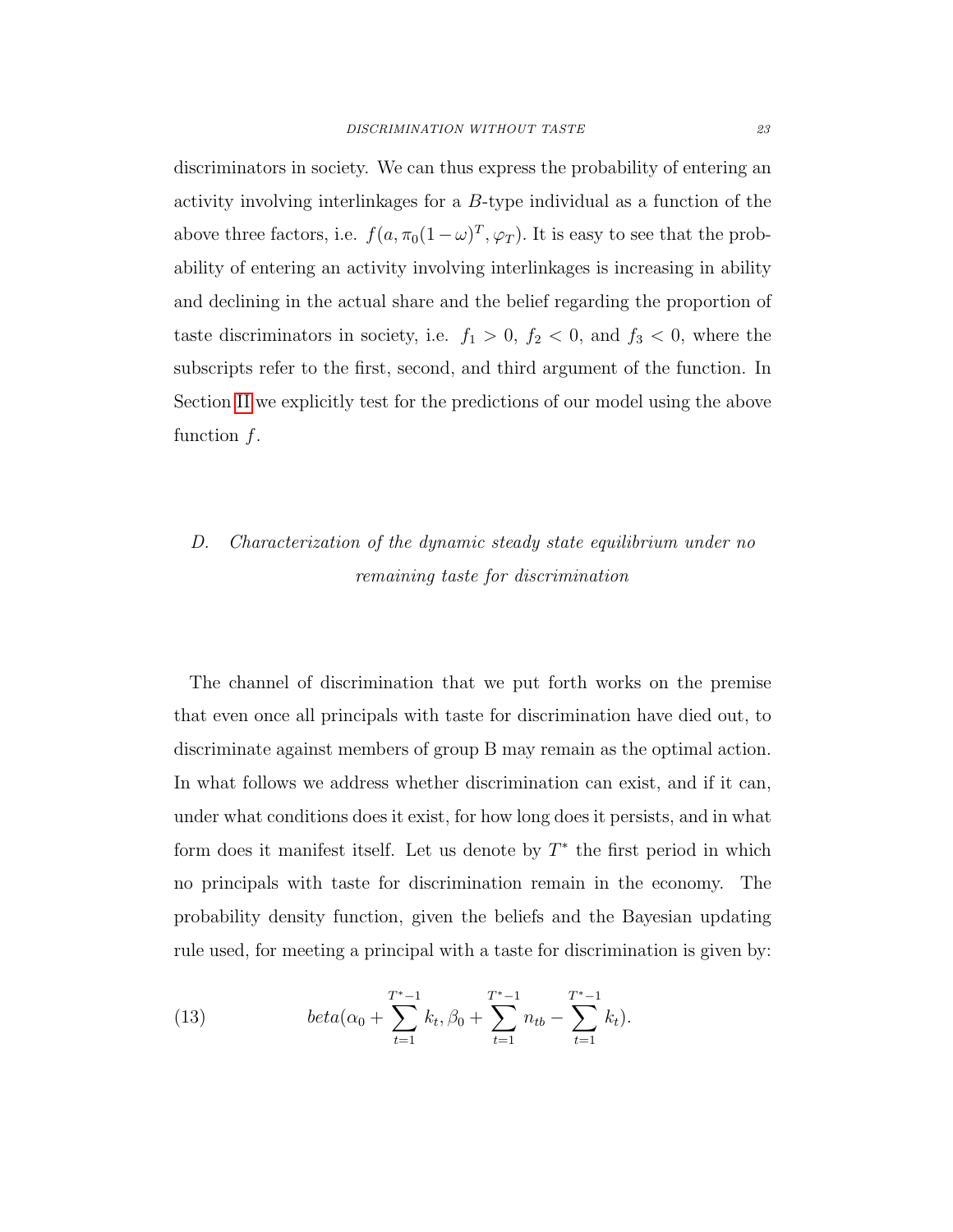discriminators in society. We can thus express the probability of entering an activity involving interlinkages for a $B$-type individual as a function of the above three factors, i.e. $f(a, \pi_0(1-\omega)^T, \varphi_T)$. It is easy to see that the probability of entering an activity involving interlinkages is increasing in ability and declining in the actual share and the belief regarding the proportion of taste discriminators in society, i.e. $f_1 > 0$, $f_2 < 0$, and $f_3 < 0$, where the subscripts refer to the first, second, and third argument of the function. In Section II we explicitly test for the predictions of our model using the above function $f$.

### D. *Characterization of the dynamic steady state equilibrium under no remaining taste for discrimination*

The channel of discrimination that we put forth works on the premise that even once all principals with taste for discrimination have died out, to discriminate against members of group B may remain as the optimal action. In what follows we address whether discrimination can exist, and if it can, under what conditions does it exist, for how long does it persists, and in what form does it manifest itself. Let us denote by $T^*$ the first period in which no principals with taste for discrimination remain in the economy. The probability density function, given the beliefs and the Bayesian updating rule used, for meeting a principal with a taste for discrimination is given by:

$$beta(\alpha_0 + \sum_{t=1}^{T^*-1} k_t, \beta_0 + \sum_{t=1}^{T^*-1} n_{tb} - \sum_{t=1}^{T^*-1} k_t). \tag{13}$$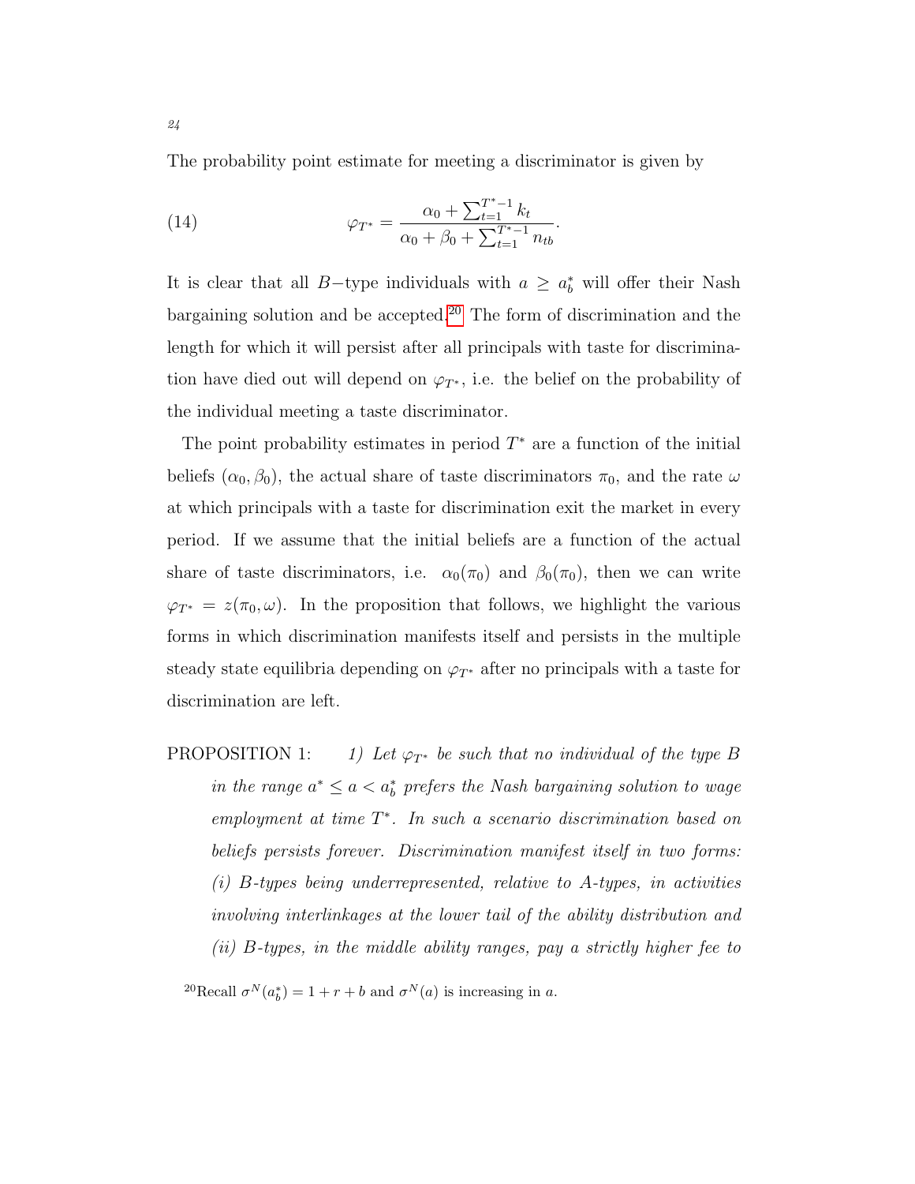The probability point estimate for meeting a discriminator is given by

$$\varphi_{T^*} = \frac{\alpha_0 + \sum_{t=1}^{T^*-1} k_t}{\alpha_0 + \beta_0 + \sum_{t=1}^{T^*-1} n_{tb}}. \tag{14}$$

It is clear that all $B-$type individuals with $a \geq a_b^*$ will offer their Nash bargaining solution and be accepted.[20] The form of discrimination and the length for which it will persist after all principals with taste for discrimination have died out will depend on $\varphi_{T^*}$, i.e. the belief on the probability of the individual meeting a taste discriminator.

The point probability estimates in period $T^*$ are a function of the initial beliefs $(\alpha_0, \beta_0)$, the actual share of taste discriminators $\pi_0$, and the rate $\omega$ at which principals with a taste for discrimination exit the market in every period. If we assume that the initial beliefs are a function of the actual share of taste discriminators, i.e. $\alpha_0(\pi_0)$ and $\beta_0(\pi_0)$, then we can write $\varphi_{T^*} = z(\pi_0, \omega)$. In the proposition that follows, we highlight the various forms in which discrimination manifests itself and persists in the multiple steady state equilibria depending on $\varphi_{T^*}$ after no principals with a taste for discrimination are left.

PROPOSITION 1: *1) Let $\varphi_{T^*}$ be such that no individual of the type B in the range $a^* \leq a < a_b^*$ prefers the Nash bargaining solution to wage employment at time $T^*$. In such a scenario discrimination based on beliefs persists forever. Discrimination manifest itself in two forms: (i) B-types being underrepresented, relative to A-types, in activities involving interlinkages at the lower tail of the ability distribution and (ii) B-types, in the middle ability ranges, pay a strictly higher fee to*

[20] Recall $\sigma^N(a_b^*) = 1 + r + b$ and $\sigma^N(a)$ is increasing in $a$.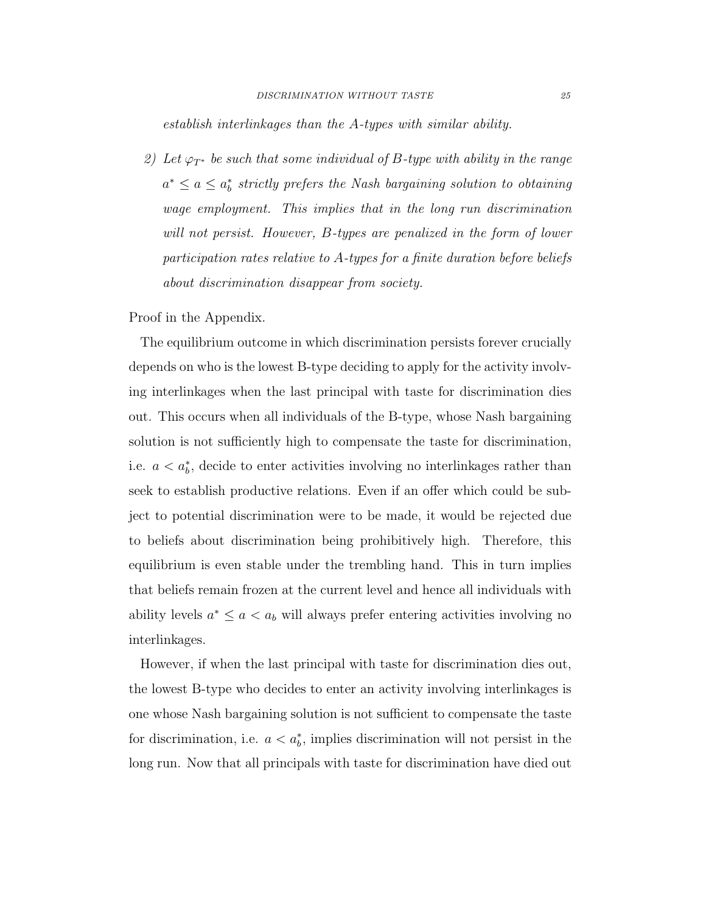*establish interlinkages than the A-types with similar ability.*

2) *Let $\varphi_{T^*}$ be such that some individual of B-type with ability in the range $a^* \leq a \leq a_b^*$ strictly prefers the Nash bargaining solution to obtaining wage employment. This implies that in the long run discrimination will not persist. However, B-types are penalized in the form of lower participation rates relative to A-types for a finite duration before beliefs about discrimination disappear from society.*

Proof in the Appendix.

The equilibrium outcome in which discrimination persists forever crucially depends on who is the lowest B-type deciding to apply for the activity involving interlinkages when the last principal with taste for discrimination dies out. This occurs when all individuals of the B-type, whose Nash bargaining solution is not sufficiently high to compensate the taste for discrimination, i.e. $a < a_b^*$, decide to enter activities involving no interlinkages rather than seek to establish productive relations. Even if an offer which could be subject to potential discrimination were to be made, it would be rejected due to beliefs about discrimination being prohibitively high. Therefore, this equilibrium is even stable under the trembling hand. This in turn implies that beliefs remain frozen at the current level and hence all individuals with ability levels $a^* \leq a < a_b$ will always prefer entering activities involving no interlinkages.

However, if when the last principal with taste for discrimination dies out, the lowest B-type who decides to enter an activity involving interlinkages is one whose Nash bargaining solution is not sufficient to compensate the taste for discrimination, i.e. $a < a_b^*$, implies discrimination will not persist in the long run. Now that all principals with taste for discrimination have died out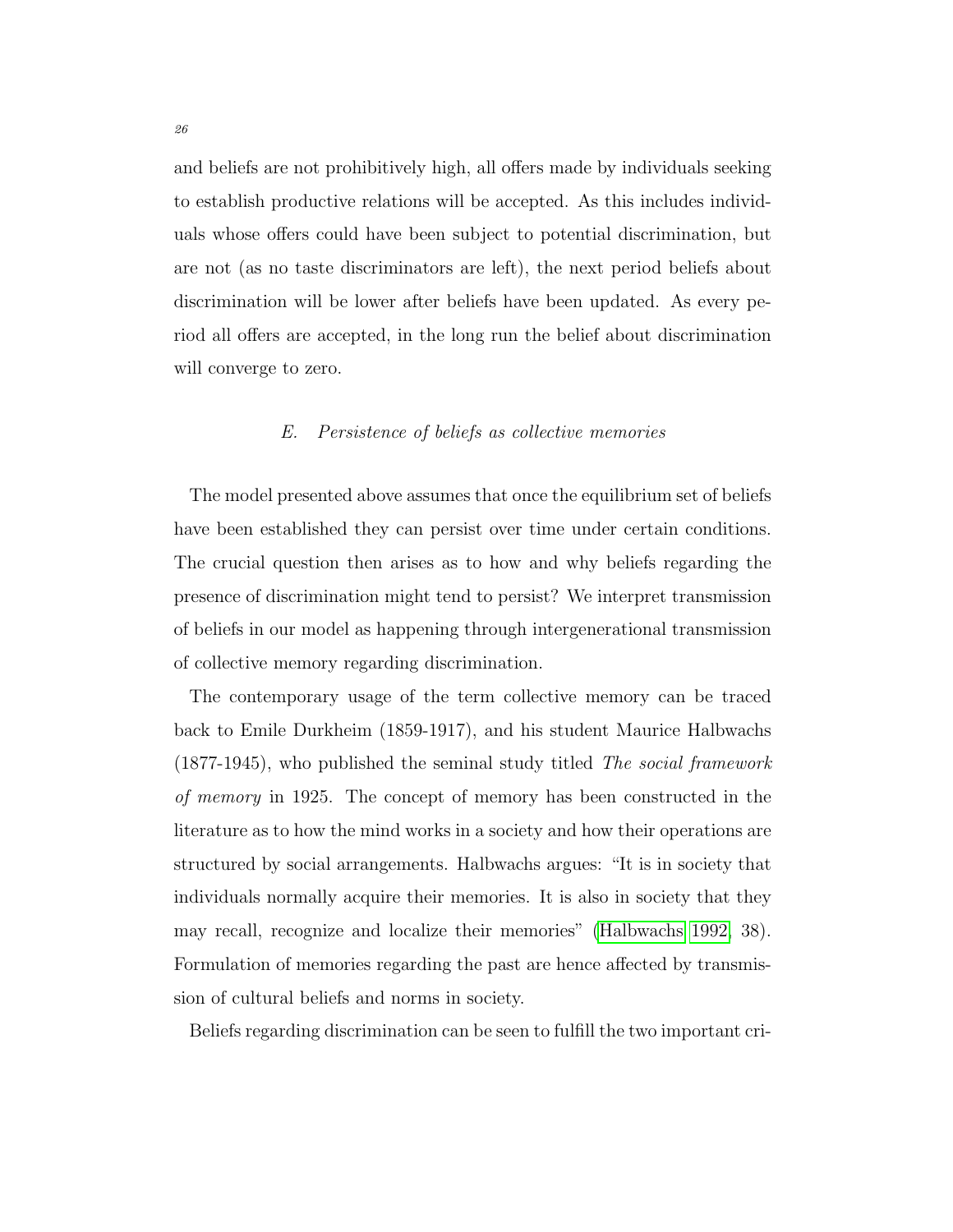and beliefs are not prohibitively high, all offers made by individuals seeking to establish productive relations will be accepted. As this includes individuals whose offers could have been subject to potential discrimination, but are not (as no taste discriminators are left), the next period beliefs about discrimination will be lower after beliefs have been updated. As every period all offers are accepted, in the long run the belief about discrimination will converge to zero.

### E. *Persistence of beliefs as collective memories*

The model presented above assumes that once the equilibrium set of beliefs have been established they can persist over time under certain conditions. The crucial question then arises as to how and why beliefs regarding the presence of discrimination might tend to persist? We interpret transmission of beliefs in our model as happening through intergenerational transmission of collective memory regarding discrimination.

The contemporary usage of the term collective memory can be traced back to Emile Durkheim (1859-1917), and his student Maurice Halbwachs (1877-1945), who published the seminal study titled *The social framework of memory* in 1925. The concept of memory has been constructed in the literature as to how the mind works in a society and how their operations are structured by social arrangements. Halbwachs argues: "It is in society that individuals normally acquire their memories. It is also in society that they may recall, recognize and localize their memories" (Halbwachs 1992, 38). Formulation of memories regarding the past are hence affected by transmission of cultural beliefs and norms in society.

Beliefs regarding discrimination can be seen to fulfill the two important cri-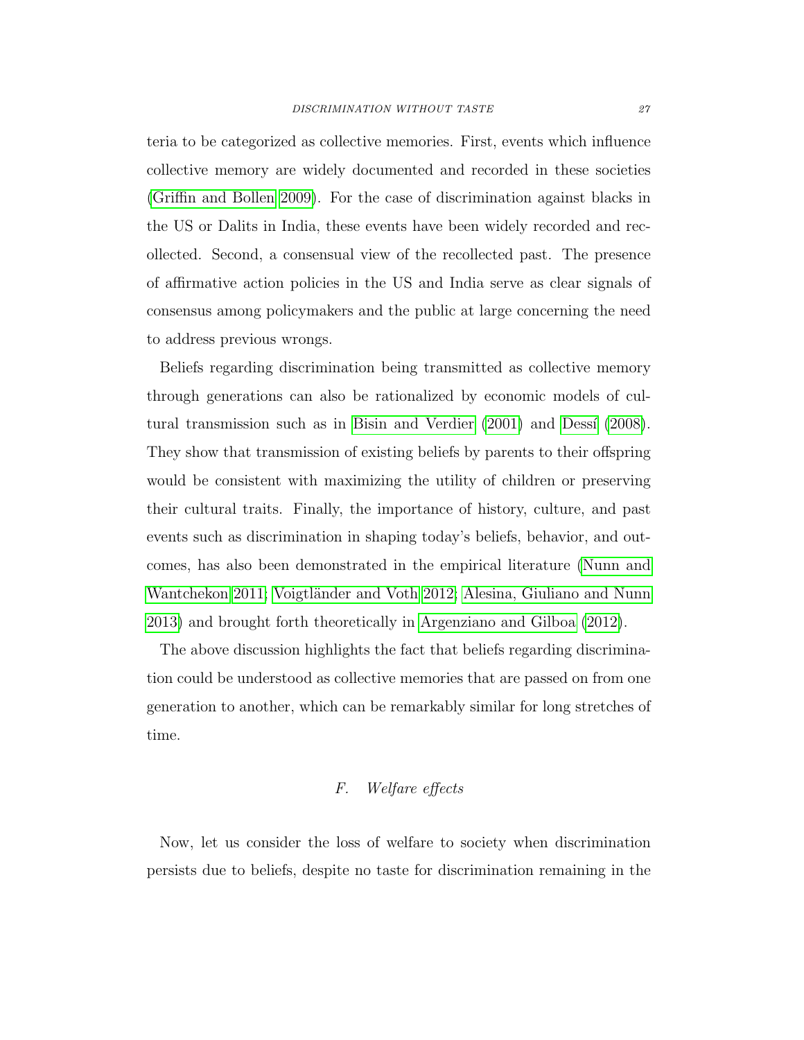teria to be categorized as collective memories. First, events which influence collective memory are widely documented and recorded in these societies (Griffin and Bollen 2009). For the case of discrimination against blacks in the US or Dalits in India, these events have been widely recorded and recollected. Second, a consensual view of the recollected past. The presence of affirmative action policies in the US and India serve as clear signals of consensus among policymakers and the public at large concerning the need to address previous wrongs.

Beliefs regarding discrimination being transmitted as collective memory through generations can also be rationalized by economic models of cultural transmission such as in Bisin and Verdier (2001) and Dessí (2008). They show that transmission of existing beliefs by parents to their offspring would be consistent with maximizing the utility of children or preserving their cultural traits. Finally, the importance of history, culture, and past events such as discrimination in shaping today's beliefs, behavior, and outcomes, has also been demonstrated in the empirical literature (Nunn and Wantchekon 2011; Voigtländer and Voth 2012; Alesina, Giuliano and Nunn 2013) and brought forth theoretically in Argenziano and Gilboa (2012).

The above discussion highlights the fact that beliefs regarding discrimination could be understood as collective memories that are passed on from one generation to another, which can be remarkably similar for long stretches of time.

### *F. Welfare effects*

Now, let us consider the loss of welfare to society when discrimination persists due to beliefs, despite no taste for discrimination remaining in the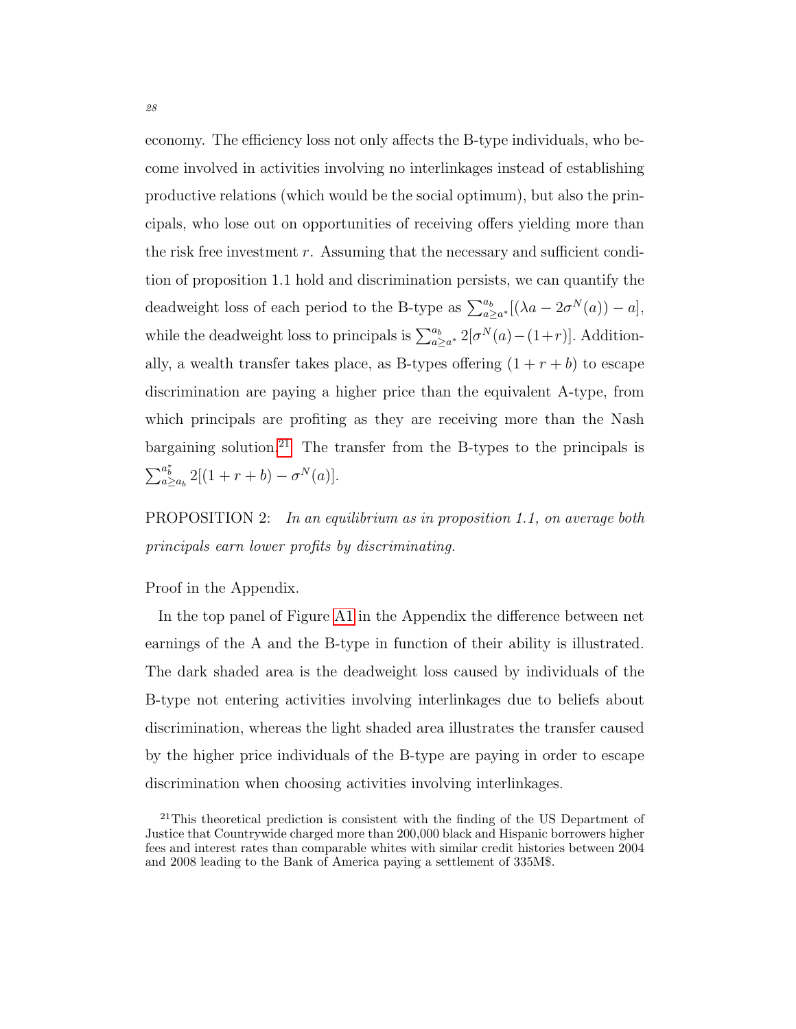economy. The efficiency loss not only affects the B-type individuals, who become involved in activities involving no interlinkages instead of establishing productive relations (which would be the social optimum), but also the principals, who lose out on opportunities of receiving offers yielding more than the risk free investment $r$. Assuming that the necessary and sufficient condition of proposition 1.1 hold and discrimination persists, we can quantify the deadweight loss of each period to the B-type as $\sum_{a \geq a^*}^{a_b} [(\lambda a - 2\sigma^N(a)) - a]$, while the deadweight loss to principals is $\sum_{a \geq a^*}^{a_b} 2[\sigma^N(a) - (1+r)]$. Additionally, a wealth transfer takes place, as B-types offering $(1 + r + b)$ to escape discrimination are paying a higher price than the equivalent A-type, from which principals are profiting as they are receiving more than the Nash bargaining solution.[21] The transfer from the B-types to the principals is $\sum_{a \geq a_b}^{a_b^*} 2[(1 + r + b) - \sigma^N(a)]$.

PROPOSITION 2: *In an equilibrium as in proposition 1.1, on average both principals earn lower profits by discriminating.*

Proof in the Appendix.

In the top panel of Figure A1 in the Appendix the difference between net earnings of the A and the B-type in function of their ability is illustrated. The dark shaded area is the deadweight loss caused by individuals of the B-type not entering activities involving interlinkages due to beliefs about discrimination, whereas the light shaded area illustrates the transfer caused by the higher price individuals of the B-type are paying in order to escape discrimination when choosing activities involving interlinkages.

[21]This theoretical prediction is consistent with the finding of the US Department of Justice that Countrywide charged more than 200,000 black and Hispanic borrowers higher fees and interest rates than comparable whites with similar credit histories between 2004 and 2008 leading to the Bank of America paying a settlement of 335M$.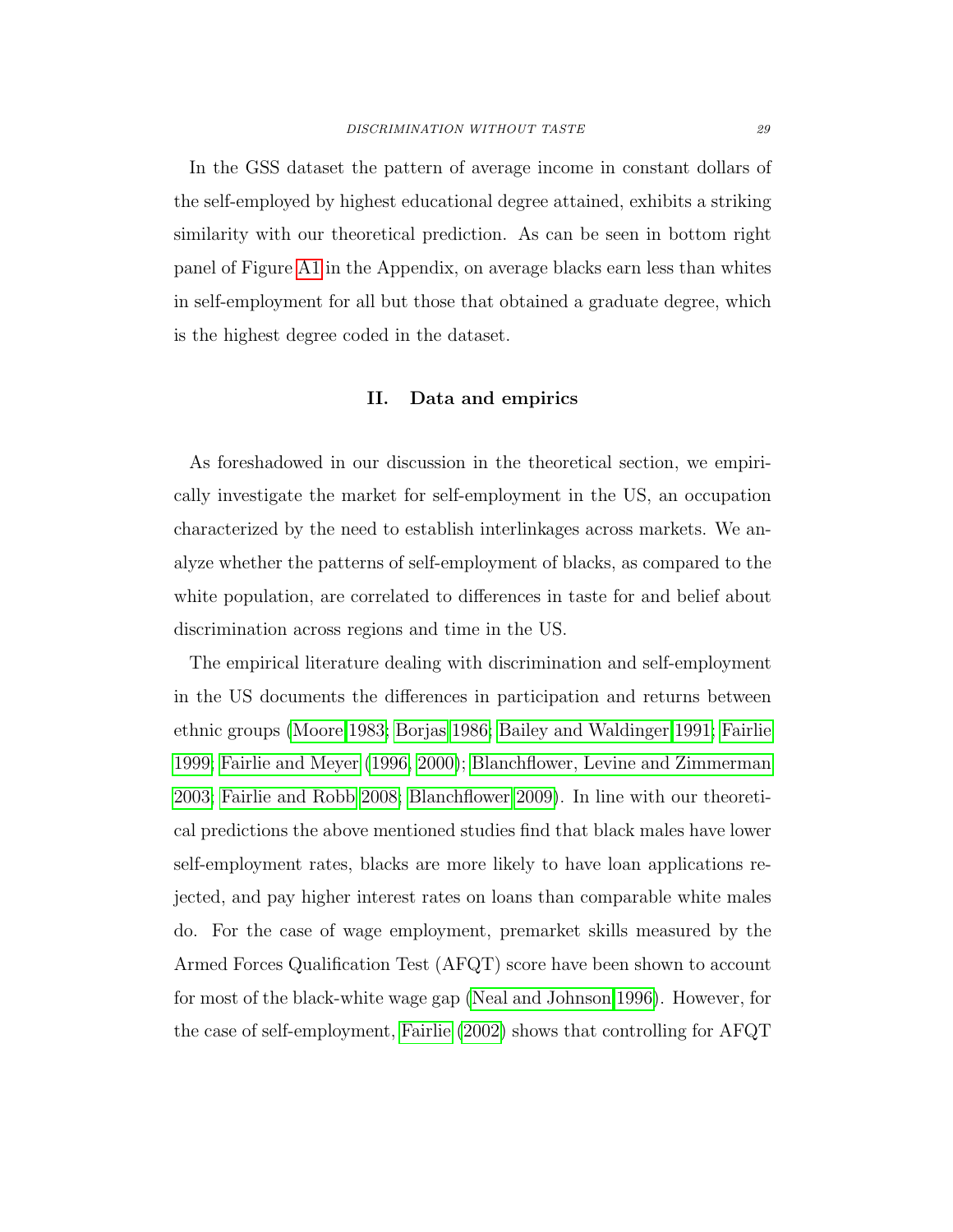In the GSS dataset the pattern of average income in constant dollars of the self-employed by highest educational degree attained, exhibits a striking similarity with our theoretical prediction. As can be seen in bottom right panel of Figure A1 in the Appendix, on average blacks earn less than whites in self-employment for all but those that obtained a graduate degree, which is the highest degree coded in the dataset.

## II. Data and empirics

As foreshadowed in our discussion in the theoretical section, we empirically investigate the market for self-employment in the US, an occupation characterized by the need to establish interlinkages across markets. We analyze whether the patterns of self-employment of blacks, as compared to the white population, are correlated to differences in taste for and belief about discrimination across regions and time in the US.

The empirical literature dealing with discrimination and self-employment in the US documents the differences in participation and returns between ethnic groups (Moore 1983; Borjas 1986; Bailey and Waldinger 1991; Fairlie 1999; Fairlie and Meyer (1996, 2000); Blanchflower, Levine and Zimmerman 2003; Fairlie and Robb 2008; Blanchflower 2009). In line with our theoretical predictions the above mentioned studies find that black males have lower self-employment rates, blacks are more likely to have loan applications rejected, and pay higher interest rates on loans than comparable white males do. For the case of wage employment, premarket skills measured by the Armed Forces Qualification Test (AFQT) score have been shown to account for most of the black-white wage gap (Neal and Johnson 1996). However, for the case of self-employment, Fairlie (2002) shows that controlling for AFQT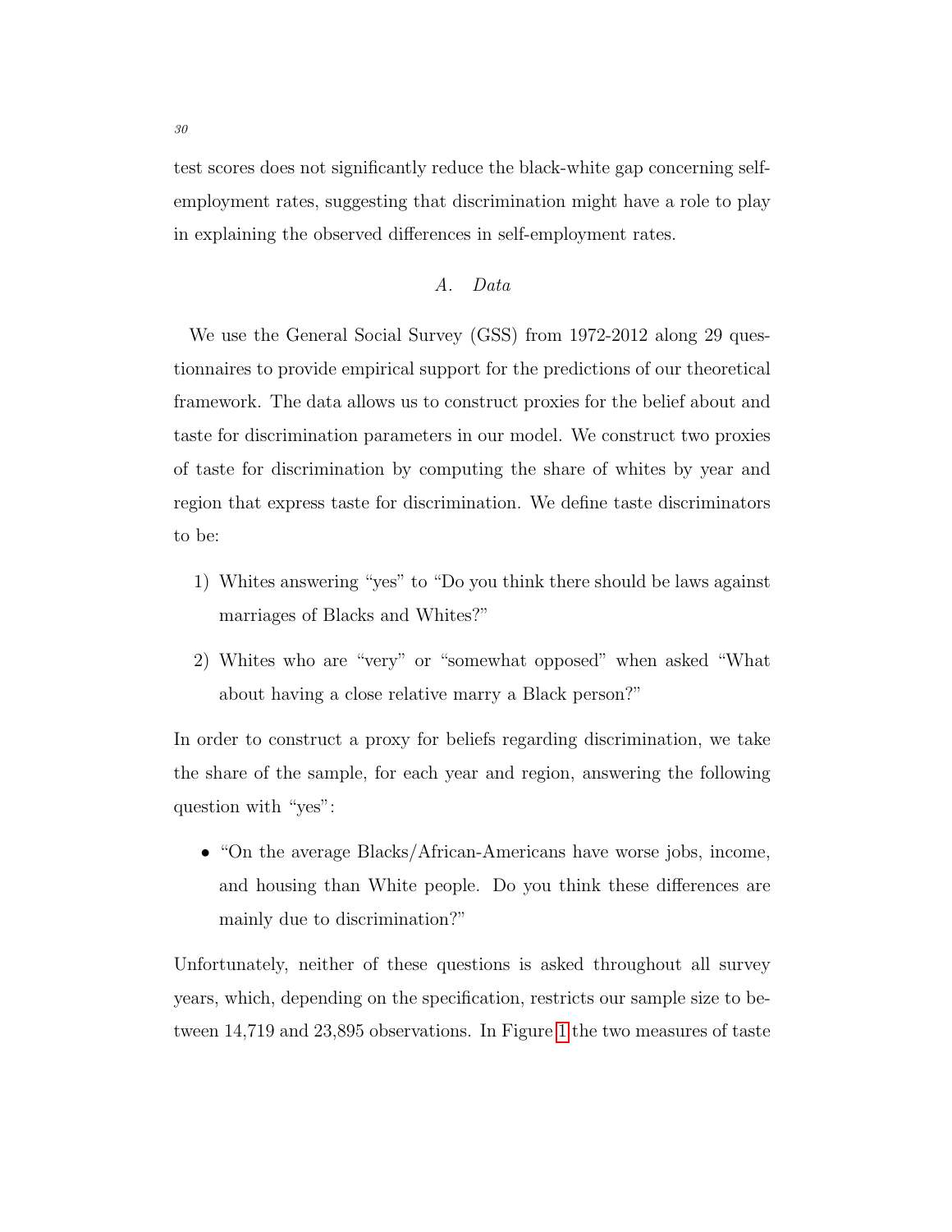test scores does not significantly reduce the black-white gap concerning self-employment rates, suggesting that discrimination might have a role to play in explaining the observed differences in self-employment rates.

## *A. Data*

We use the General Social Survey (GSS) from 1972-2012 along 29 questionnaires to provide empirical support for the predictions of our theoretical framework. The data allows us to construct proxies for the belief about and taste for discrimination parameters in our model. We construct two proxies of taste for discrimination by computing the share of whites by year and region that express taste for discrimination. We define taste discriminators to be:

1) Whites answering "yes" to "Do you think there should be laws against marriages of Blacks and Whites?"
2) Whites who are "very" or "somewhat opposed" when asked "What about having a close relative marry a Black person?"

In order to construct a proxy for beliefs regarding discrimination, we take the share of the sample, for each year and region, answering the following question with "yes":

- "On the average Blacks/African-Americans have worse jobs, income, and housing than White people. Do you think these differences are mainly due to discrimination?"

Unfortunately, neither of these questions is asked throughout all survey years, which, depending on the specification, restricts our sample size to between 14,719 and 23,895 observations. In Figure 1 the two measures of taste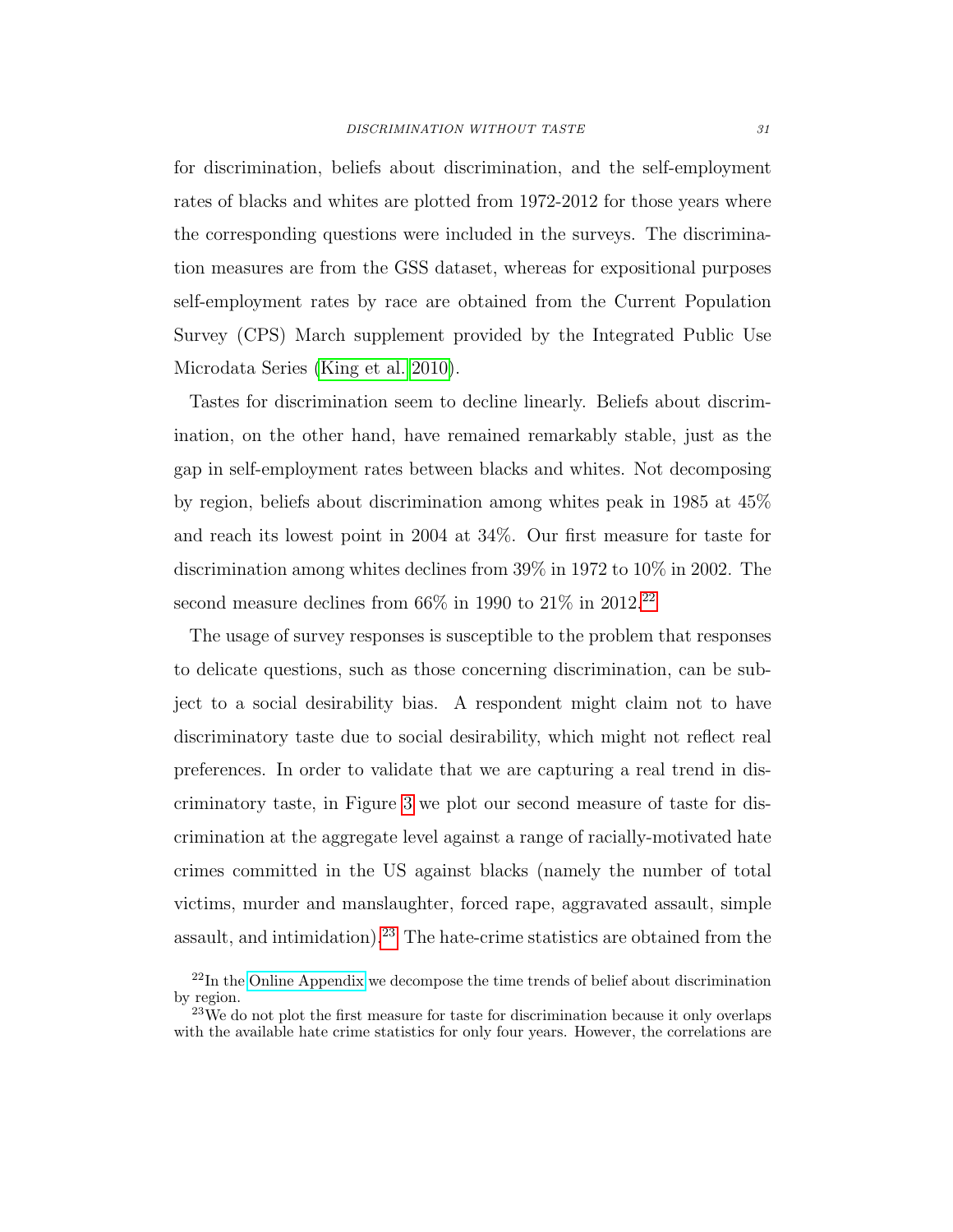for discrimination, beliefs about discrimination, and the self-employment rates of blacks and whites are plotted from 1972-2012 for those years where the corresponding questions were included in the surveys. The discrimination measures are from the GSS dataset, whereas for expositional purposes self-employment rates by race are obtained from the Current Population Survey (CPS) March supplement provided by the Integrated Public Use Microdata Series (King et al. 2010).

Tastes for discrimination seem to decline linearly. Beliefs about discrimination, on the other hand, have remained remarkably stable, just as the gap in self-employment rates between blacks and whites. Not decomposing by region, beliefs about discrimination among whites peak in 1985 at 45% and reach its lowest point in 2004 at 34%. Our first measure for taste for discrimination among whites declines from 39% in 1972 to 10% in 2002. The second measure declines from 66% in 1990 to 21% in 2012.[22]

The usage of survey responses is susceptible to the problem that responses to delicate questions, such as those concerning discrimination, can be subject to a social desirability bias. A respondent might claim not to have discriminatory taste due to social desirability, which might not reflect real preferences. In order to validate that we are capturing a real trend in discriminatory taste, in Figure 3 we plot our second measure of taste for discrimination at the aggregate level against a range of racially-motivated hate crimes committed in the US against blacks (namely the number of total victims, murder and manslaughter, forced rape, aggravated assault, simple assault, and intimidation).[23] The hate-crime statistics are obtained from the

[22] In the Online Appendix we decompose the time trends of belief about discrimination by region.

[23] We do not plot the first measure for taste for discrimination because it only overlaps with the available hate crime statistics for only four years. However, the correlations are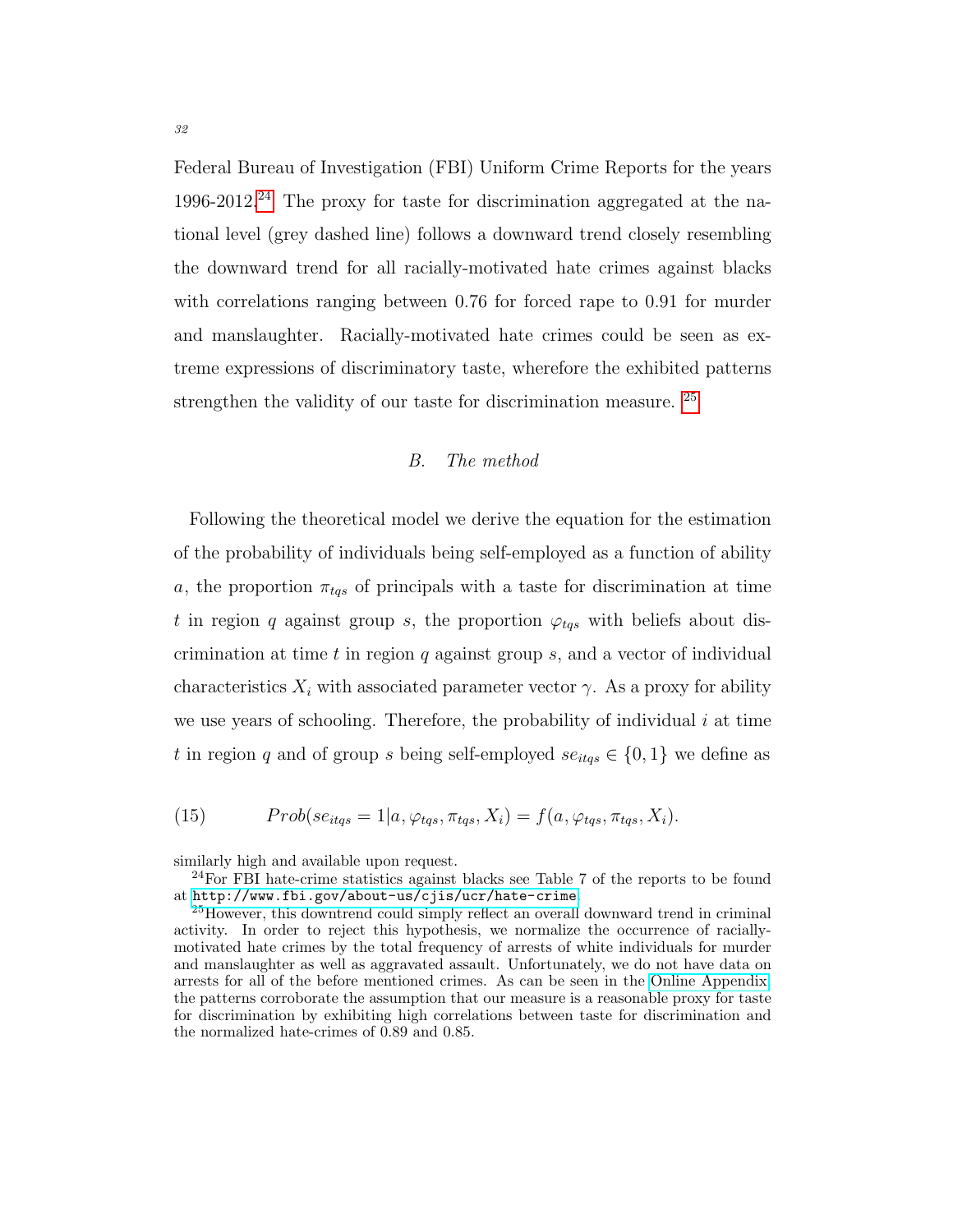Federal Bureau of Investigation (FBI) Uniform Crime Reports for the years 1996-2012.[24] The proxy for taste for discrimination aggregated at the national level (grey dashed line) follows a downward trend closely resembling the downward trend for all racially-motivated hate crimes against blacks with correlations ranging between 0.76 for forced rape to 0.91 for murder and manslaughter. Racially-motivated hate crimes could be seen as extreme expressions of discriminatory taste, wherefore the exhibited patterns strengthen the validity of our taste for discrimination measure. [25]

### B. *The method*

Following the theoretical model we derive the equation for the estimation of the probability of individuals being self-employed as a function of ability $a$, the proportion $\pi_{tqs}$ of principals with a taste for discrimination at time $t$ in region $q$ against group $s$, the proportion $\varphi_{tqs}$ with beliefs about discrimination at time $t$ in region $q$ against group $s$, and a vector of individual characteristics $X_i$ with associated parameter vector $\gamma$. As a proxy for ability we use years of schooling. Therefore, the probability of individual $i$ at time $t$ in region $q$ and of group $s$ being self-employed $se_{itqs} \in \{0, 1\}$ we define as

$$(15) \qquad Prob(se_{itqs} = 1 | a, \varphi_{tqs}, \pi_{tqs}, X_i) = f(a, \varphi_{tqs}, \pi_{tqs}, X_i).$$

similarly high and available upon request.

[24] For FBI hate-crime statistics against blacks see Table 7 of the reports to be found at http://www.fbi.gov/about-us/cjis/ucr/hate-crime.

[25] However, this downtrend could simply reflect an overall downward trend in criminal activity. In order to reject this hypothesis, we normalize the occurrence of racially-motivated hate crimes by the total frequency of arrests of white individuals for murder and manslaughter as well as aggravated assault. Unfortunately, we do not have data on arrests for all of the before mentioned crimes. As can be seen in the Online Appendix the patterns corroborate the assumption that our measure is a reasonable proxy for taste for discrimination by exhibiting high correlations between taste for discrimination and the normalized hate-crimes of 0.89 and 0.85.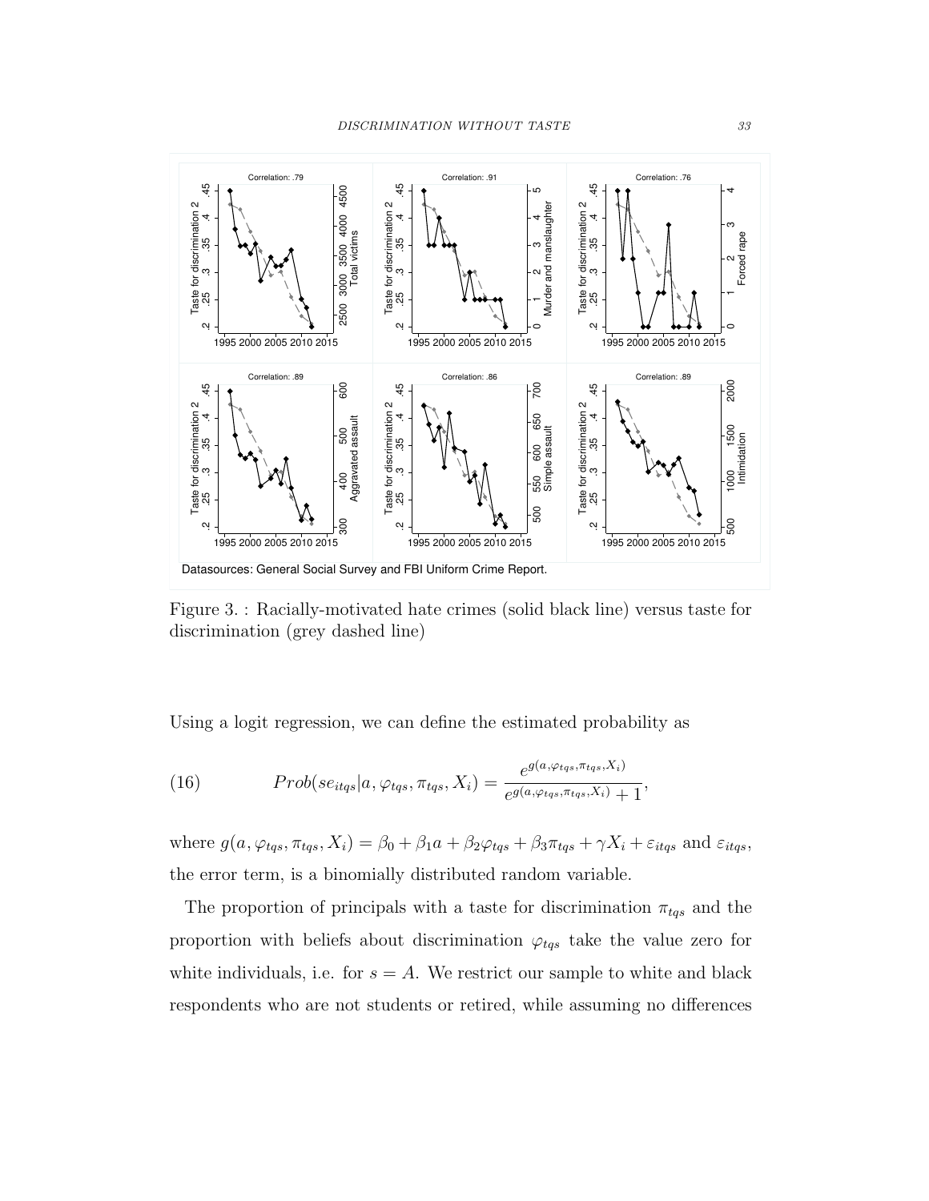Datasources: General Social Survey and FBI Uniform Crime Report.

Figure 3. : Racially-motivated hate crimes (solid black line) versus taste for discrimination (grey dashed line)

Using a logit regression, we can define the estimated probability as

$$Prob(se_{itqs}|a, \varphi_{tqs}, \pi_{tqs}, X_i) = \frac{e^{g(a,\varphi_{tqs},\pi_{tqs},X_i)}}{e^{g(a,\varphi_{tqs},\pi_{tqs},X_i)} + 1}, \tag{16}$$

where $g(a, \varphi_{tqs}, \pi_{tqs}, X_i) = \beta_0 + \beta_1 a + \beta_2 \varphi_{tqs} + \beta_3 \pi_{tqs} + \gamma X_i + \varepsilon_{itqs}$ and $\varepsilon_{itqs}$, the error term, is a binomially distributed random variable.

The proportion of principals with a taste for discrimination $\pi_{tqs}$ and the proportion with beliefs about discrimination $\varphi_{tqs}$ take the value zero for white individuals, i.e. for $s = A$. We restrict our sample to white and black respondents who are not students or retired, while assuming no differences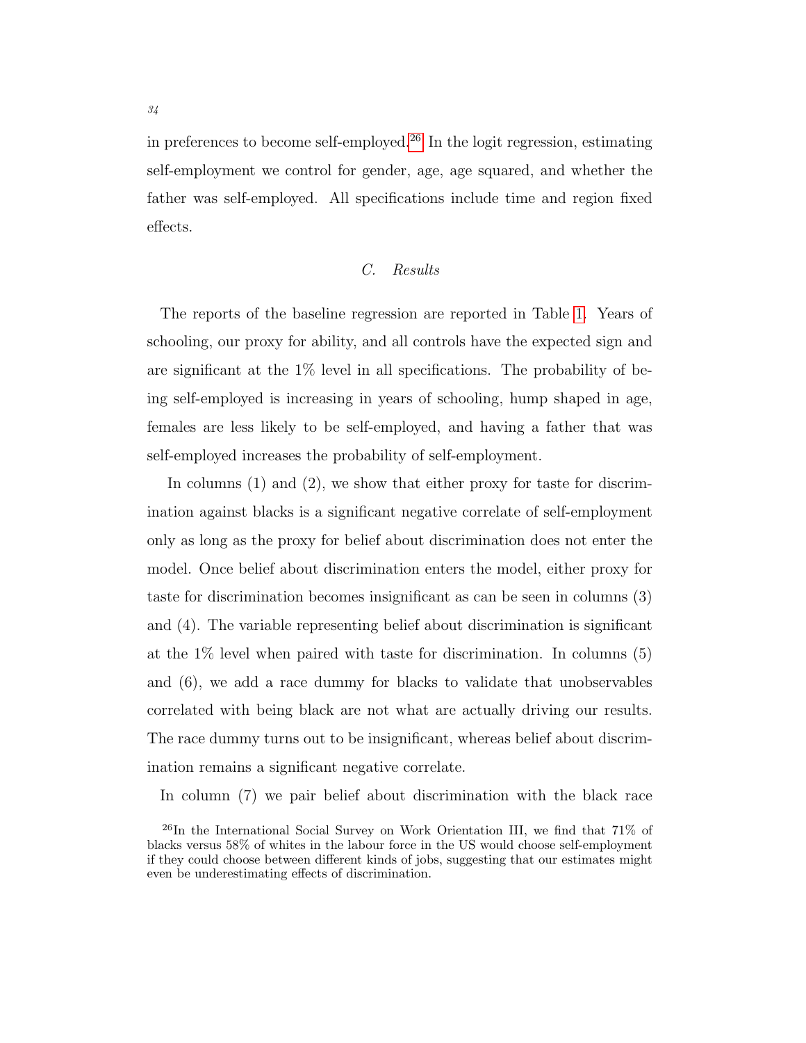in preferences to become self-employed.[26] In the logit regression, estimating self-employment we control for gender, age, age squared, and whether the father was self-employed. All specifications include time and region fixed effects.

### C. *Results*

The reports of the baseline regression are reported in Table 1. Years of schooling, our proxy for ability, and all controls have the expected sign and are significant at the 1% level in all specifications. The probability of being self-employed is increasing in years of schooling, hump shaped in age, females are less likely to be self-employed, and having a father that was self-employed increases the probability of self-employment.

In columns (1) and (2), we show that either proxy for taste for discrimination against blacks is a significant negative correlate of self-employment only as long as the proxy for belief about discrimination does not enter the model. Once belief about discrimination enters the model, either proxy for taste for discrimination becomes insignificant as can be seen in columns (3) and (4). The variable representing belief about discrimination is significant at the 1% level when paired with taste for discrimination. In columns (5) and (6), we add a race dummy for blacks to validate that unobservables correlated with being black are not what are actually driving our results. The race dummy turns out to be insignificant, whereas belief about discrimination remains a significant negative correlate.

In column (7) we pair belief about discrimination with the black race

[26] In the International Social Survey on Work Orientation III, we find that 71% of blacks versus 58% of whites in the labour force in the US would choose self-employment if they could choose between different kinds of jobs, suggesting that our estimates might even be underestimating effects of discrimination.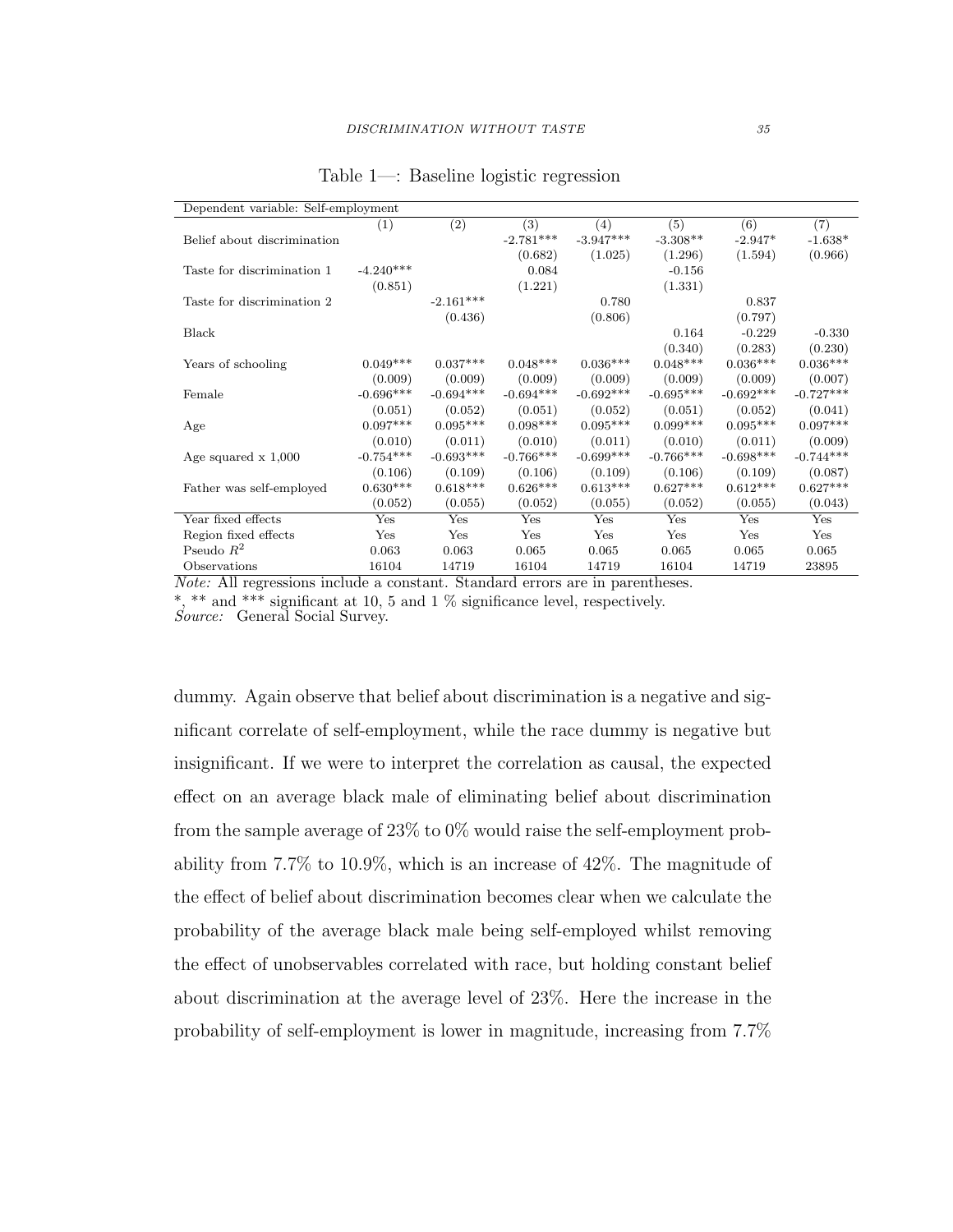Table 1—: Baseline logistic regression

| Dependent variable: Self-employment | | | | | | | |
|---|---|---|---|---|---|---|---|
| | (1) | (2) | (3) | (4) | (5) | (6) | (7) |
| Belief about discrimination | | | -2.781*** | -3.947*** | -3.308** | -2.947* | -1.638* |
| | | | (0.682) | (1.025) | (1.296) | (1.594) | (0.966) |
| Taste for discrimination 1 | -4.240*** | | 0.084 | | -0.156 | | |
| | (0.851) | | (1.221) | | (1.331) | | |
| Taste for discrimination 2 | | -2.161*** | | 0.780 | | 0.837 | |
| | | (0.436) | | (0.806) | | (0.797) | |
| Black | | | | | 0.164 | -0.229 | -0.330 |
| | | | | | (0.340) | (0.283) | (0.230) |
| Years of schooling | 0.049*** | 0.037*** | 0.048*** | 0.036*** | 0.048*** | 0.036*** | 0.036*** |
| | (0.009) | (0.009) | (0.009) | (0.009) | (0.009) | (0.009) | (0.007) |
| Female | -0.696*** | -0.694*** | -0.694*** | -0.692*** | -0.695*** | -0.692*** | -0.727*** |
| | (0.051) | (0.052) | (0.051) | (0.052) | (0.051) | (0.052) | (0.041) |
| Age | 0.097*** | 0.095*** | 0.098*** | 0.095*** | 0.099*** | 0.095*** | 0.097*** |
| | (0.010) | (0.011) | (0.010) | (0.011) | (0.010) | (0.011) | (0.009) |
| Age squared x 1,000 | -0.754*** | -0.693*** | -0.766*** | -0.699*** | -0.766*** | -0.698*** | -0.744*** |
| | (0.106) | (0.109) | (0.106) | (0.109) | (0.106) | (0.109) | (0.087) |
| Father was self-employed | 0.630*** | 0.618*** | 0.626*** | 0.613*** | 0.627*** | 0.612*** | 0.627*** |
| | (0.052) | (0.055) | (0.052) | (0.055) | (0.052) | (0.055) | (0.043) |
| Year fixed effects | Yes | Yes | Yes | Yes | Yes | Yes | Yes |
| Region fixed effects | Yes | Yes | Yes | Yes | Yes | Yes | Yes |
| Pseudo $R^2$ | 0.063 | 0.063 | 0.065 | 0.065 | 0.065 | 0.065 | 0.065 |
| Observations | 16104 | 14719 | 16104 | 14719 | 16104 | 14719 | 23895 |

*Note:* All regressions include a constant. Standard errors are in parentheses.

*, ** and *** significant at 10, 5 and 1 % significance level, respectively.

*Source:* General Social Survey.

dummy. Again observe that belief about discrimination is a negative and significant correlate of self-employment, while the race dummy is negative but insignificant. If we were to interpret the correlation as causal, the expected effect on an average black male of eliminating belief about discrimination from the sample average of 23% to 0% would raise the self-employment probability from 7.7% to 10.9%, which is an increase of 42%. The magnitude of the effect of belief about discrimination becomes clear when we calculate the probability of the average black male being self-employed whilst removing the effect of unobservables correlated with race, but holding constant belief about discrimination at the average level of 23%. Here the increase in the probability of self-employment is lower in magnitude, increasing from 7.7%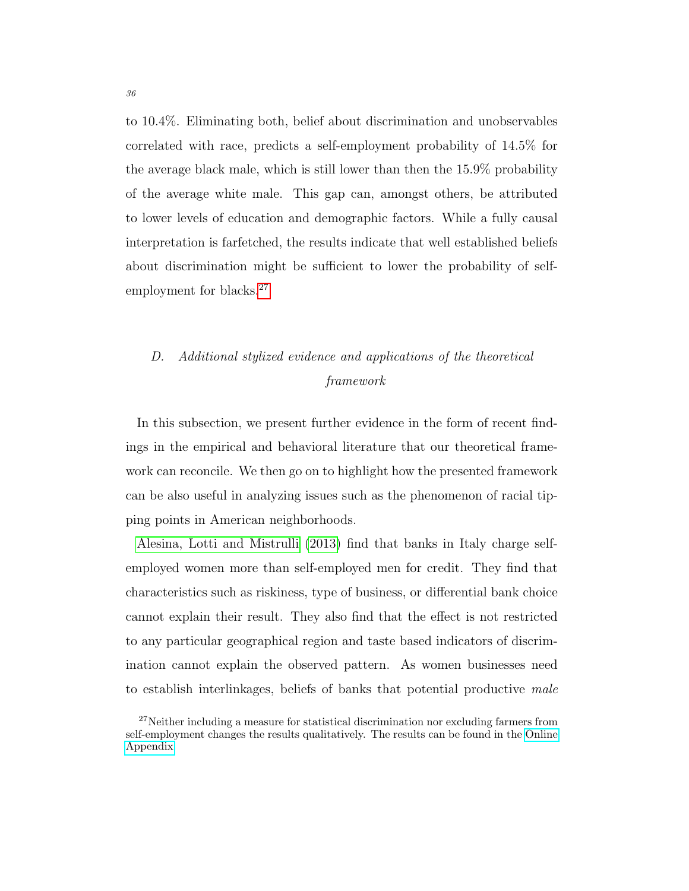to 10.4%. Eliminating both, belief about discrimination and unobservables correlated with race, predicts a self-employment probability of 14.5% for the average black male, which is still lower than then the 15.9% probability of the average white male. This gap can, amongst others, be attributed to lower levels of education and demographic factors. While a fully causal interpretation is farfetched, the results indicate that well established beliefs about discrimination might be sufficient to lower the probability of self-employment for blacks.[27]

### D. *Additional stylized evidence and applications of the theoretical framework*

In this subsection, we present further evidence in the form of recent findings in the empirical and behavioral literature that our theoretical framework can reconcile. We then go on to highlight how the presented framework can be also useful in analyzing issues such as the phenomenon of racial tipping points in American neighborhoods.

Alesina, Lotti and Mistrulli (2013) find that banks in Italy charge self-employed women more than self-employed men for credit. They find that characteristics such as riskiness, type of business, or differential bank choice cannot explain their result. They also find that the effect is not restricted to any particular geographical region and taste based indicators of discrimination cannot explain the observed pattern. As women businesses need to establish interlinkages, beliefs of banks that potential productive *male*

[27] Neither including a measure for statistical discrimination nor excluding farmers from self-employment changes the results qualitatively. The results can be found in the Online Appendix.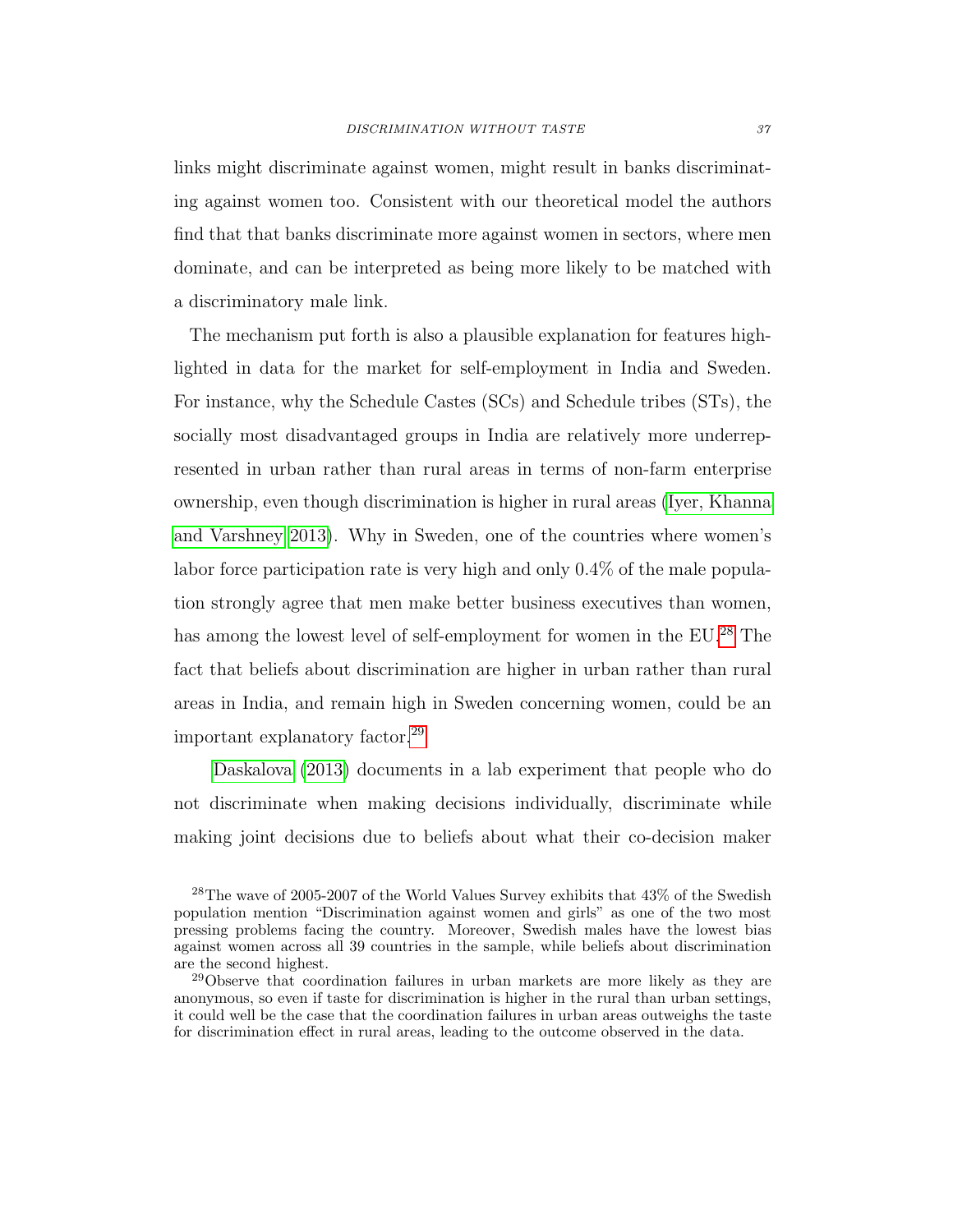links might discriminate against women, might result in banks discriminating against women too. Consistent with our theoretical model the authors find that that banks discriminate more against women in sectors, where men dominate, and can be interpreted as being more likely to be matched with a discriminatory male link.

The mechanism put forth is also a plausible explanation for features highlighted in data for the market for self-employment in India and Sweden. For instance, why the Schedule Castes (SCs) and Schedule tribes (STs), the socially most disadvantaged groups in India are relatively more underrepresented in urban rather than rural areas in terms of non-farm enterprise ownership, even though discrimination is higher in rural areas (Iyer, Khanna and Varshney 2013). Why in Sweden, one of the countries where women's labor force participation rate is very high and only 0.4% of the male population strongly agree that men make better business executives than women, has among the lowest level of self-employment for women in the EU.[28] The fact that beliefs about discrimination are higher in urban rather than rural areas in India, and remain high in Sweden concerning women, could be an important explanatory factor.[29]

Daskalova (2013) documents in a lab experiment that people who do not discriminate when making decisions individually, discriminate while making joint decisions due to beliefs about what their co-decision maker

[28]The wave of 2005-2007 of the World Values Survey exhibits that 43% of the Swedish population mention "Discrimination against women and girls" as one of the two most pressing problems facing the country. Moreover, Swedish males have the lowest bias against women across all 39 countries in the sample, while beliefs about discrimination are the second highest.

[29]Observe that coordination failures in urban markets are more likely as they are anonymous, so even if taste for discrimination is higher in the rural than urban settings, it could well be the case that the coordination failures in urban areas outweighs the taste for discrimination effect in rural areas, leading to the outcome observed in the data.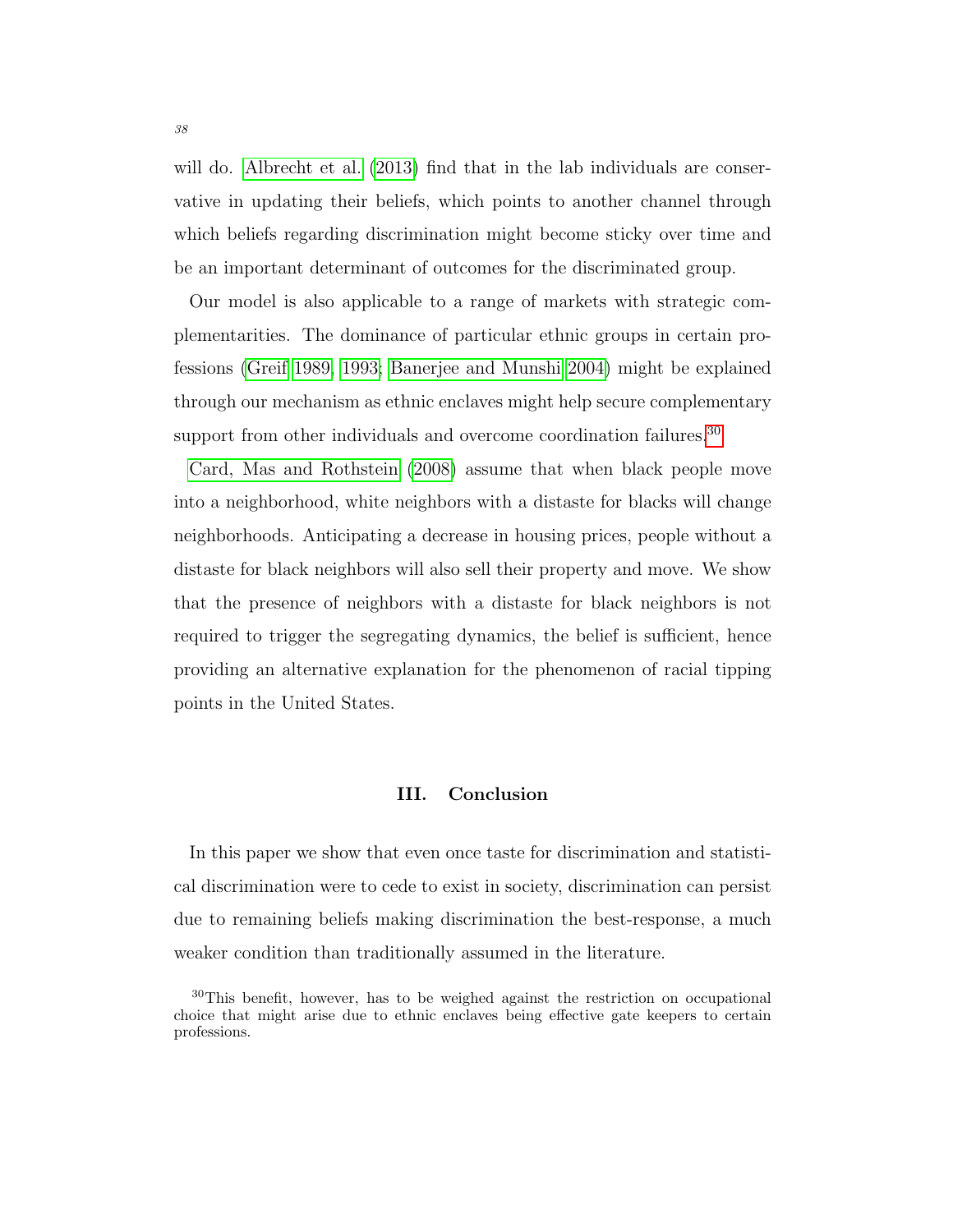will do. Albrecht et al. (2013) find that in the lab individuals are conservative in updating their beliefs, which points to another channel through which beliefs regarding discrimination might become sticky over time and be an important determinant of outcomes for the discriminated group.

Our model is also applicable to a range of markets with strategic complementarities. The dominance of particular ethnic groups in certain professions (Greif 1989, 1993; Banerjee and Munshi 2004) might be explained through our mechanism as ethnic enclaves might help secure complementary support from other individuals and overcome coordination failures.[30]

Card, Mas and Rothstein (2008) assume that when black people move into a neighborhood, white neighbors with a distaste for blacks will change neighborhoods. Anticipating a decrease in housing prices, people without a distaste for black neighbors will also sell their property and move. We show that the presence of neighbors with a distaste for black neighbors is not required to trigger the segregating dynamics, the belief is sufficient, hence providing an alternative explanation for the phenomenon of racial tipping points in the United States.

## III. Conclusion

In this paper we show that even once taste for discrimination and statistical discrimination were to cede to exist in society, discrimination can persist due to remaining beliefs making discrimination the best-response, a much weaker condition than traditionally assumed in the literature.

[30]This benefit, however, has to be weighed against the restriction on occupational choice that might arise due to ethnic enclaves being effective gate keepers to certain professions.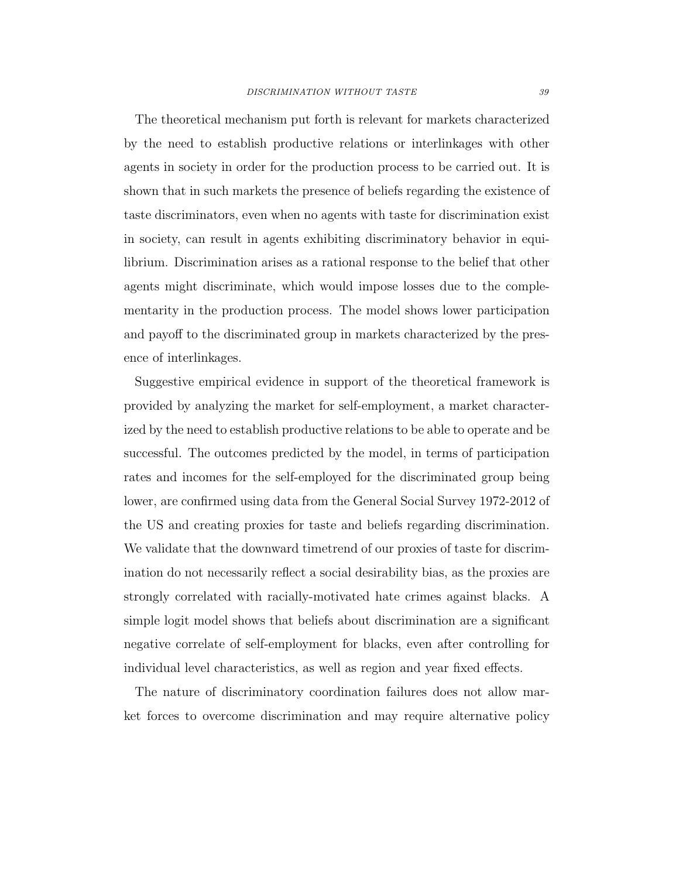The theoretical mechanism put forth is relevant for markets characterized by the need to establish productive relations or interlinkages with other agents in society in order for the production process to be carried out. It is shown that in such markets the presence of beliefs regarding the existence of taste discriminators, even when no agents with taste for discrimination exist in society, can result in agents exhibiting discriminatory behavior in equilibrium. Discrimination arises as a rational response to the belief that other agents might discriminate, which would impose losses due to the complementarity in the production process. The model shows lower participation and payoff to the discriminated group in markets characterized by the presence of interlinkages.

Suggestive empirical evidence in support of the theoretical framework is provided by analyzing the market for self-employment, a market characterized by the need to establish productive relations to be able to operate and be successful. The outcomes predicted by the model, in terms of participation rates and incomes for the self-employed for the discriminated group being lower, are confirmed using data from the General Social Survey 1972-2012 of the US and creating proxies for taste and beliefs regarding discrimination. We validate that the downward timetrend of our proxies of taste for discrimination do not necessarily reflect a social desirability bias, as the proxies are strongly correlated with racially-motivated hate crimes against blacks. A simple logit model shows that beliefs about discrimination are a significant negative correlate of self-employment for blacks, even after controlling for individual level characteristics, as well as region and year fixed effects.

The nature of discriminatory coordination failures does not allow market forces to overcome discrimination and may require alternative policy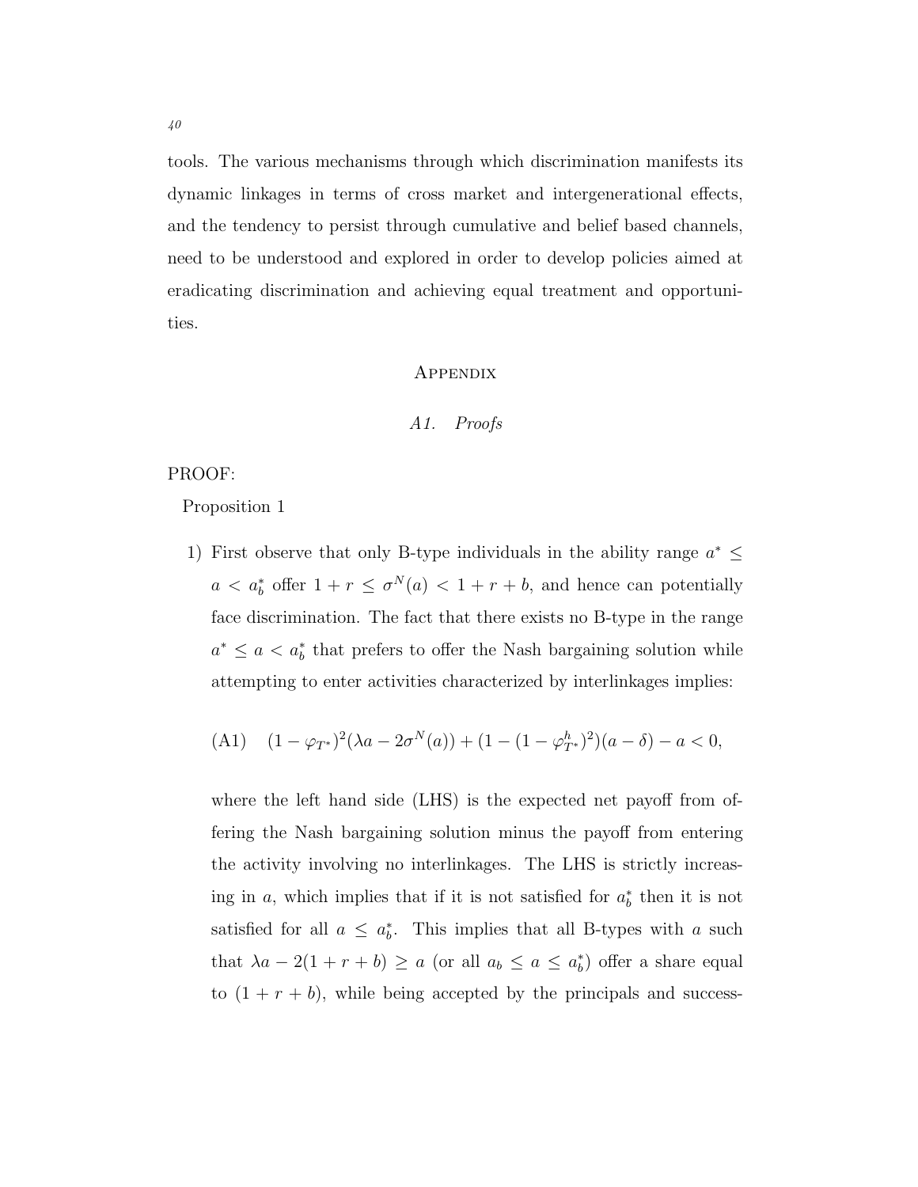tools. The various mechanisms through which discrimination manifests its dynamic linkages in terms of cross market and intergenerational effects, and the tendency to persist through cumulative and belief based channels, need to be understood and explored in order to develop policies aimed at eradicating discrimination and achieving equal treatment and opportunities.

## Appendix

### *A1. Proofs*

PROOF:

Proposition 1

1) First observe that only B-type individuals in the ability range $a^* \leq a < a_b^*$ offer $1 + r \leq \sigma^N(a) < 1 + r + b$, and hence can potentially face discrimination. The fact that there exists no B-type in the range $a^* \leq a < a_b^*$ that prefers to offer the Nash bargaining solution while attempting to enter activities characterized by interlinkages implies:

$$\text{(A1)} \quad (1 - \varphi_{T^*})^2(\lambda a - 2\sigma^N(a)) + (1 - (1 - \varphi_{T^*}^h)^2)(a - \delta) - a < 0,$$

where the left hand side (LHS) is the expected net payoff from offering the Nash bargaining solution minus the payoff from entering the activity involving no interlinkages. The LHS is strictly increasing in $a$, which implies that if it is not satisfied for $a_b^*$ then it is not satisfied for all $a \leq a_b^*$. This implies that all B-types with $a$ such that $\lambda a - 2(1 + r + b) \geq a$ (or all $a_b \leq a \leq a_b^*$) offer a share equal to $(1 + r + b)$, while being accepted by the principals and success-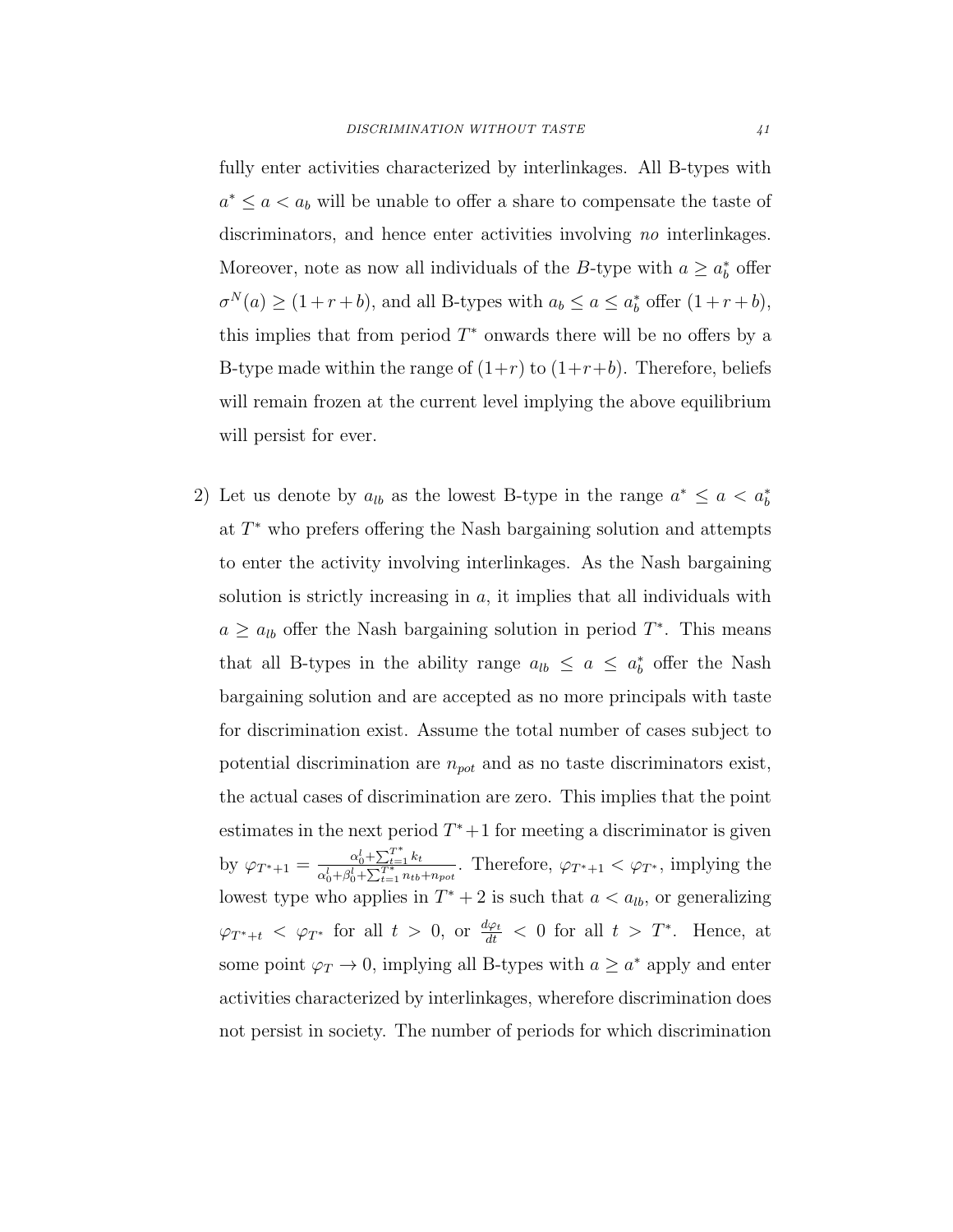fully enter activities characterized by interlinkages. All B-types with $a^* \leq a < a_b$ will be unable to offer a share to compensate the taste of discriminators, and hence enter activities involving *no* interlinkages. Moreover, note as now all individuals of the $B$-type with $a \geq a_b^*$ offer $\sigma^N(a) \geq (1+r+b)$, and all B-types with $a_b \leq a \leq a_b^*$ offer $(1+r+b)$, this implies that from period $T^*$ onwards there will be no offers by a B-type made within the range of $(1+r)$ to $(1+r+b)$. Therefore, beliefs will remain frozen at the current level implying the above equilibrium will persist for ever.

2) Let us denote by $a_{lb}$ as the lowest B-type in the range $a^* \leq a < a_b^*$ at $T^*$ who prefers offering the Nash bargaining solution and attempts to enter the activity involving interlinkages. As the Nash bargaining solution is strictly increasing in $a$, it implies that all individuals with $a \geq a_{lb}$ offer the Nash bargaining solution in period $T^*$. This means that all B-types in the ability range $a_{lb} \leq a \leq a_b^*$ offer the Nash bargaining solution and are accepted as no more principals with taste for discrimination exist. Assume the total number of cases subject to potential discrimination are $n_{pot}$ and as no taste discriminators exist, the actual cases of discrimination are zero. This implies that the point estimates in the next period $T^*+1$ for meeting a discriminator is given by $\varphi_{T^*+1} = \frac{\alpha_0^l + \sum_{t=1}^{T^*} k_t}{\alpha_0^l + \beta_0^l + \sum_{t=1}^{T^*} n_{tb} + n_{pot}}$. Therefore, $\varphi_{T^*+1} < \varphi_{T^*}$, implying the lowest type who applies in $T^*+2$ is such that $a < a_{lb}$, or generalizing $\varphi_{T^*+t} < \varphi_{T^*}$ for all $t > 0$, or $\frac{d\varphi_t}{dt} < 0$ for all $t > T^*$. Hence, at some point $\varphi_T \to 0$, implying all B-types with $a \geq a^*$ apply and enter activities characterized by interlinkages, wherefore discrimination does not persist in society. The number of periods for which discrimination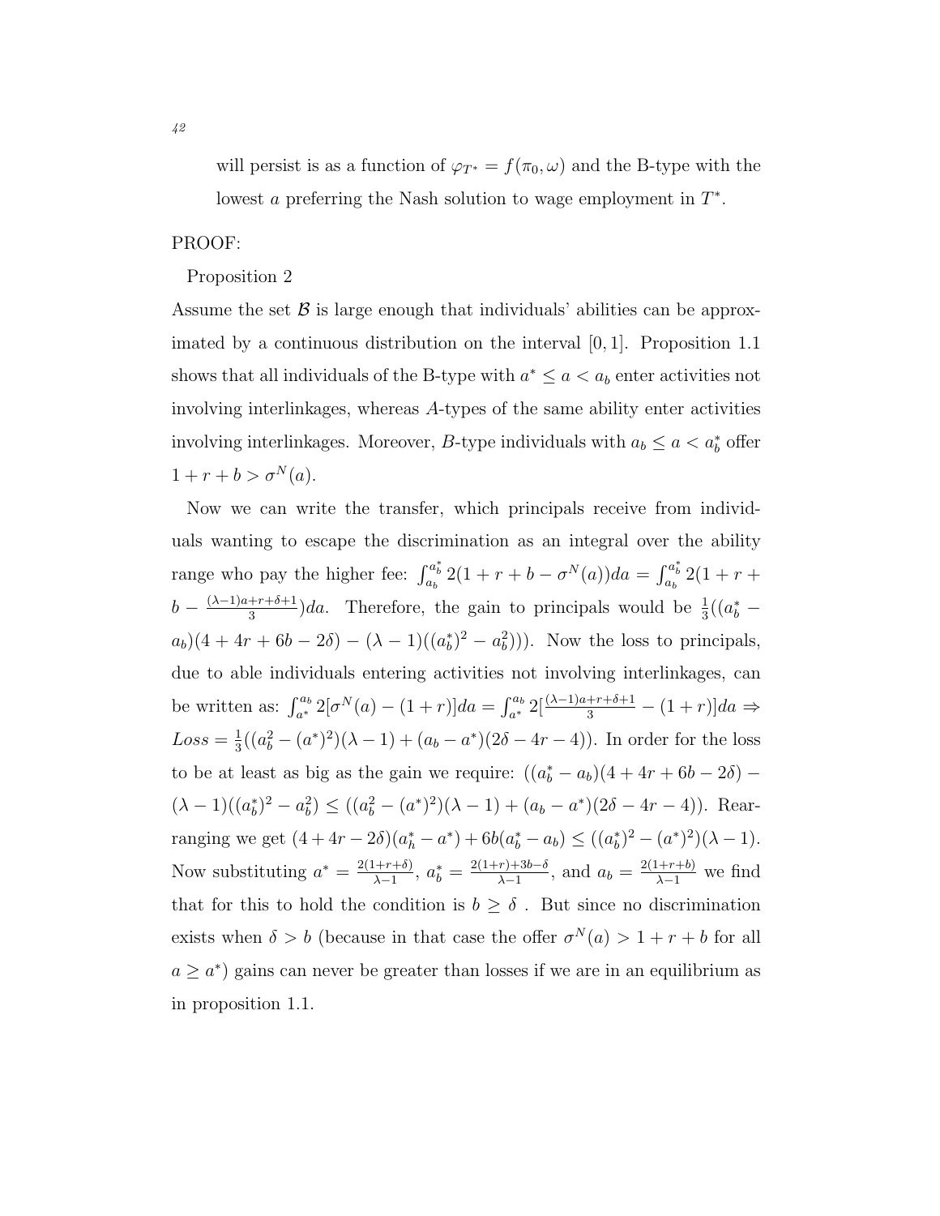will persist is as a function of $\varphi_{T^*} = f(\pi_0, \omega)$ and the B-type with the lowest $a$ preferring the Nash solution to wage employment in $T^*$.

PROOF:

Proposition 2

Assume the set $\mathcal{B}$ is large enough that individuals' abilities can be approximated by a continuous distribution on the interval $[0, 1]$. Proposition 1.1 shows that all individuals of the B-type with $a^* \leq a < a_b$ enter activities not involving interlinkages, whereas $A$-types of the same ability enter activities involving interlinkages. Moreover, $B$-type individuals with $a_b \leq a < a_b^*$ offer $1 + r + b > \sigma^N(a)$.

Now we can write the transfer, which principals receive from individuals wanting to escape the discrimination as an integral over the ability range who pay the higher fee: $\int_{a_b}^{a_b^*} 2(1 + r + b - \sigma^N(a))da = \int_{a_b}^{a_b^*} 2(1 + r + b - \frac{(\lambda-1)a+r+\delta+1}{3})da$. Therefore, the gain to principals would be $\frac{1}{3}((a_b^* - a_b)(4 + 4r + 6b - 2\delta) - (\lambda - 1)((a_b^*)^2 - a_b^2)))$. Now the loss to principals, due to able individuals entering activities not involving interlinkages, can be written as: $\int_{a^*}^{a_b} 2[\sigma^N(a) - (1 + r)]da = \int_{a^*}^{a_b} 2[\frac{(\lambda-1)a+r+\delta+1}{3} - (1 + r)]da \Rightarrow$ $Loss = \frac{1}{3}((a_b^2 - (a^*)^2)(\lambda - 1) + (a_b - a^*)(2\delta - 4r - 4))$. In order for the loss to be at least as big as the gain we require: $((a_b^* - a_b)(4 + 4r + 6b - 2\delta) - (\lambda - 1)((a_b^*)^2 - a_b^2) \leq ((a_b^2 - (a^*)^2)(\lambda - 1) + (a_b - a^*)(2\delta - 4r - 4))$. Rearranging we get $(4 + 4r - 2\delta)(a_h^* - a^*) + 6b(a_b^* - a_b) \leq ((a_b^*)^2 - (a^*)^2)(\lambda - 1)$. Now substituting $a^* = \frac{2(1+r+\delta)}{\lambda-1}$, $a_b^* = \frac{2(1+r)+3b-\delta}{\lambda-1}$, and $a_b = \frac{2(1+r+b)}{\lambda-1}$ we find that for this to hold the condition is $b \geq \delta$ . But since no discrimination exists when $\delta > b$ (because in that case the offer $\sigma^N(a) > 1 + r + b$ for all $a \geq a^*$) gains can never be greater than losses if we are in an equilibrium as in proposition 1.1.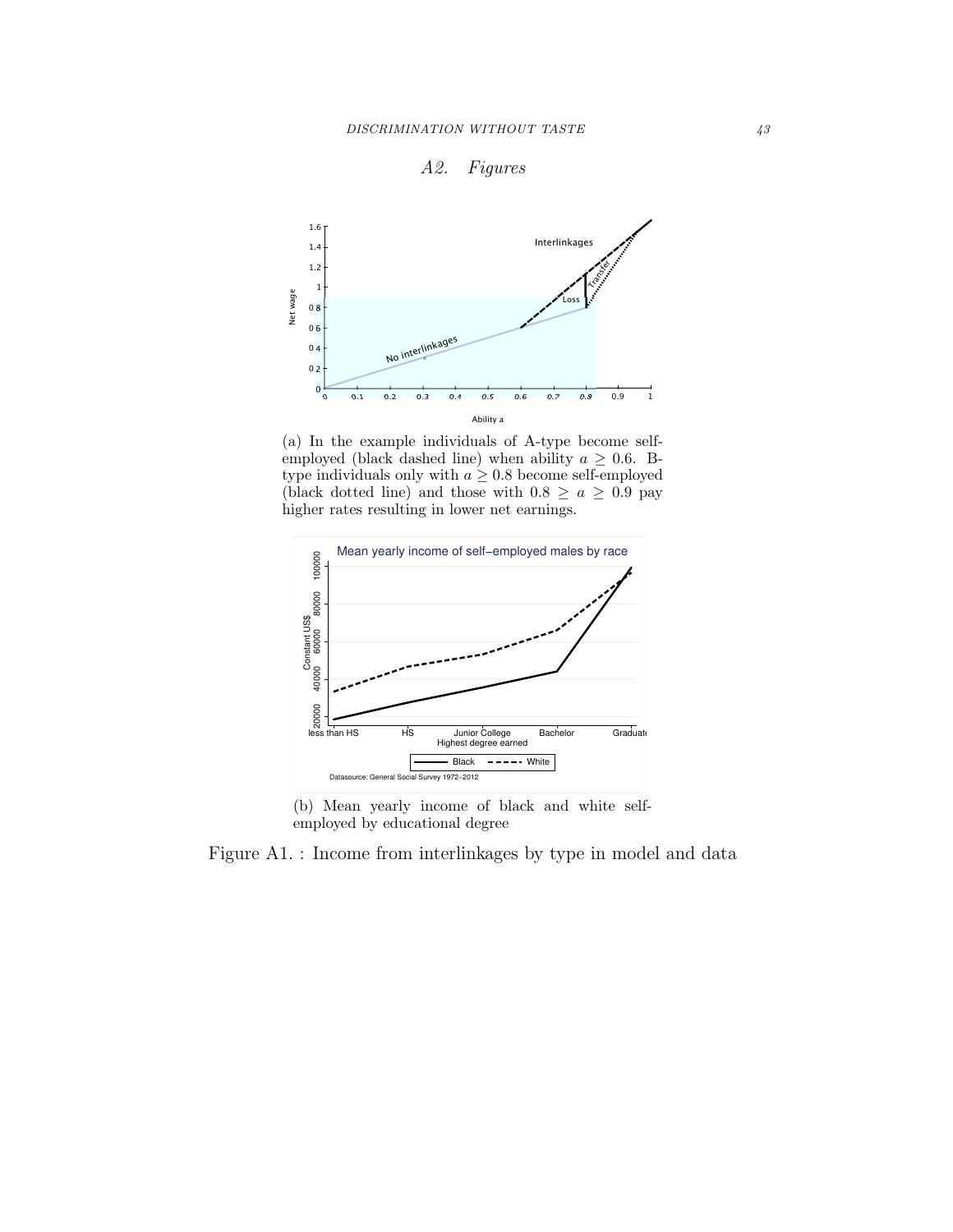## A2. Figures

(a) In the example individuals of A-type become self-employed (black dashed line) when ability $a \geq 0.6$. B-type individuals only with $a \geq 0.8$ become self-employed (black dotted line) and those with $0.8 \geq a \geq 0.9$ pay higher rates resulting in lower net earnings.

(b) Mean yearly income of black and white self-employed by educational degree

Figure A1. : Income from interlinkages by type in model and data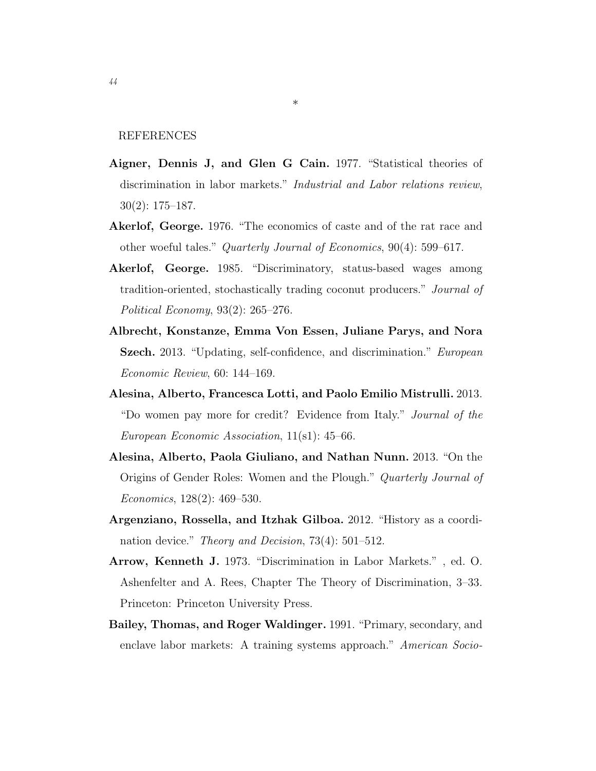*

REFERENCES

**Aigner, Dennis J, and Glen G Cain.** 1977. "Statistical theories of discrimination in labor markets." *Industrial and Labor relations review*, 30(2): 175–187.

**Akerlof, George.** 1976. "The economics of caste and of the rat race and other woeful tales." *Quarterly Journal of Economics*, 90(4): 599–617.

**Akerlof, George.** 1985. "Discriminatory, status-based wages among tradition-oriented, stochastically trading coconut producers." *Journal of Political Economy*, 93(2): 265–276.

**Albrecht, Konstanze, Emma Von Essen, Juliane Parys, and Nora Szech.** 2013. "Updating, self-confidence, and discrimination." *European Economic Review*, 60: 144–169.

**Alesina, Alberto, Francesca Lotti, and Paolo Emilio Mistrulli.** 2013. "Do women pay more for credit? Evidence from Italy." *Journal of the European Economic Association*, 11(s1): 45–66.

**Alesina, Alberto, Paola Giuliano, and Nathan Nunn.** 2013. "On the Origins of Gender Roles: Women and the Plough." *Quarterly Journal of Economics*, 128(2): 469–530.

**Argenziano, Rossella, and Itzhak Gilboa.** 2012. "History as a coordination device." *Theory and Decision*, 73(4): 501–512.

**Arrow, Kenneth J.** 1973. "Discrimination in Labor Markets." , ed. O. Ashenfelter and A. Rees, Chapter The Theory of Discrimination, 3–33. Princeton: Princeton University Press.

**Bailey, Thomas, and Roger Waldinger.** 1991. "Primary, secondary, and enclave labor markets: A training systems approach." *American Socio-*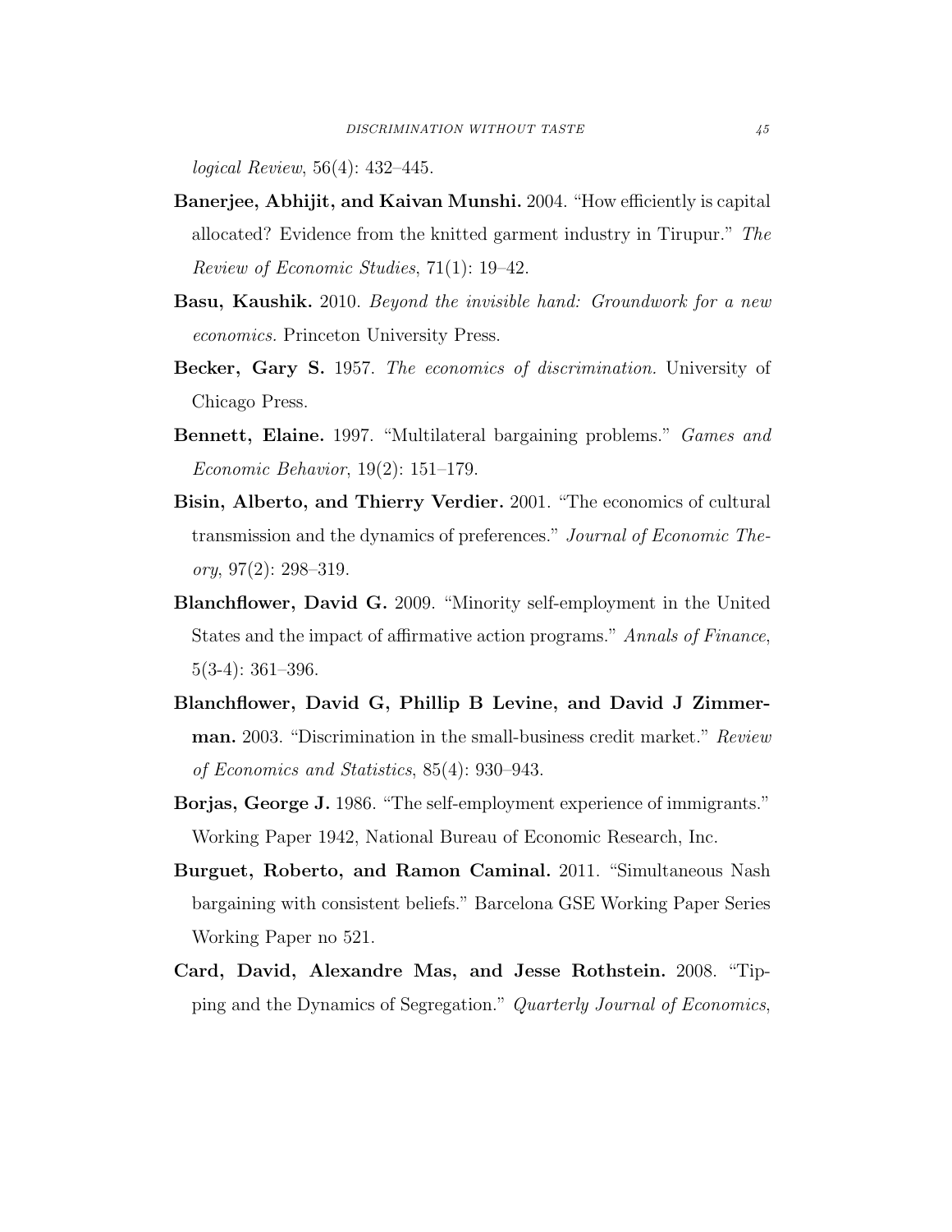*logical Review*, 56(4): 432–445.

**Banerjee, Abhijit, and Kaivan Munshi.** 2004. "How efficiently is capital allocated? Evidence from the knitted garment industry in Tirupur." *The Review of Economic Studies*, 71(1): 19–42.

**Basu, Kaushik.** 2010. *Beyond the invisible hand: Groundwork for a new economics.* Princeton University Press.

**Becker, Gary S.** 1957. *The economics of discrimination.* University of Chicago Press.

**Bennett, Elaine.** 1997. "Multilateral bargaining problems." *Games and Economic Behavior*, 19(2): 151–179.

**Bisin, Alberto, and Thierry Verdier.** 2001. "The economics of cultural transmission and the dynamics of preferences." *Journal of Economic Theory*, 97(2): 298–319.

**Blanchflower, David G.** 2009. "Minority self-employment in the United States and the impact of affirmative action programs." *Annals of Finance*, 5(3-4): 361–396.

**Blanchflower, David G, Phillip B Levine, and David J Zimmerman.** 2003. "Discrimination in the small-business credit market." *Review of Economics and Statistics*, 85(4): 930–943.

**Borjas, George J.** 1986. "The self-employment experience of immigrants." Working Paper 1942, National Bureau of Economic Research, Inc.

**Burguet, Roberto, and Ramon Caminal.** 2011. "Simultaneous Nash bargaining with consistent beliefs." Barcelona GSE Working Paper Series Working Paper no 521.

**Card, David, Alexandre Mas, and Jesse Rothstein.** 2008. "Tipping and the Dynamics of Segregation." *Quarterly Journal of Economics*,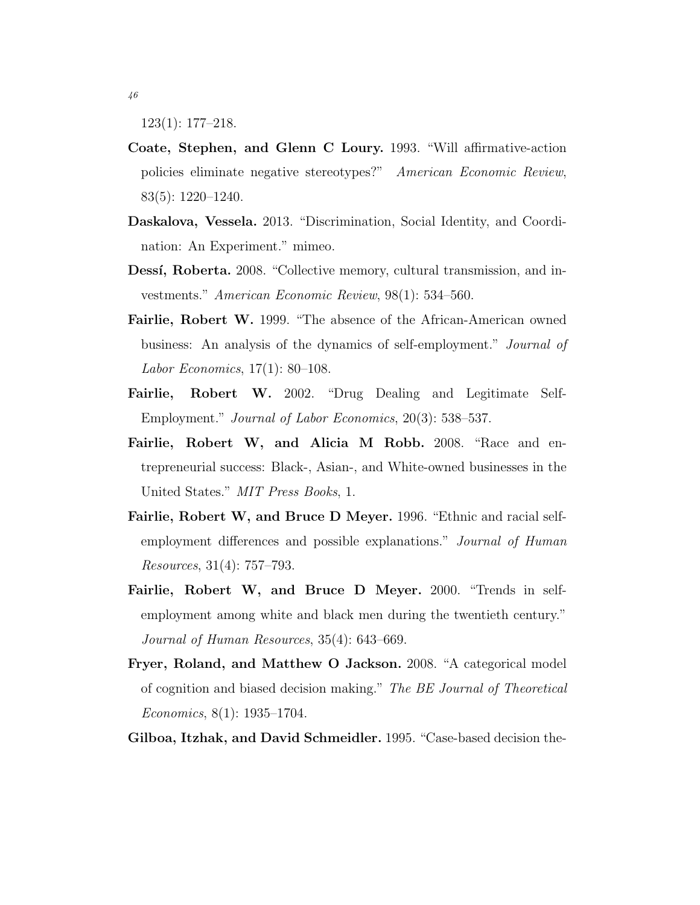123(1): 177–218.

**Coate, Stephen, and Glenn C Loury.** 1993. "Will affirmative-action policies eliminate negative stereotypes?" *American Economic Review*, 83(5): 1220–1240.

**Daskalova, Vessela.** 2013. "Discrimination, Social Identity, and Coordination: An Experiment." mimeo.

**Dessí, Roberta.** 2008. "Collective memory, cultural transmission, and investments." *American Economic Review*, 98(1): 534–560.

**Fairlie, Robert W.** 1999. "The absence of the African-American owned business: An analysis of the dynamics of self-employment." *Journal of Labor Economics*, 17(1): 80–108.

**Fairlie, Robert W.** 2002. "Drug Dealing and Legitimate Self-Employment." *Journal of Labor Economics*, 20(3): 538–537.

**Fairlie, Robert W, and Alicia M Robb.** 2008. "Race and entrepreneurial success: Black-, Asian-, and White-owned businesses in the United States." *MIT Press Books*, 1.

**Fairlie, Robert W, and Bruce D Meyer.** 1996. "Ethnic and racial self-employment differences and possible explanations." *Journal of Human Resources*, 31(4): 757–793.

**Fairlie, Robert W, and Bruce D Meyer.** 2000. "Trends in self-employment among white and black men during the twentieth century." *Journal of Human Resources*, 35(4): 643–669.

**Fryer, Roland, and Matthew O Jackson.** 2008. "A categorical model of cognition and biased decision making." *The BE Journal of Theoretical Economics*, 8(1): 1935–1704.

**Gilboa, Itzhak, and David Schmeidler.** 1995. "Case-based decision the-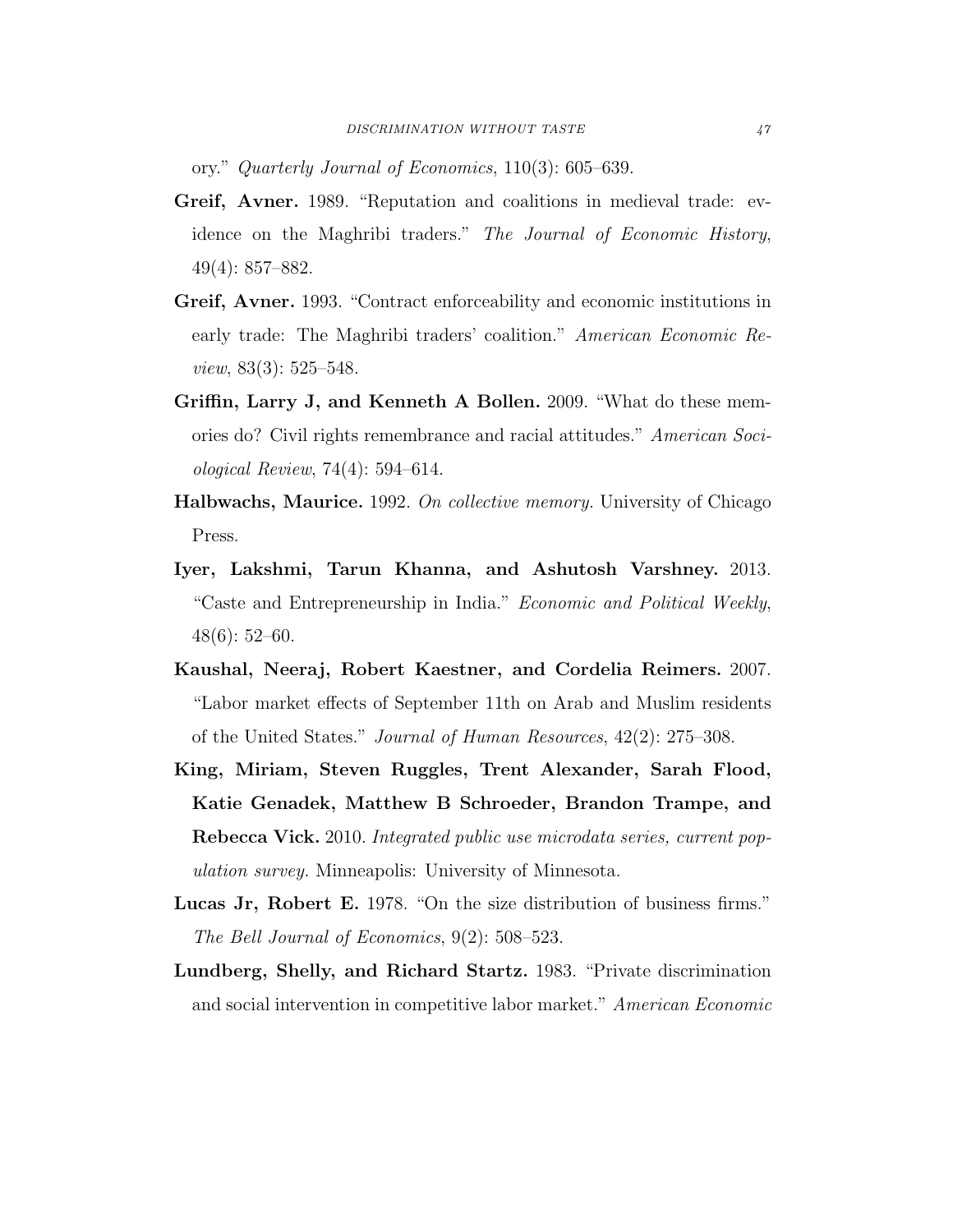ory." *Quarterly Journal of Economics*, 110(3): 605–639.

**Greif, Avner.** 1989. "Reputation and coalitions in medieval trade: evidence on the Maghribi traders." *The Journal of Economic History*, 49(4): 857–882.

**Greif, Avner.** 1993. "Contract enforceability and economic institutions in early trade: The Maghribi traders' coalition." *American Economic Review*, 83(3): 525–548.

**Griffin, Larry J, and Kenneth A Bollen.** 2009. "What do these memories do? Civil rights remembrance and racial attitudes." *American Sociological Review*, 74(4): 594–614.

**Halbwachs, Maurice.** 1992. *On collective memory.* University of Chicago Press.

**Iyer, Lakshmi, Tarun Khanna, and Ashutosh Varshney.** 2013. "Caste and Entrepreneurship in India." *Economic and Political Weekly*, 48(6): 52–60.

**Kaushal, Neeraj, Robert Kaestner, and Cordelia Reimers.** 2007. "Labor market effects of September 11th on Arab and Muslim residents of the United States." *Journal of Human Resources*, 42(2): 275–308.

**King, Miriam, Steven Ruggles, Trent Alexander, Sarah Flood, Katie Genadek, Matthew B Schroeder, Brandon Trampe, and Rebecca Vick.** 2010. *Integrated public use microdata series, current population survey.* Minneapolis: University of Minnesota.

**Lucas Jr, Robert E.** 1978. "On the size distribution of business firms." *The Bell Journal of Economics*, 9(2): 508–523.

**Lundberg, Shelly, and Richard Startz.** 1983. "Private discrimination and social intervention in competitive labor market." *American Economic*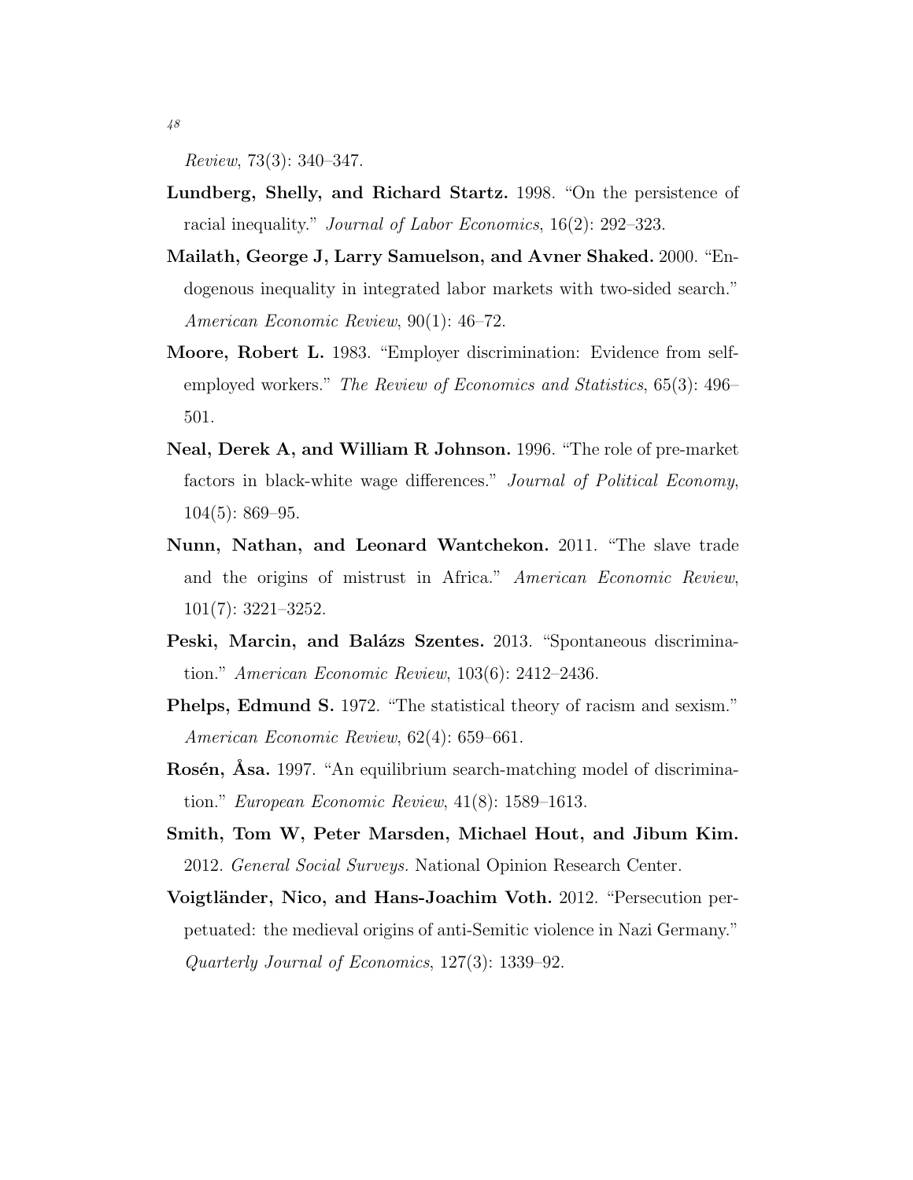*Review*, 73(3): 340–347.

**Lundberg, Shelly, and Richard Startz.** 1998. "On the persistence of racial inequality." *Journal of Labor Economics*, 16(2): 292–323.

**Mailath, George J, Larry Samuelson, and Avner Shaked.** 2000. "Endogenous inequality in integrated labor markets with two-sided search." *American Economic Review*, 90(1): 46–72.

**Moore, Robert L.** 1983. "Employer discrimination: Evidence from self-employed workers." *The Review of Economics and Statistics*, 65(3): 496–501.

**Neal, Derek A, and William R Johnson.** 1996. "The role of pre-market factors in black-white wage differences." *Journal of Political Economy*, 104(5): 869–95.

**Nunn, Nathan, and Leonard Wantchekon.** 2011. "The slave trade and the origins of mistrust in Africa." *American Economic Review*, 101(7): 3221–3252.

**Peski, Marcin, and Balázs Szentes.** 2013. "Spontaneous discrimination." *American Economic Review*, 103(6): 2412–2436.

**Phelps, Edmund S.** 1972. "The statistical theory of racism and sexism." *American Economic Review*, 62(4): 659–661.

**Rosén, Åsa.** 1997. "An equilibrium search-matching model of discrimination." *European Economic Review*, 41(8): 1589–1613.

**Smith, Tom W, Peter Marsden, Michael Hout, and Jibum Kim.** 2012. *General Social Surveys.* National Opinion Research Center.

**Voigtländer, Nico, and Hans-Joachim Voth.** 2012. "Persecution perpetuated: the medieval origins of anti-Semitic violence in Nazi Germany." *Quarterly Journal of Economics*, 127(3): 1339–92.